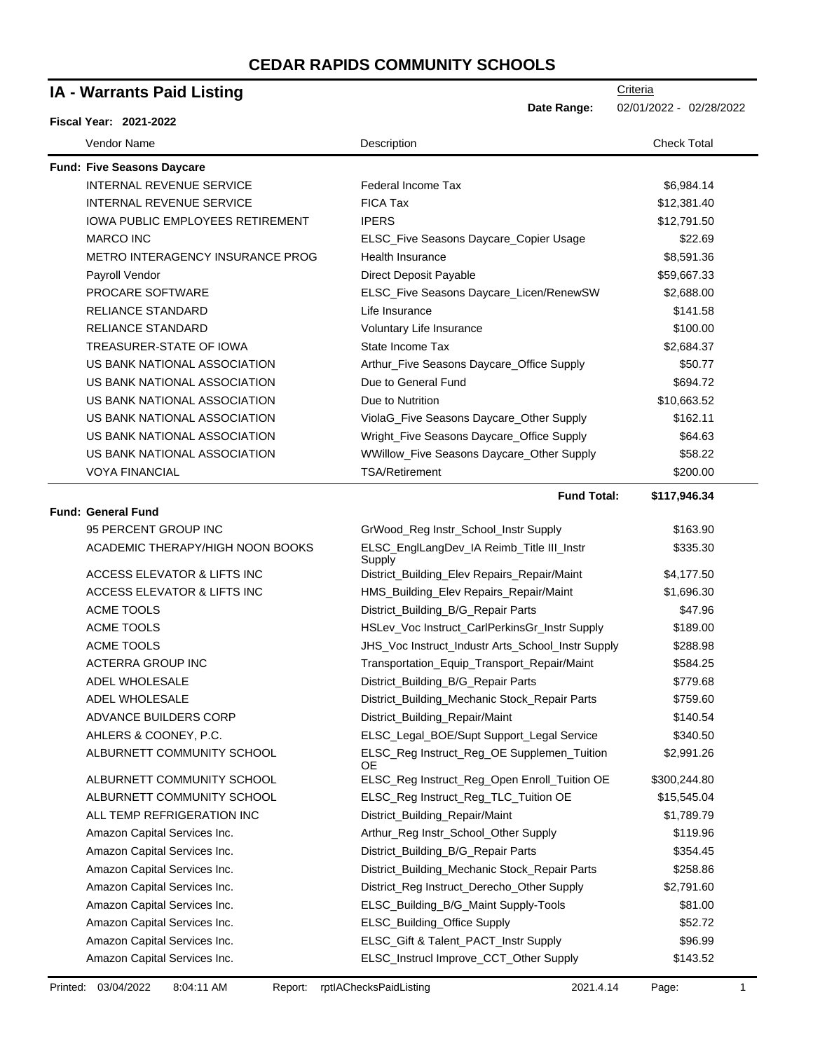# CEDAR RAPIDS COMMUNITY SCHOOLS

## IA - Warrants Paid Listing

**Fiscal Year: 2021-2022**

Criteria

**Date Range:** 02/01/2022 - 02/28/2022

| Vendor Name | Description | Check Total |
|---|---|---|
| **Fund: Five Seasons Daycare** | | |
| INTERNAL REVENUE SERVICE | Federal Income Tax | $6,984.14 |
| INTERNAL REVENUE SERVICE | FICA Tax | $12,381.40 |
| IOWA PUBLIC EMPLOYEES RETIREMENT | IPERS | $12,791.50 |
| MARCO INC | ELSC_Five Seasons Daycare_Copier Usage | $22.69 |
| METRO INTERAGENCY INSURANCE PROG | Health Insurance | $8,591.36 |
| Payroll Vendor | Direct Deposit Payable | $59,667.33 |
| PROCARE SOFTWARE | ELSC_Five Seasons Daycare_Licen/RenewSW | $2,688.00 |
| RELIANCE STANDARD | Life Insurance | $141.58 |
| RELIANCE STANDARD | Voluntary Life Insurance | $100.00 |
| TREASURER-STATE OF IOWA | State Income Tax | $2,684.37 |
| US BANK NATIONAL ASSOCIATION | Arthur_Five Seasons Daycare_Office Supply | $50.77 |
| US BANK NATIONAL ASSOCIATION | Due to General Fund | $694.72 |
| US BANK NATIONAL ASSOCIATION | Due to Nutrition | $10,663.52 |
| US BANK NATIONAL ASSOCIATION | ViolaG_Five Seasons Daycare_Other Supply | $162.11 |
| US BANK NATIONAL ASSOCIATION | Wright_Five Seasons Daycare_Office Supply | $64.63 |
| US BANK NATIONAL ASSOCIATION | WWillow_Five Seasons Daycare_Other Supply | $58.22 |
| VOYA FINANCIAL | TSA/Retirement | $200.00 |
| | **Fund Total:** | **$117,946.34** |
| **Fund: General Fund** | | |
| 95 PERCENT GROUP INC | GrWood_Reg Instr_School_Instr Supply | $163.90 |
| ACADEMIC THERAPY/HIGH NOON BOOKS | ELSC_EnglLangDev_IA Reimb_Title III_Instr Supply | $335.30 |
| ACCESS ELEVATOR & LIFTS INC | District_Building_Elev Repairs_Repair/Maint | $4,177.50 |
| ACCESS ELEVATOR & LIFTS INC | HMS_Building_Elev Repairs_Repair/Maint | $1,696.30 |
| ACME TOOLS | District_Building_B/G_Repair Parts | $47.96 |
| ACME TOOLS | HSLev_Voc Instruct_CarlPerkinsGr_Instr Supply | $189.00 |
| ACME TOOLS | JHS_Voc Instruct_Industr Arts_School_Instr Supply | $288.98 |
| ACTERRA GROUP INC | Transportation_Equip_Transport_Repair/Maint | $584.25 |
| ADEL WHOLESALE | District_Building_B/G_Repair Parts | $779.68 |
| ADEL WHOLESALE | District_Building_Mechanic Stock_Repair Parts | $759.60 |
| ADVANCE BUILDERS CORP | District_Building_Repair/Maint | $140.54 |
| AHLERS & COONEY, P.C. | ELSC_Legal_BOE/Supt Support_Legal Service | $340.50 |
| ALBURNETT COMMUNITY SCHOOL | ELSC_Reg Instruct_Reg_OE Supplemen_Tuition OE | $2,991.26 |
| ALBURNETT COMMUNITY SCHOOL | ELSC_Reg Instruct_Reg_Open Enroll_Tuition OE | $300,244.80 |
| ALBURNETT COMMUNITY SCHOOL | ELSC_Reg Instruct_Reg_TLC_Tuition OE | $15,545.04 |
| ALL TEMP REFRIGERATION INC | District_Building_Repair/Maint | $1,789.79 |
| Amazon Capital Services Inc. | Arthur_Reg Instr_School_Other Supply | $119.96 |
| Amazon Capital Services Inc. | District_Building_B/G_Repair Parts | $354.45 |
| Amazon Capital Services Inc. | District_Building_Mechanic Stock_Repair Parts | $258.86 |
| Amazon Capital Services Inc. | District_Reg Instruct_Derecho_Other Supply | $2,791.60 |
| Amazon Capital Services Inc. | ELSC_Building_B/G_Maint Supply-Tools | $81.00 |
| Amazon Capital Services Inc. | ELSC_Building_Office Supply | $52.72 |
| Amazon Capital Services Inc. | ELSC_Gift & Talent_PACT_Instr Supply | $96.99 |
| Amazon Capital Services Inc. | ELSC_Instrucl Improve_CCT_Other Supply | $143.52 |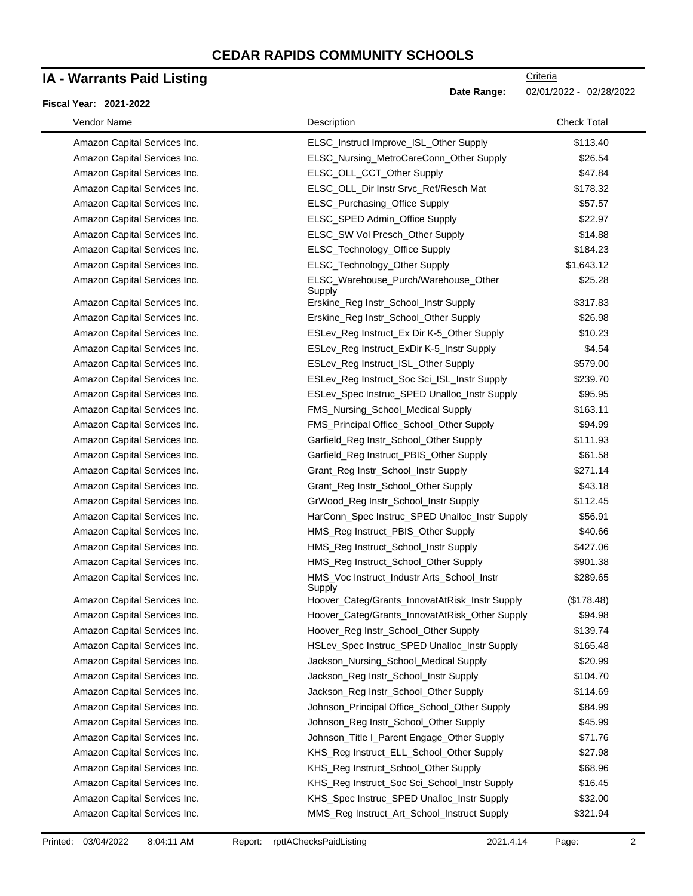# CEDAR RAPIDS COMMUNITY SCHOOLS

## IA - Warrants Paid Listing

Criteria

**Date Range:** 02/01/2022 - 02/28/2022

**Fiscal Year: 2021-2022**

| Vendor Name | Description | Check Total |
|---|---|---|
| Amazon Capital Services Inc. | ELSC_Instrucl Improve_ISL_Other Supply | $113.40 |
| Amazon Capital Services Inc. | ELSC_Nursing_MetroCareConn_Other Supply | $26.54 |
| Amazon Capital Services Inc. | ELSC_OLL_CCT_Other Supply | $47.84 |
| Amazon Capital Services Inc. | ELSC_OLL_Dir Instr Srvc_Ref/Resch Mat | $178.32 |
| Amazon Capital Services Inc. | ELSC_Purchasing_Office Supply | $57.57 |
| Amazon Capital Services Inc. | ELSC_SPED Admin_Office Supply | $22.97 |
| Amazon Capital Services Inc. | ELSC_SW Vol Presch_Other Supply | $14.88 |
| Amazon Capital Services Inc. | ELSC_Technology_Office Supply | $184.23 |
| Amazon Capital Services Inc. | ELSC_Technology_Other Supply | $1,643.12 |
| Amazon Capital Services Inc. | ELSC_Warehouse_Purch/Warehouse_Other Supply | $25.28 |
| Amazon Capital Services Inc. | Erskine_Reg Instr_School_Instr Supply | $317.83 |
| Amazon Capital Services Inc. | Erskine_Reg Instr_School_Other Supply | $26.98 |
| Amazon Capital Services Inc. | ESLev_Reg Instruct_Ex Dir K-5_Other Supply | $10.23 |
| Amazon Capital Services Inc. | ESLev_Reg Instruct_ExDir K-5_Instr Supply | $4.54 |
| Amazon Capital Services Inc. | ESLev_Reg Instruct_ISL_Other Supply | $579.00 |
| Amazon Capital Services Inc. | ESLev_Reg Instruct_Soc Sci_ISL_Instr Supply | $239.70 |
| Amazon Capital Services Inc. | ESLev_Spec Instruc_SPED Unalloc_Instr Supply | $95.95 |
| Amazon Capital Services Inc. | FMS_Nursing_School_Medical Supply | $163.11 |
| Amazon Capital Services Inc. | FMS_Principal Office_School_Other Supply | $94.99 |
| Amazon Capital Services Inc. | Garfield_Reg Instr_School_Other Supply | $111.93 |
| Amazon Capital Services Inc. | Garfield_Reg Instruct_PBIS_Other Supply | $61.58 |
| Amazon Capital Services Inc. | Grant_Reg Instr_School_Instr Supply | $271.14 |
| Amazon Capital Services Inc. | Grant_Reg Instr_School_Other Supply | $43.18 |
| Amazon Capital Services Inc. | GrWood_Reg Instr_School_Instr Supply | $112.45 |
| Amazon Capital Services Inc. | HarConn_Spec Instruc_SPED Unalloc_Instr Supply | $56.91 |
| Amazon Capital Services Inc. | HMS_Reg Instruct_PBIS_Other Supply | $40.66 |
| Amazon Capital Services Inc. | HMS_Reg Instruct_School_Instr Supply | $427.06 |
| Amazon Capital Services Inc. | HMS_Reg Instruct_School_Other Supply | $901.38 |
| Amazon Capital Services Inc. | HMS_Voc Instruct_Industr Arts_School_Instr Supply | $289.65 |
| Amazon Capital Services Inc. | Hoover_Categ/Grants_InnovatAtRisk_Instr Supply | ($178.48) |
| Amazon Capital Services Inc. | Hoover_Categ/Grants_InnovatAtRisk_Other Supply | $94.98 |
| Amazon Capital Services Inc. | Hoover_Reg Instr_School_Other Supply | $139.74 |
| Amazon Capital Services Inc. | HSLev_Spec Instruc_SPED Unalloc_Instr Supply | $165.48 |
| Amazon Capital Services Inc. | Jackson_Nursing_School_Medical Supply | $20.99 |
| Amazon Capital Services Inc. | Jackson_Reg Instr_School_Instr Supply | $104.70 |
| Amazon Capital Services Inc. | Jackson_Reg Instr_School_Other Supply | $114.69 |
| Amazon Capital Services Inc. | Johnson_Principal Office_School_Other Supply | $84.99 |
| Amazon Capital Services Inc. | Johnson_Reg Instr_School_Other Supply | $45.99 |
| Amazon Capital Services Inc. | Johnson_Title I_Parent Engage_Other Supply | $71.76 |
| Amazon Capital Services Inc. | KHS_Reg Instruct_ELL_School_Other Supply | $27.98 |
| Amazon Capital Services Inc. | KHS_Reg Instruct_School_Other Supply | $68.96 |
| Amazon Capital Services Inc. | KHS_Reg Instruct_Soc Sci_School_Instr Supply | $16.45 |
| Amazon Capital Services Inc. | KHS_Spec Instruc_SPED Unalloc_Instr Supply | $32.00 |
| Amazon Capital Services Inc. | MMS_Reg Instruct_Art_School_Instruct Supply | $321.94 |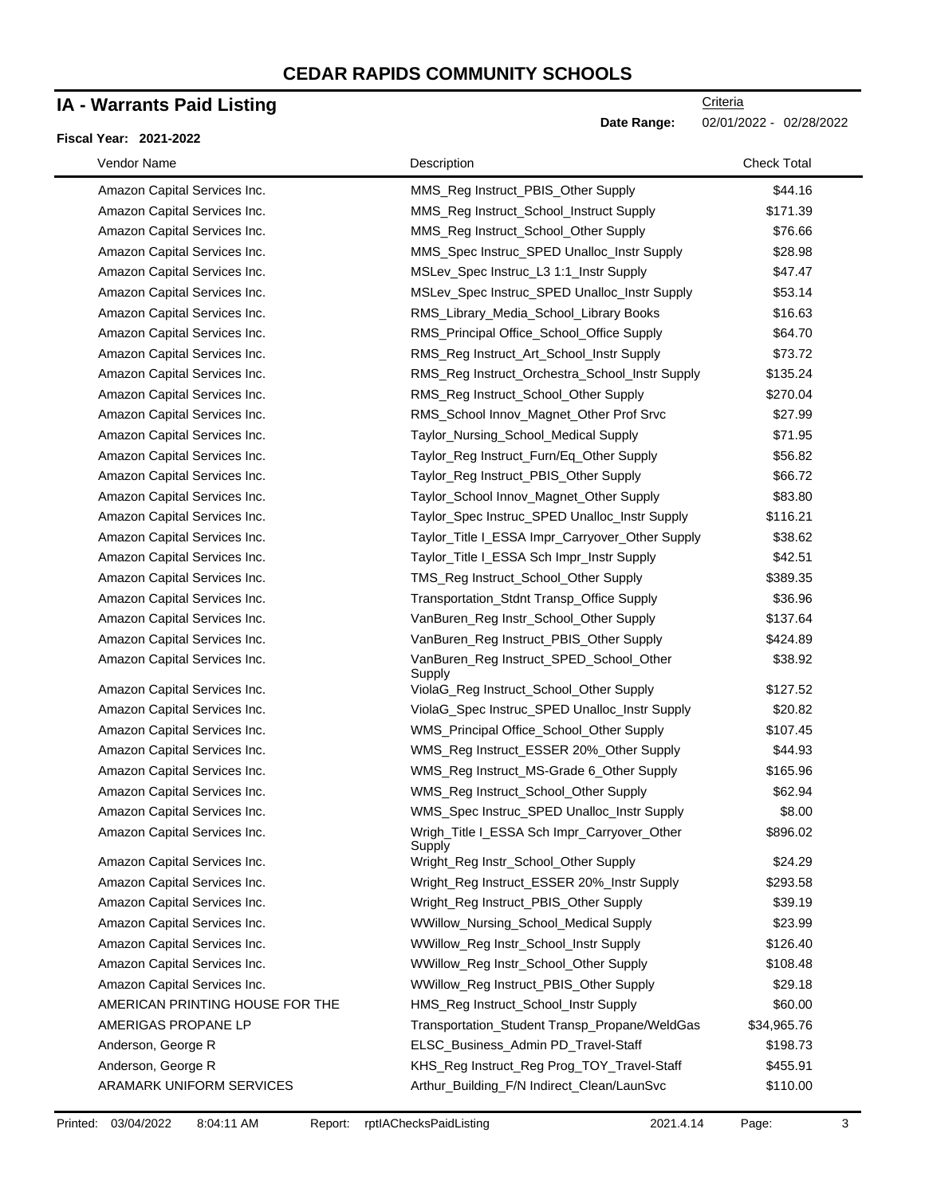# CEDAR RAPIDS COMMUNITY SCHOOLS

## IA - Warrants Paid Listing

Criteria

**Date Range:** 02/01/2022 - 02/28/2022

**Fiscal Year: 2021-2022**

| Vendor Name | Description | Check Total |
|---|---|---|
| Amazon Capital Services Inc. | MMS_Reg Instruct_PBIS_Other Supply | $44.16 |
| Amazon Capital Services Inc. | MMS_Reg Instruct_School_Instruct Supply | $171.39 |
| Amazon Capital Services Inc. | MMS_Reg Instruct_School_Other Supply | $76.66 |
| Amazon Capital Services Inc. | MMS_Spec Instruc_SPED Unalloc_Instr Supply | $28.98 |
| Amazon Capital Services Inc. | MSLev_Spec Instruc_L3 1:1_Instr Supply | $47.47 |
| Amazon Capital Services Inc. | MSLev_Spec Instruc_SPED Unalloc_Instr Supply | $53.14 |
| Amazon Capital Services Inc. | RMS_Library_Media_School_Library Books | $16.63 |
| Amazon Capital Services Inc. | RMS_Principal Office_School_Office Supply | $64.70 |
| Amazon Capital Services Inc. | RMS_Reg Instruct_Art_School_Instr Supply | $73.72 |
| Amazon Capital Services Inc. | RMS_Reg Instruct_Orchestra_School_Instr Supply | $135.24 |
| Amazon Capital Services Inc. | RMS_Reg Instruct_School_Other Supply | $270.04 |
| Amazon Capital Services Inc. | RMS_School Innov_Magnet_Other Prof Srvc | $27.99 |
| Amazon Capital Services Inc. | Taylor_Nursing_School_Medical Supply | $71.95 |
| Amazon Capital Services Inc. | Taylor_Reg Instruct_Furn/Eq_Other Supply | $56.82 |
| Amazon Capital Services Inc. | Taylor_Reg Instruct_PBIS_Other Supply | $66.72 |
| Amazon Capital Services Inc. | Taylor_School Innov_Magnet_Other Supply | $83.80 |
| Amazon Capital Services Inc. | Taylor_Spec Instruc_SPED Unalloc_Instr Supply | $116.21 |
| Amazon Capital Services Inc. | Taylor_Title I_ESSA Impr_Carryover_Other Supply | $38.62 |
| Amazon Capital Services Inc. | Taylor_Title I_ESSA Sch Impr_Instr Supply | $42.51 |
| Amazon Capital Services Inc. | TMS_Reg Instruct_School_Other Supply | $389.35 |
| Amazon Capital Services Inc. | Transportation_Stdnt Transp_Office Supply | $36.96 |
| Amazon Capital Services Inc. | VanBuren_Reg Instr_School_Other Supply | $137.64 |
| Amazon Capital Services Inc. | VanBuren_Reg Instruct_PBIS_Other Supply | $424.89 |
| Amazon Capital Services Inc. | VanBuren_Reg Instruct_SPED_School_Other Supply | $38.92 |
| Amazon Capital Services Inc. | ViolaG_Reg Instruct_School_Other Supply | $127.52 |
| Amazon Capital Services Inc. | ViolaG_Spec Instruc_SPED Unalloc_Instr Supply | $20.82 |
| Amazon Capital Services Inc. | WMS_Principal Office_School_Other Supply | $107.45 |
| Amazon Capital Services Inc. | WMS_Reg Instruct_ESSER 20%_Other Supply | $44.93 |
| Amazon Capital Services Inc. | WMS_Reg Instruct_MS-Grade 6_Other Supply | $165.96 |
| Amazon Capital Services Inc. | WMS_Reg Instruct_School_Other Supply | $62.94 |
| Amazon Capital Services Inc. | WMS_Spec Instruc_SPED Unalloc_Instr Supply | $8.00 |
| Amazon Capital Services Inc. | Wrigh_Title I_ESSA Sch Impr_Carryover_Other Supply | $896.02 |
| Amazon Capital Services Inc. | Wright_Reg Instr_School_Other Supply | $24.29 |
| Amazon Capital Services Inc. | Wright_Reg Instruct_ESSER 20%_Instr Supply | $293.58 |
| Amazon Capital Services Inc. | Wright_Reg Instruct_PBIS_Other Supply | $39.19 |
| Amazon Capital Services Inc. | WWillow_Nursing_School_Medical Supply | $23.99 |
| Amazon Capital Services Inc. | WWillow_Reg Instr_School_Instr Supply | $126.40 |
| Amazon Capital Services Inc. | WWillow_Reg Instr_School_Other Supply | $108.48 |
| Amazon Capital Services Inc. | WWillow_Reg Instruct_PBIS_Other Supply | $29.18 |
| AMERICAN PRINTING HOUSE FOR THE | HMS_Reg Instruct_School_Instr Supply | $60.00 |
| AMERIGAS PROPANE LP | Transportation_Student Transp_Propane/WeldGas | $34,965.76 |
| Anderson, George R | ELSC_Business_Admin PD_Travel-Staff | $198.73 |
| Anderson, George R | KHS_Reg Instruct_Reg Prog_TOY_Travel-Staff | $455.91 |
| ARAMARK UNIFORM SERVICES | Arthur_Building_F/N Indirect_Clean/LaunSvc | $110.00 |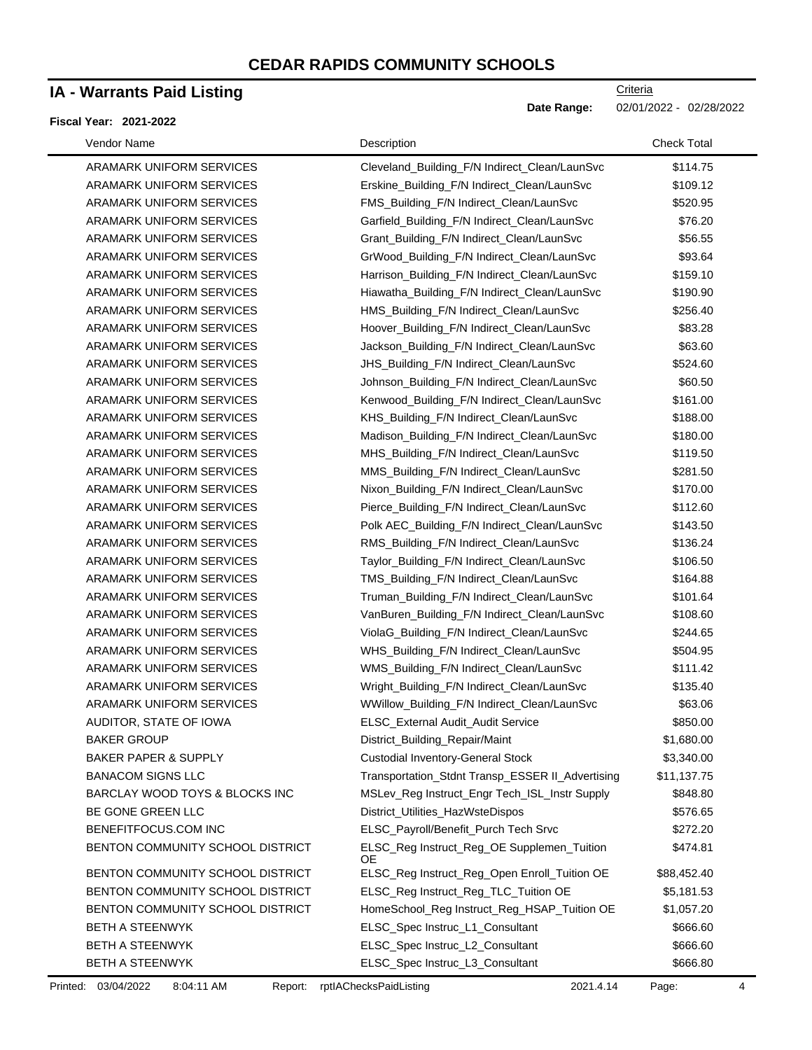# CEDAR RAPIDS COMMUNITY SCHOOLS

## IA - Warrants Paid Listing

Criteria

**Date Range:** 02/01/2022 - 02/28/2022

**Fiscal Year: 2021-2022**

| Vendor Name | Description | Check Total |
|---|---|---|
| ARAMARK UNIFORM SERVICES | Cleveland_Building_F/N Indirect_Clean/LaunSvc | $114.75 |
| ARAMARK UNIFORM SERVICES | Erskine_Building_F/N Indirect_Clean/LaunSvc | $109.12 |
| ARAMARK UNIFORM SERVICES | FMS_Building_F/N Indirect_Clean/LaunSvc | $520.95 |
| ARAMARK UNIFORM SERVICES | Garfield_Building_F/N Indirect_Clean/LaunSvc | $76.20 |
| ARAMARK UNIFORM SERVICES | Grant_Building_F/N Indirect_Clean/LaunSvc | $56.55 |
| ARAMARK UNIFORM SERVICES | GrWood_Building_F/N Indirect_Clean/LaunSvc | $93.64 |
| ARAMARK UNIFORM SERVICES | Harrison_Building_F/N Indirect_Clean/LaunSvc | $159.10 |
| ARAMARK UNIFORM SERVICES | Hiawatha_Building_F/N Indirect_Clean/LaunSvc | $190.90 |
| ARAMARK UNIFORM SERVICES | HMS_Building_F/N Indirect_Clean/LaunSvc | $256.40 |
| ARAMARK UNIFORM SERVICES | Hoover_Building_F/N Indirect_Clean/LaunSvc | $83.28 |
| ARAMARK UNIFORM SERVICES | Jackson_Building_F/N Indirect_Clean/LaunSvc | $63.60 |
| ARAMARK UNIFORM SERVICES | JHS_Building_F/N Indirect_Clean/LaunSvc | $524.60 |
| ARAMARK UNIFORM SERVICES | Johnson_Building_F/N Indirect_Clean/LaunSvc | $60.50 |
| ARAMARK UNIFORM SERVICES | Kenwood_Building_F/N Indirect_Clean/LaunSvc | $161.00 |
| ARAMARK UNIFORM SERVICES | KHS_Building_F/N Indirect_Clean/LaunSvc | $188.00 |
| ARAMARK UNIFORM SERVICES | Madison_Building_F/N Indirect_Clean/LaunSvc | $180.00 |
| ARAMARK UNIFORM SERVICES | MHS_Building_F/N Indirect_Clean/LaunSvc | $119.50 |
| ARAMARK UNIFORM SERVICES | MMS_Building_F/N Indirect_Clean/LaunSvc | $281.50 |
| ARAMARK UNIFORM SERVICES | Nixon_Building_F/N Indirect_Clean/LaunSvc | $170.00 |
| ARAMARK UNIFORM SERVICES | Pierce_Building_F/N Indirect_Clean/LaunSvc | $112.60 |
| ARAMARK UNIFORM SERVICES | Polk AEC_Building_F/N Indirect_Clean/LaunSvc | $143.50 |
| ARAMARK UNIFORM SERVICES | RMS_Building_F/N Indirect_Clean/LaunSvc | $136.24 |
| ARAMARK UNIFORM SERVICES | Taylor_Building_F/N Indirect_Clean/LaunSvc | $106.50 |
| ARAMARK UNIFORM SERVICES | TMS_Building_F/N Indirect_Clean/LaunSvc | $164.88 |
| ARAMARK UNIFORM SERVICES | Truman_Building_F/N Indirect_Clean/LaunSvc | $101.64 |
| ARAMARK UNIFORM SERVICES | VanBuren_Building_F/N Indirect_Clean/LaunSvc | $108.60 |
| ARAMARK UNIFORM SERVICES | ViolaG_Building_F/N Indirect_Clean/LaunSvc | $244.65 |
| ARAMARK UNIFORM SERVICES | WHS_Building_F/N Indirect_Clean/LaunSvc | $504.95 |
| ARAMARK UNIFORM SERVICES | WMS_Building_F/N Indirect_Clean/LaunSvc | $111.42 |
| ARAMARK UNIFORM SERVICES | Wright_Building_F/N Indirect_Clean/LaunSvc | $135.40 |
| ARAMARK UNIFORM SERVICES | WWillow_Building_F/N Indirect_Clean/LaunSvc | $63.06 |
| AUDITOR, STATE OF IOWA | ELSC_External Audit_Audit Service | $850.00 |
| BAKER GROUP | District_Building_Repair/Maint | $1,680.00 |
| BAKER PAPER & SUPPLY | Custodial Inventory-General Stock | $3,340.00 |
| BANACOM SIGNS LLC | Transportation_Stdnt Transp_ESSER II_Advertising | $11,137.75 |
| BARCLAY WOOD TOYS & BLOCKS INC | MSLev_Reg Instruct_Engr Tech_ISL_Instr Supply | $848.80 |
| BE GONE GREEN LLC | District_Utilities_HazWsteDispos | $576.65 |
| BENEFITFOCUS.COM INC | ELSC_Payroll/Benefit_Purch Tech Srvc | $272.20 |
| BENTON COMMUNITY SCHOOL DISTRICT | ELSC_Reg Instruct_Reg_OE Supplemen_Tuition OE | $474.81 |
| BENTON COMMUNITY SCHOOL DISTRICT | ELSC_Reg Instruct_Reg_Open Enroll_Tuition OE | $88,452.40 |
| BENTON COMMUNITY SCHOOL DISTRICT | ELSC_Reg Instruct_Reg_TLC_Tuition OE | $5,181.53 |
| BENTON COMMUNITY SCHOOL DISTRICT | HomeSchool_Reg Instruct_Reg_HSAP_Tuition OE | $1,057.20 |
| BETH A STEENWYK | ELSC_Spec Instruc_L1_Consultant | $666.60 |
| BETH A STEENWYK | ELSC_Spec Instruc_L2_Consultant | $666.60 |
| BETH A STEENWYK | ELSC_Spec Instruc_L3_Consultant | $666.80 |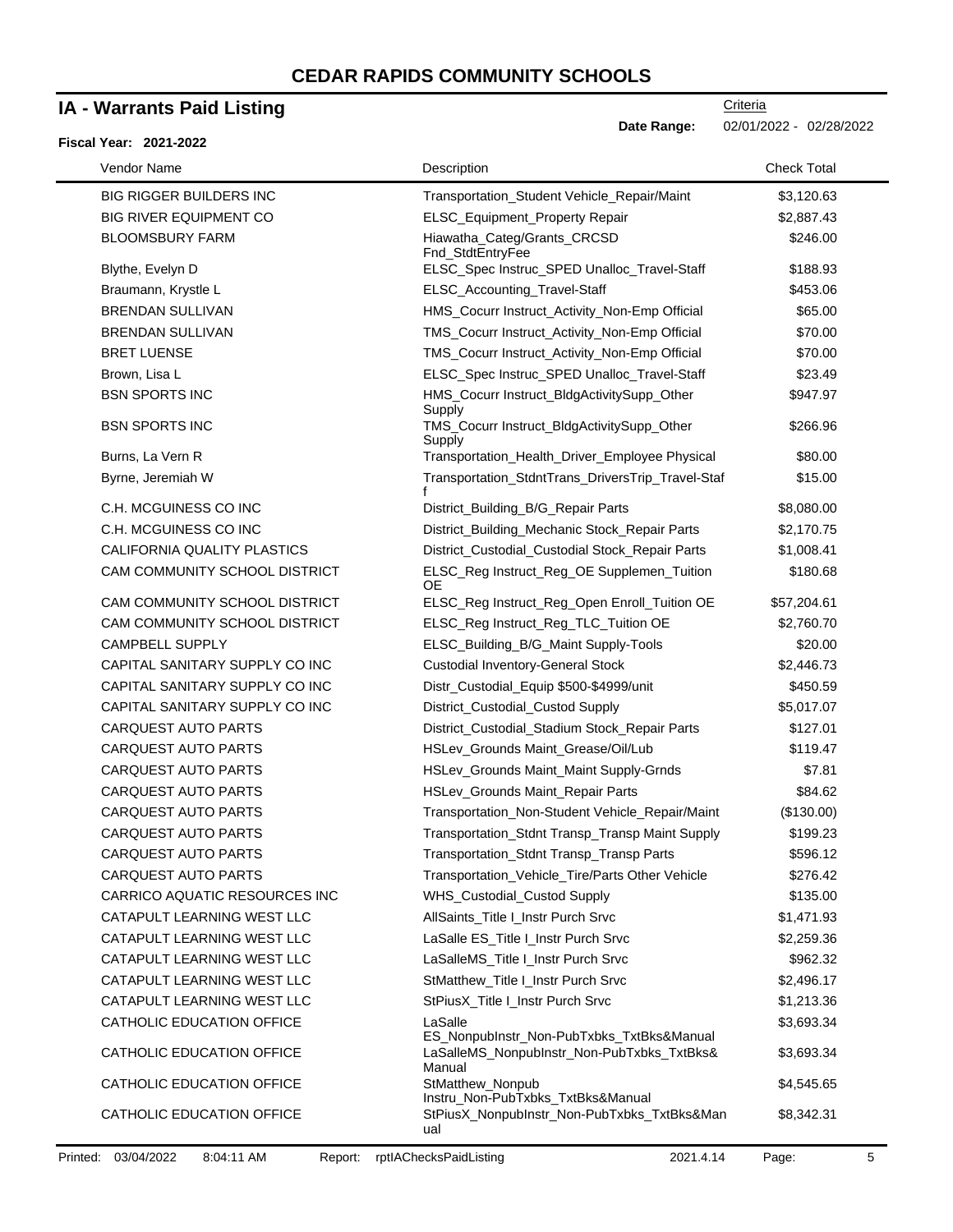# CEDAR RAPIDS COMMUNITY SCHOOLS

## IA - Warrants Paid Listing

Criteria

**Date Range:** 02/01/2022 - 02/28/2022

**Fiscal Year: 2021-2022**

| Vendor Name | Description | Check Total |
|---|---|---|
| BIG RIGGER BUILDERS INC | Transportation_Student Vehicle_Repair/Maint | $3,120.63 |
| BIG RIVER EQUIPMENT CO | ELSC_Equipment_Property Repair | $2,887.43 |
| BLOOMSBURY FARM | Hiawatha_Categ/Grants_CRCSD Fnd_StdtEntryFee | $246.00 |
| Blythe, Evelyn D | ELSC_Spec Instruc_SPED Unalloc_Travel-Staff | $188.93 |
| Braumann, Krystle L | ELSC_Accounting_Travel-Staff | $453.06 |
| BRENDAN SULLIVAN | HMS_Cocurr Instruct_Activity_Non-Emp Official | $65.00 |
| BRENDAN SULLIVAN | TMS_Cocurr Instruct_Activity_Non-Emp Official | $70.00 |
| BRET LUENSE | TMS_Cocurr Instruct_Activity_Non-Emp Official | $70.00 |
| Brown, Lisa L | ELSC_Spec Instruc_SPED Unalloc_Travel-Staff | $23.49 |
| BSN SPORTS INC | HMS_Cocurr Instruct_BldgActivitySupp_Other Supply | $947.97 |
| BSN SPORTS INC | TMS_Cocurr Instruct_BldgActivitySupp_Other Supply | $266.96 |
| Burns, La Vern R | Transportation_Health_Driver_Employee Physical | $80.00 |
| Byrne, Jeremiah W | Transportation_StdntTrans_DriversTrip_Travel-Staff | $15.00 |
| C.H. MCGUINESS CO INC | District_Building_B/G_Repair Parts | $8,080.00 |
| C.H. MCGUINESS CO INC | District_Building_Mechanic Stock_Repair Parts | $2,170.75 |
| CALIFORNIA QUALITY PLASTICS | District_Custodial_Custodial Stock_Repair Parts | $1,008.41 |
| CAM COMMUNITY SCHOOL DISTRICT | ELSC_Reg Instruct_Reg_OE Supplemen_Tuition OE | $180.68 |
| CAM COMMUNITY SCHOOL DISTRICT | ELSC_Reg Instruct_Reg_Open Enroll_Tuition OE | $57,204.61 |
| CAM COMMUNITY SCHOOL DISTRICT | ELSC_Reg Instruct_Reg_TLC_Tuition OE | $2,760.70 |
| CAMPBELL SUPPLY | ELSC_Building_B/G_Maint Supply-Tools | $20.00 |
| CAPITAL SANITARY SUPPLY CO INC | Custodial Inventory-General Stock | $2,446.73 |
| CAPITAL SANITARY SUPPLY CO INC | Distr_Custodial_Equip $500-$4999/unit | $450.59 |
| CAPITAL SANITARY SUPPLY CO INC | District_Custodial_Custod Supply | $5,017.07 |
| CARQUEST AUTO PARTS | District_Custodial_Stadium Stock_Repair Parts | $127.01 |
| CARQUEST AUTO PARTS | HSLev_Grounds Maint_Grease/Oil/Lub | $119.47 |
| CARQUEST AUTO PARTS | HSLev_Grounds Maint_Maint Supply-Grnds | $7.81 |
| CARQUEST AUTO PARTS | HSLev_Grounds Maint_Repair Parts | $84.62 |
| CARQUEST AUTO PARTS | Transportation_Non-Student Vehicle_Repair/Maint | ($130.00) |
| CARQUEST AUTO PARTS | Transportation_Stdnt Transp_Transp Maint Supply | $199.23 |
| CARQUEST AUTO PARTS | Transportation_Stdnt Transp_Transp Parts | $596.12 |
| CARQUEST AUTO PARTS | Transportation_Vehicle_Tire/Parts Other Vehicle | $276.42 |
| CARRICO AQUATIC RESOURCES INC | WHS_Custodial_Custod Supply | $135.00 |
| CATAPULT LEARNING WEST LLC | AllSaints_Title I_Instr Purch Srvc | $1,471.93 |
| CATAPULT LEARNING WEST LLC | LaSalle ES_Title I_Instr Purch Srvc | $2,259.36 |
| CATAPULT LEARNING WEST LLC | LaSalleMS_Title I_Instr Purch Srvc | $962.32 |
| CATAPULT LEARNING WEST LLC | StMatthew_Title I_Instr Purch Srvc | $2,496.17 |
| CATAPULT LEARNING WEST LLC | StPiusX_Title I_Instr Purch Srvc | $1,213.36 |
| CATHOLIC EDUCATION OFFICE | LaSalle ES_NonpubInstr_Non-PubTxbks_TxtBks&Manual | $3,693.34 |
| CATHOLIC EDUCATION OFFICE | LaSalleMS_NonpubInstr_Non-PubTxbks_TxtBks&Manual | $3,693.34 |
| CATHOLIC EDUCATION OFFICE | StMatthew_Nonpub Instru_Non-PubTxbks_TxtBks&Manual | $4,545.65 |
| CATHOLIC EDUCATION OFFICE | StPiusX_NonpubInstr_Non-PubTxbks_TxtBks&Manual | $8,342.31 |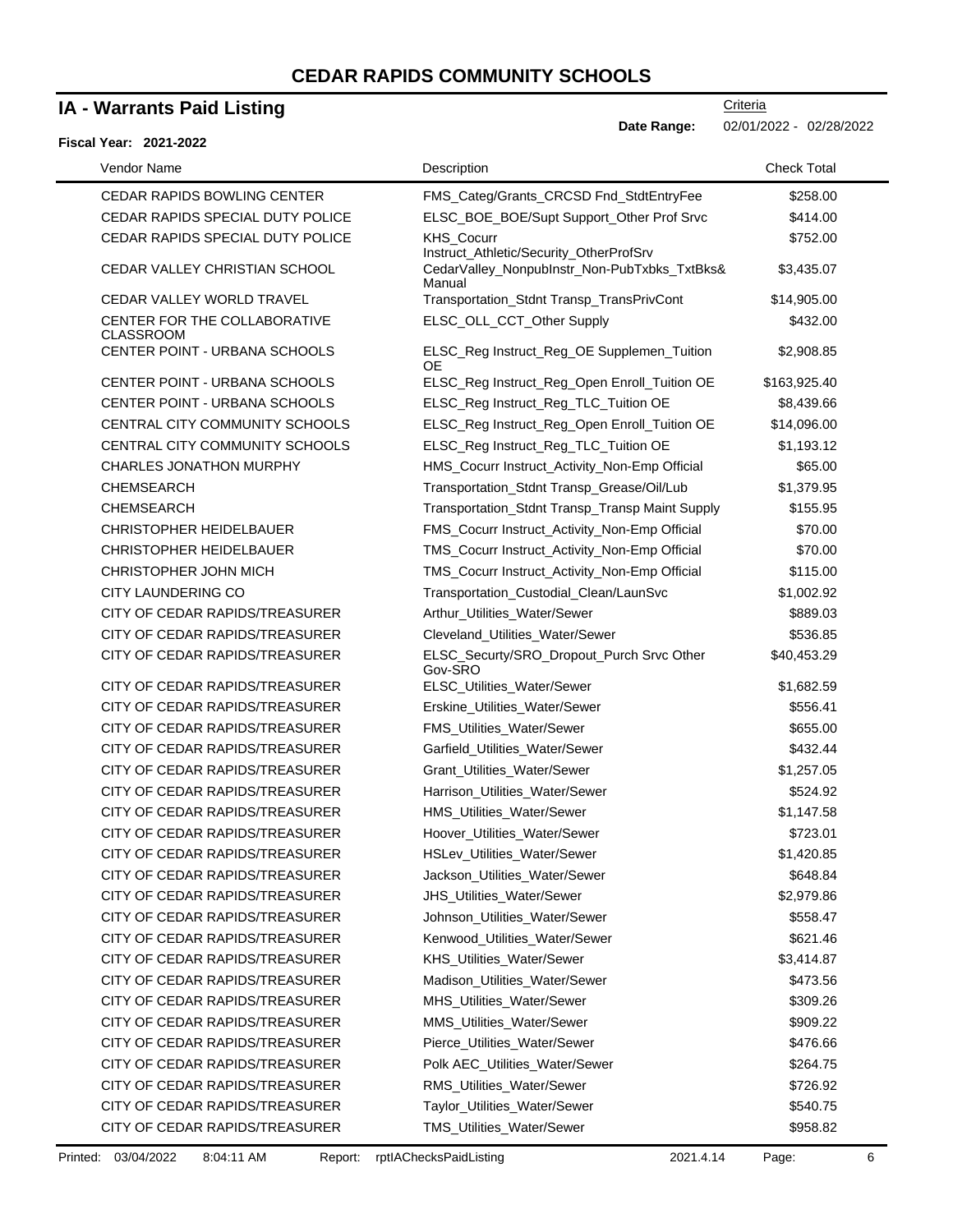# CEDAR RAPIDS COMMUNITY SCHOOLS

## IA - Warrants Paid Listing

Criteria

**Date Range:** 02/01/2022 - 02/28/2022

**Fiscal Year: 2021-2022**

| Vendor Name | Description | Check Total |
|---|---|---|
| CEDAR RAPIDS BOWLING CENTER | FMS_Categ/Grants_CRCSD Fnd_StdtEntryFee | $258.00 |
| CEDAR RAPIDS SPECIAL DUTY POLICE | ELSC_BOE_BOE/Supt Support_Other Prof Srvc | $414.00 |
| CEDAR RAPIDS SPECIAL DUTY POLICE | KHS_Cocurr Instruct_Athletic/Security_OtherProfSrv | $752.00 |
| CEDAR VALLEY CHRISTIAN SCHOOL | CedarValley_NonpubInstr_Non-PubTxbks_TxtBks& Manual | $3,435.07 |
| CEDAR VALLEY WORLD TRAVEL | Transportation_Stdnt Transp_TransPrivCont | $14,905.00 |
| CENTER FOR THE COLLABORATIVE CLASSROOM | ELSC_OLL_CCT_Other Supply | $432.00 |
| CENTER POINT - URBANA SCHOOLS | ELSC_Reg Instruct_Reg_OE Supplemen_Tuition OE | $2,908.85 |
| CENTER POINT - URBANA SCHOOLS | ELSC_Reg Instruct_Reg_Open Enroll_Tuition OE | $163,925.40 |
| CENTER POINT - URBANA SCHOOLS | ELSC_Reg Instruct_Reg_TLC_Tuition OE | $8,439.66 |
| CENTRAL CITY COMMUNITY SCHOOLS | ELSC_Reg Instruct_Reg_Open Enroll_Tuition OE | $14,096.00 |
| CENTRAL CITY COMMUNITY SCHOOLS | ELSC_Reg Instruct_Reg_TLC_Tuition OE | $1,193.12 |
| CHARLES JONATHON MURPHY | HMS_Cocurr Instruct_Activity_Non-Emp Official | $65.00 |
| CHEMSEARCH | Transportation_Stdnt Transp_Grease/Oil/Lub | $1,379.95 |
| CHEMSEARCH | Transportation_Stdnt Transp_Transp Maint Supply | $155.95 |
| CHRISTOPHER HEIDELBAUER | FMS_Cocurr Instruct_Activity_Non-Emp Official | $70.00 |
| CHRISTOPHER HEIDELBAUER | TMS_Cocurr Instruct_Activity_Non-Emp Official | $70.00 |
| CHRISTOPHER JOHN MICH | TMS_Cocurr Instruct_Activity_Non-Emp Official | $115.00 |
| CITY LAUNDERING CO | Transportation_Custodial_Clean/LaunSvc | $1,002.92 |
| CITY OF CEDAR RAPIDS/TREASURER | Arthur_Utilities_Water/Sewer | $889.03 |
| CITY OF CEDAR RAPIDS/TREASURER | Cleveland_Utilities_Water/Sewer | $536.85 |
| CITY OF CEDAR RAPIDS/TREASURER | ELSC_Securty/SRO_Dropout_Purch Srvc Other Gov-SRO | $40,453.29 |
| CITY OF CEDAR RAPIDS/TREASURER | ELSC_Utilities_Water/Sewer | $1,682.59 |
| CITY OF CEDAR RAPIDS/TREASURER | Erskine_Utilities_Water/Sewer | $556.41 |
| CITY OF CEDAR RAPIDS/TREASURER | FMS_Utilities_Water/Sewer | $655.00 |
| CITY OF CEDAR RAPIDS/TREASURER | Garfield_Utilities_Water/Sewer | $432.44 |
| CITY OF CEDAR RAPIDS/TREASURER | Grant_Utilities_Water/Sewer | $1,257.05 |
| CITY OF CEDAR RAPIDS/TREASURER | Harrison_Utilities_Water/Sewer | $524.92 |
| CITY OF CEDAR RAPIDS/TREASURER | HMS_Utilities_Water/Sewer | $1,147.58 |
| CITY OF CEDAR RAPIDS/TREASURER | Hoover_Utilities_Water/Sewer | $723.01 |
| CITY OF CEDAR RAPIDS/TREASURER | HSLev_Utilities_Water/Sewer | $1,420.85 |
| CITY OF CEDAR RAPIDS/TREASURER | Jackson_Utilities_Water/Sewer | $648.84 |
| CITY OF CEDAR RAPIDS/TREASURER | JHS_Utilities_Water/Sewer | $2,979.86 |
| CITY OF CEDAR RAPIDS/TREASURER | Johnson_Utilities_Water/Sewer | $558.47 |
| CITY OF CEDAR RAPIDS/TREASURER | Kenwood_Utilities_Water/Sewer | $621.46 |
| CITY OF CEDAR RAPIDS/TREASURER | KHS_Utilities_Water/Sewer | $3,414.87 |
| CITY OF CEDAR RAPIDS/TREASURER | Madison_Utilities_Water/Sewer | $473.56 |
| CITY OF CEDAR RAPIDS/TREASURER | MHS_Utilities_Water/Sewer | $309.26 |
| CITY OF CEDAR RAPIDS/TREASURER | MMS_Utilities_Water/Sewer | $909.22 |
| CITY OF CEDAR RAPIDS/TREASURER | Pierce_Utilities_Water/Sewer | $476.66 |
| CITY OF CEDAR RAPIDS/TREASURER | Polk AEC_Utilities_Water/Sewer | $264.75 |
| CITY OF CEDAR RAPIDS/TREASURER | RMS_Utilities_Water/Sewer | $726.92 |
| CITY OF CEDAR RAPIDS/TREASURER | Taylor_Utilities_Water/Sewer | $540.75 |
| CITY OF CEDAR RAPIDS/TREASURER | TMS_Utilities_Water/Sewer | $958.82 |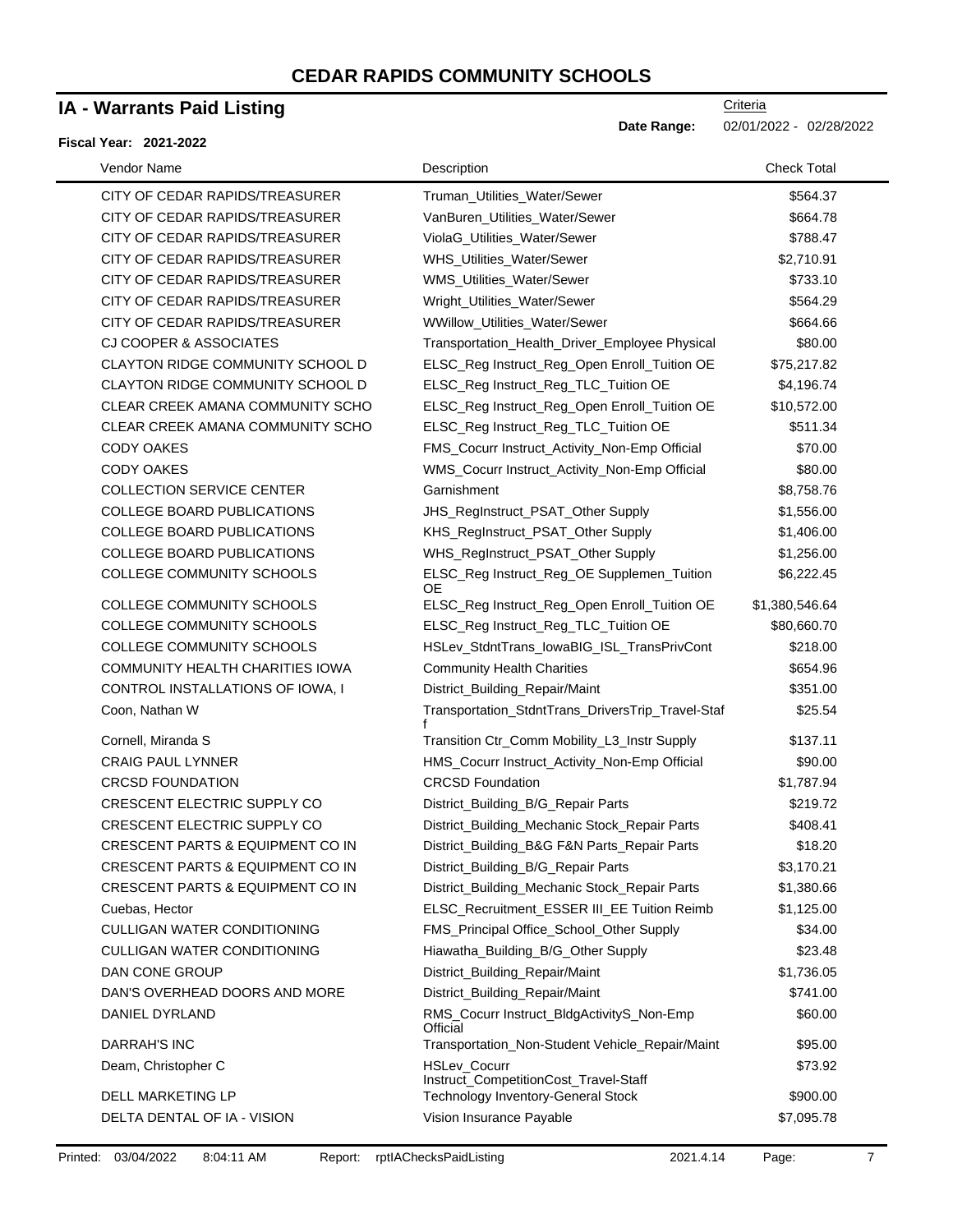# CEDAR RAPIDS COMMUNITY SCHOOLS

## IA - Warrants Paid Listing

Criteria

**Date Range:** 02/01/2022 - 02/28/2022

**Fiscal Year: 2021-2022**

| Vendor Name | Description | Check Total |
|---|---|---|
| CITY OF CEDAR RAPIDS/TREASURER | Truman_Utilities_Water/Sewer | $564.37 |
| CITY OF CEDAR RAPIDS/TREASURER | VanBuren_Utilities_Water/Sewer | $664.78 |
| CITY OF CEDAR RAPIDS/TREASURER | ViolaG_Utilities_Water/Sewer | $788.47 |
| CITY OF CEDAR RAPIDS/TREASURER | WHS_Utilities_Water/Sewer | $2,710.91 |
| CITY OF CEDAR RAPIDS/TREASURER | WMS_Utilities_Water/Sewer | $733.10 |
| CITY OF CEDAR RAPIDS/TREASURER | Wright_Utilities_Water/Sewer | $564.29 |
| CITY OF CEDAR RAPIDS/TREASURER | WWillow_Utilities_Water/Sewer | $664.66 |
| CJ COOPER & ASSOCIATES | Transportation_Health_Driver_Employee Physical | $80.00 |
| CLAYTON RIDGE COMMUNITY SCHOOL D | ELSC_Reg Instruct_Reg_Open Enroll_Tuition OE | $75,217.82 |
| CLAYTON RIDGE COMMUNITY SCHOOL D | ELSC_Reg Instruct_Reg_TLC_Tuition OE | $4,196.74 |
| CLEAR CREEK AMANA COMMUNITY SCHO | ELSC_Reg Instruct_Reg_Open Enroll_Tuition OE | $10,572.00 |
| CLEAR CREEK AMANA COMMUNITY SCHO | ELSC_Reg Instruct_Reg_TLC_Tuition OE | $511.34 |
| CODY OAKES | FMS_Cocurr Instruct_Activity_Non-Emp Official | $70.00 |
| CODY OAKES | WMS_Cocurr Instruct_Activity_Non-Emp Official | $80.00 |
| COLLECTION SERVICE CENTER | Garnishment | $8,758.76 |
| COLLEGE BOARD PUBLICATIONS | JHS_RegInstruct_PSAT_Other Supply | $1,556.00 |
| COLLEGE BOARD PUBLICATIONS | KHS_RegInstruct_PSAT_Other Supply | $1,406.00 |
| COLLEGE BOARD PUBLICATIONS | WHS_RegInstruct_PSAT_Other Supply | $1,256.00 |
| COLLEGE COMMUNITY SCHOOLS | ELSC_Reg Instruct_Reg_OE Supplemen_Tuition OE | $6,222.45 |
| COLLEGE COMMUNITY SCHOOLS | ELSC_Reg Instruct_Reg_Open Enroll_Tuition OE | $1,380,546.64 |
| COLLEGE COMMUNITY SCHOOLS | ELSC_Reg Instruct_Reg_TLC_Tuition OE | $80,660.70 |
| COLLEGE COMMUNITY SCHOOLS | HSLev_StdntTrans_IowaBIG_ISL_TransPrivCont | $218.00 |
| COMMUNITY HEALTH CHARITIES IOWA | Community Health Charities | $654.96 |
| CONTROL INSTALLATIONS OF IOWA, I | District_Building_Repair/Maint | $351.00 |
| Coon, Nathan W | Transportation_StdntTrans_DriversTrip_Travel-Staff | $25.54 |
| Cornell, Miranda S | Transition Ctr_Comm Mobility_L3_Instr Supply | $137.11 |
| CRAIG PAUL LYNNER | HMS_Cocurr Instruct_Activity_Non-Emp Official | $90.00 |
| CRCSD FOUNDATION | CRCSD Foundation | $1,787.94 |
| CRESCENT ELECTRIC SUPPLY CO | District_Building_B/G_Repair Parts | $219.72 |
| CRESCENT ELECTRIC SUPPLY CO | District_Building_Mechanic Stock_Repair Parts | $408.41 |
| CRESCENT PARTS & EQUIPMENT CO IN | District_Building_B&G F&N Parts_Repair Parts | $18.20 |
| CRESCENT PARTS & EQUIPMENT CO IN | District_Building_B/G_Repair Parts | $3,170.21 |
| CRESCENT PARTS & EQUIPMENT CO IN | District_Building_Mechanic Stock_Repair Parts | $1,380.66 |
| Cuebas, Hector | ELSC_Recruitment_ESSER III_EE Tuition Reimb | $1,125.00 |
| CULLIGAN WATER CONDITIONING | FMS_Principal Office_School_Other Supply | $34.00 |
| CULLIGAN WATER CONDITIONING | Hiawatha_Building_B/G_Other Supply | $23.48 |
| DAN CONE GROUP | District_Building_Repair/Maint | $1,736.05 |
| DAN'S OVERHEAD DOORS AND MORE | District_Building_Repair/Maint | $741.00 |
| DANIEL DYRLAND | RMS_Cocurr Instruct_BldgActivityS_Non-Emp Official | $60.00 |
| DARRAH'S INC | Transportation_Non-Student Vehicle_Repair/Maint | $95.00 |
| Deam, Christopher C | HSLev_Cocurr Instruct_CompetitionCost_Travel-Staff | $73.92 |
| DELL MARKETING LP | Technology Inventory-General Stock | $900.00 |
| DELTA DENTAL OF IA - VISION | Vision Insurance Payable | $7,095.78 |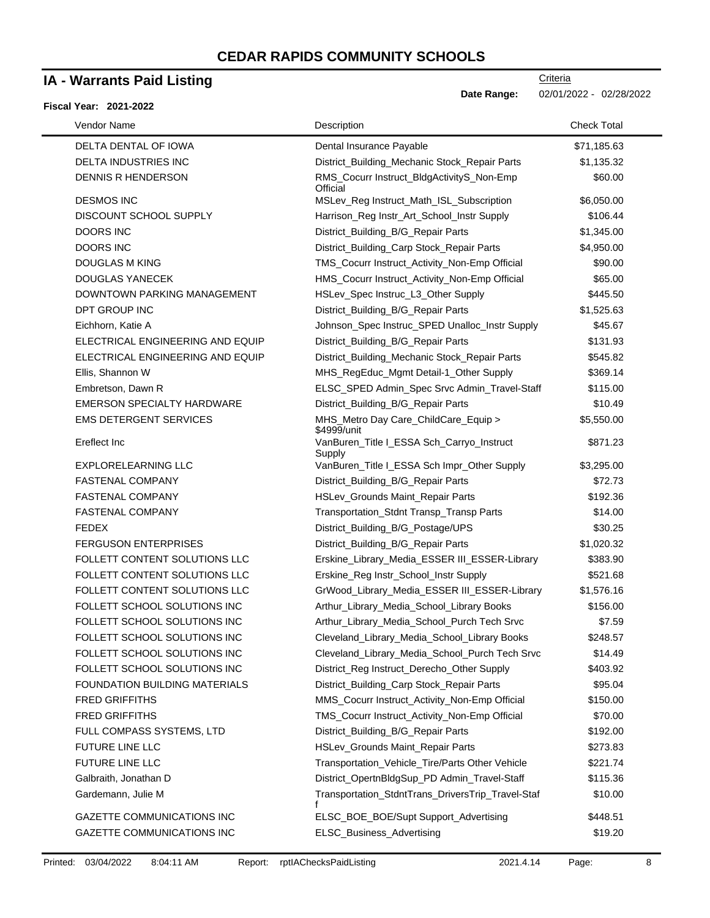# CEDAR RAPIDS COMMUNITY SCHOOLS

## IA - Warrants Paid Listing

Criteria

**Date Range:** 02/01/2022 - 02/28/2022

**Fiscal Year: 2021-2022**

| Vendor Name | Description | Check Total |
|---|---|---|
| DELTA DENTAL OF IOWA | Dental Insurance Payable | $71,185.63 |
| DELTA INDUSTRIES INC | District_Building_Mechanic Stock_Repair Parts | $1,135.32 |
| DENNIS R HENDERSON | RMS_Cocurr Instruct_BldgActivityS_Non-Emp Official | $60.00 |
| DESMOS INC | MSLev_Reg Instruct_Math_ISL_Subscription | $6,050.00 |
| DISCOUNT SCHOOL SUPPLY | Harrison_Reg Instr_Art_School_Instr Supply | $106.44 |
| DOORS INC | District_Building_B/G_Repair Parts | $1,345.00 |
| DOORS INC | District_Building_Carp Stock_Repair Parts | $4,950.00 |
| DOUGLAS M KING | TMS_Cocurr Instruct_Activity_Non-Emp Official | $90.00 |
| DOUGLAS YANECEK | HMS_Cocurr Instruct_Activity_Non-Emp Official | $65.00 |
| DOWNTOWN PARKING MANAGEMENT | HSLev_Spec Instruc_L3_Other Supply | $445.50 |
| DPT GROUP INC | District_Building_B/G_Repair Parts | $1,525.63 |
| Eichhorn, Katie A | Johnson_Spec Instruc_SPED Unalloc_Instr Supply | $45.67 |
| ELECTRICAL ENGINEERING AND EQUIP | District_Building_B/G_Repair Parts | $131.93 |
| ELECTRICAL ENGINEERING AND EQUIP | District_Building_Mechanic Stock_Repair Parts | $545.82 |
| Ellis, Shannon W | MHS_RegEduc_Mgmt Detail-1_Other Supply | $369.14 |
| Embretson, Dawn R | ELSC_SPED Admin_Spec Srvc Admin_Travel-Staff | $115.00 |
| EMERSON SPECIALTY HARDWARE | District_Building_B/G_Repair Parts | $10.49 |
| EMS DETERGENT SERVICES | MHS_Metro Day Care_ChildCare_Equip > $4999/unit | $5,550.00 |
| Ereflect Inc | VanBuren_Title I_ESSA Sch_Carryo_Instruct Supply | $871.23 |
| EXPLORELEARNING LLC | VanBuren_Title I_ESSA Sch Impr_Other Supply | $3,295.00 |
| FASTENAL COMPANY | District_Building_B/G_Repair Parts | $72.73 |
| FASTENAL COMPANY | HSLev_Grounds Maint_Repair Parts | $192.36 |
| FASTENAL COMPANY | Transportation_Stdnt Transp_Transp Parts | $14.00 |
| FEDEX | District_Building_B/G_Postage/UPS | $30.25 |
| FERGUSON ENTERPRISES | District_Building_B/G_Repair Parts | $1,020.32 |
| FOLLETT CONTENT SOLUTIONS LLC | Erskine_Library_Media_ESSER III_ESSER-Library | $383.90 |
| FOLLETT CONTENT SOLUTIONS LLC | Erskine_Reg Instr_School_Instr Supply | $521.68 |
| FOLLETT CONTENT SOLUTIONS LLC | GrWood_Library_Media_ESSER III_ESSER-Library | $1,576.16 |
| FOLLETT SCHOOL SOLUTIONS INC | Arthur_Library_Media_School_Library Books | $156.00 |
| FOLLETT SCHOOL SOLUTIONS INC | Arthur_Library_Media_School_Purch Tech Srvc | $7.59 |
| FOLLETT SCHOOL SOLUTIONS INC | Cleveland_Library_Media_School_Library Books | $248.57 |
| FOLLETT SCHOOL SOLUTIONS INC | Cleveland_Library_Media_School_Purch Tech Srvc | $14.49 |
| FOLLETT SCHOOL SOLUTIONS INC | District_Reg Instruct_Derecho_Other Supply | $403.92 |
| FOUNDATION BUILDING MATERIALS | District_Building_Carp Stock_Repair Parts | $95.04 |
| FRED GRIFFITHS | MMS_Cocurr Instruct_Activity_Non-Emp Official | $150.00 |
| FRED GRIFFITHS | TMS_Cocurr Instruct_Activity_Non-Emp Official | $70.00 |
| FULL COMPASS SYSTEMS, LTD | District_Building_B/G_Repair Parts | $192.00 |
| FUTURE LINE LLC | HSLev_Grounds Maint_Repair Parts | $273.83 |
| FUTURE LINE LLC | Transportation_Vehicle_Tire/Parts Other Vehicle | $221.74 |
| Galbraith, Jonathan D | District_OpertnBldgSup_PD Admin_Travel-Staff | $115.36 |
| Gardemann, Julie M | Transportation_StdntTrans_DriversTrip_Travel-Staff | $10.00 |
| GAZETTE COMMUNICATIONS INC | ELSC_BOE_BOE/Supt Support_Advertising | $448.51 |
| GAZETTE COMMUNICATIONS INC | ELSC_Business_Advertising | $19.20 |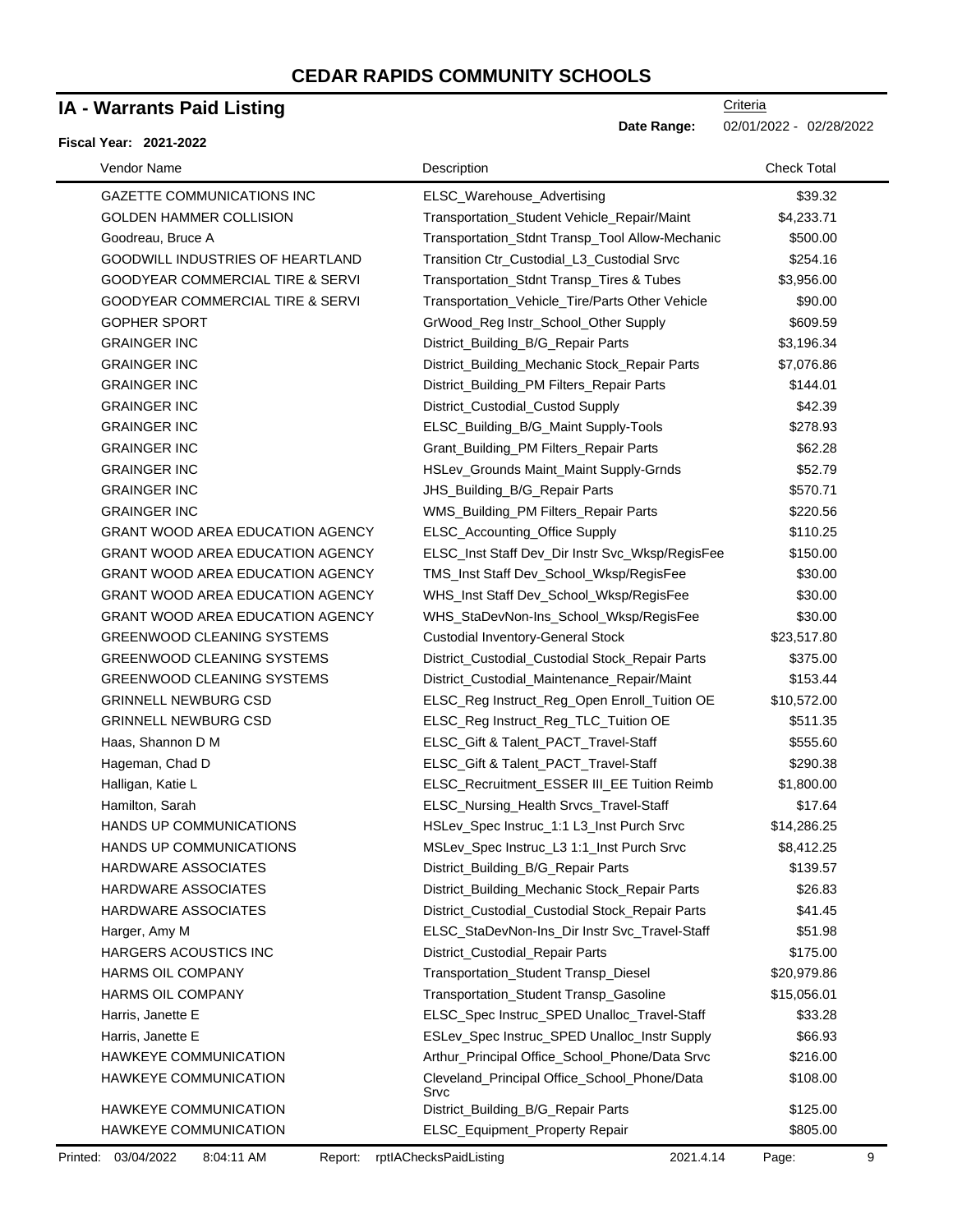# CEDAR RAPIDS COMMUNITY SCHOOLS

## IA - Warrants Paid Listing

Criteria

**Date Range:** 02/01/2022 - 02/28/2022

**Fiscal Year: 2021-2022**

| Vendor Name | Description | Check Total |
|---|---|---|
| GAZETTE COMMUNICATIONS INC | ELSC_Warehouse_Advertising | $39.32 |
| GOLDEN HAMMER COLLISION | Transportation_Student Vehicle_Repair/Maint | $4,233.71 |
| Goodreau, Bruce A | Transportation_Stdnt Transp_Tool Allow-Mechanic | $500.00 |
| GOODWILL INDUSTRIES OF HEARTLAND | Transition Ctr_Custodial_L3_Custodial Srvc | $254.16 |
| GOODYEAR COMMERCIAL TIRE & SERVI | Transportation_Stdnt Transp_Tires & Tubes | $3,956.00 |
| GOODYEAR COMMERCIAL TIRE & SERVI | Transportation_Vehicle_Tire/Parts Other Vehicle | $90.00 |
| GOPHER SPORT | GrWood_Reg Instr_School_Other Supply | $609.59 |
| GRAINGER INC | District_Building_B/G_Repair Parts | $3,196.34 |
| GRAINGER INC | District_Building_Mechanic Stock_Repair Parts | $7,076.86 |
| GRAINGER INC | District_Building_PM Filters_Repair Parts | $144.01 |
| GRAINGER INC | District_Custodial_Custod Supply | $42.39 |
| GRAINGER INC | ELSC_Building_B/G_Maint Supply-Tools | $278.93 |
| GRAINGER INC | Grant_Building_PM Filters_Repair Parts | $62.28 |
| GRAINGER INC | HSLev_Grounds Maint_Maint Supply-Grnds | $52.79 |
| GRAINGER INC | JHS_Building_B/G_Repair Parts | $570.71 |
| GRAINGER INC | WMS_Building_PM Filters_Repair Parts | $220.56 |
| GRANT WOOD AREA EDUCATION AGENCY | ELSC_Accounting_Office Supply | $110.25 |
| GRANT WOOD AREA EDUCATION AGENCY | ELSC_Inst Staff Dev_Dir Instr Svc_Wksp/RegisFee | $150.00 |
| GRANT WOOD AREA EDUCATION AGENCY | TMS_Inst Staff Dev_School_Wksp/RegisFee | $30.00 |
| GRANT WOOD AREA EDUCATION AGENCY | WHS_Inst Staff Dev_School_Wksp/RegisFee | $30.00 |
| GRANT WOOD AREA EDUCATION AGENCY | WHS_StaDevNon-Ins_School_Wksp/RegisFee | $30.00 |
| GREENWOOD CLEANING SYSTEMS | Custodial Inventory-General Stock | $23,517.80 |
| GREENWOOD CLEANING SYSTEMS | District_Custodial_Custodial Stock_Repair Parts | $375.00 |
| GREENWOOD CLEANING SYSTEMS | District_Custodial_Maintenance_Repair/Maint | $153.44 |
| GRINNELL NEWBURG CSD | ELSC_Reg Instruct_Reg_Open Enroll_Tuition OE | $10,572.00 |
| GRINNELL NEWBURG CSD | ELSC_Reg Instruct_Reg_TLC_Tuition OE | $511.35 |
| Haas, Shannon D M | ELSC_Gift & Talent_PACT_Travel-Staff | $555.60 |
| Hageman, Chad D | ELSC_Gift & Talent_PACT_Travel-Staff | $290.38 |
| Halligan, Katie L | ELSC_Recruitment_ESSER III_EE Tuition Reimb | $1,800.00 |
| Hamilton, Sarah | ELSC_Nursing_Health Srvcs_Travel-Staff | $17.64 |
| HANDS UP COMMUNICATIONS | HSLev_Spec Instruc_1:1 L3_Inst Purch Srvc | $14,286.25 |
| HANDS UP COMMUNICATIONS | MSLev_Spec Instruc_L3 1:1_Inst Purch Srvc | $8,412.25 |
| HARDWARE ASSOCIATES | District_Building_B/G_Repair Parts | $139.57 |
| HARDWARE ASSOCIATES | District_Building_Mechanic Stock_Repair Parts | $26.83 |
| HARDWARE ASSOCIATES | District_Custodial_Custodial Stock_Repair Parts | $41.45 |
| Harger, Amy M | ELSC_StaDevNon-Ins_Dir Instr Svc_Travel-Staff | $51.98 |
| HARGERS ACOUSTICS INC | District_Custodial_Repair Parts | $175.00 |
| HARMS OIL COMPANY | Transportation_Student Transp_Diesel | $20,979.86 |
| HARMS OIL COMPANY | Transportation_Student Transp_Gasoline | $15,056.01 |
| Harris, Janette E | ELSC_Spec Instruc_SPED Unalloc_Travel-Staff | $33.28 |
| Harris, Janette E | ESLev_Spec Instruc_SPED Unalloc_Instr Supply | $66.93 |
| HAWKEYE COMMUNICATION | Arthur_Principal Office_School_Phone/Data Srvc | $216.00 |
| HAWKEYE COMMUNICATION | Cleveland_Principal Office_School_Phone/Data Srvc | $108.00 |
| HAWKEYE COMMUNICATION | District_Building_B/G_Repair Parts | $125.00 |
| HAWKEYE COMMUNICATION | ELSC_Equipment_Property Repair | $805.00 |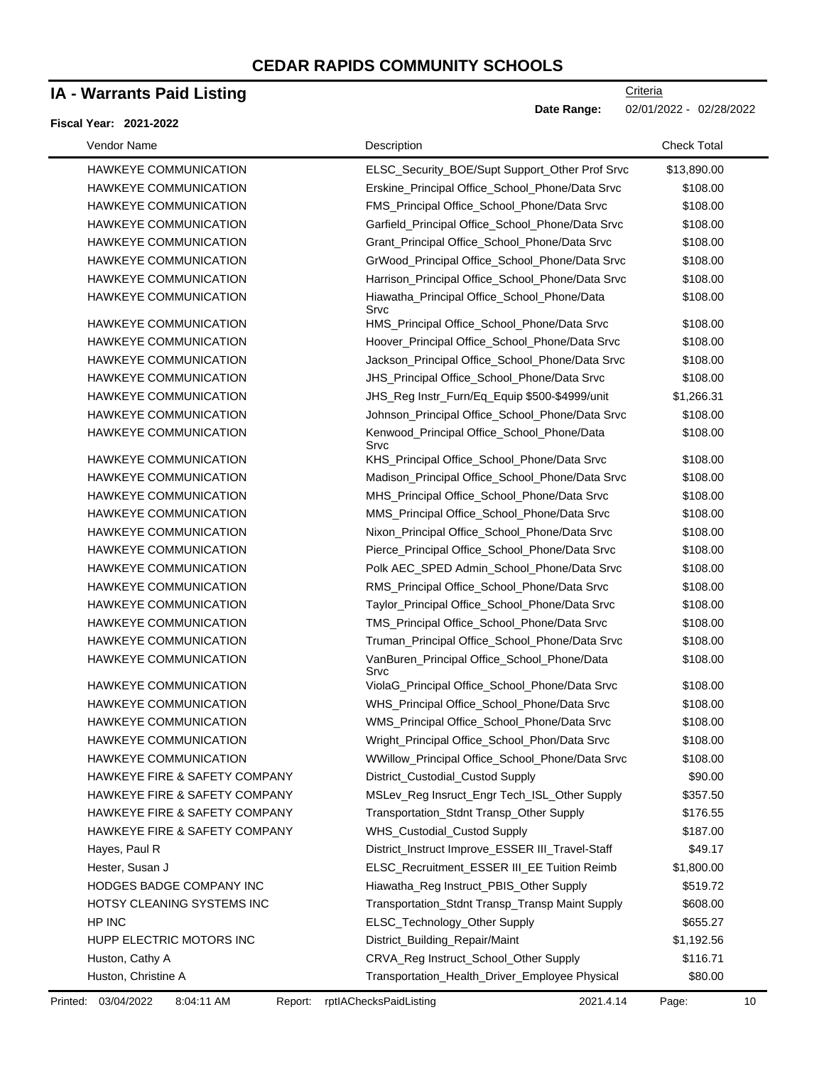# CEDAR RAPIDS COMMUNITY SCHOOLS

## IA - Warrants Paid Listing

Criteria

**Date Range:** 02/01/2022 - 02/28/2022

**Fiscal Year: 2021-2022**

| Vendor Name | Description | Check Total |
|---|---|---|
| HAWKEYE COMMUNICATION | ELSC_Security_BOE/Supt Support_Other Prof Srvc | $13,890.00 |
| HAWKEYE COMMUNICATION | Erskine_Principal Office_School_Phone/Data Srvc | $108.00 |
| HAWKEYE COMMUNICATION | FMS_Principal Office_School_Phone/Data Srvc | $108.00 |
| HAWKEYE COMMUNICATION | Garfield_Principal Office_School_Phone/Data Srvc | $108.00 |
| HAWKEYE COMMUNICATION | Grant_Principal Office_School_Phone/Data Srvc | $108.00 |
| HAWKEYE COMMUNICATION | GrWood_Principal Office_School_Phone/Data Srvc | $108.00 |
| HAWKEYE COMMUNICATION | Harrison_Principal Office_School_Phone/Data Srvc | $108.00 |
| HAWKEYE COMMUNICATION | Hiawatha_Principal Office_School_Phone/Data Srvc | $108.00 |
| HAWKEYE COMMUNICATION | HMS_Principal Office_School_Phone/Data Srvc | $108.00 |
| HAWKEYE COMMUNICATION | Hoover_Principal Office_School_Phone/Data Srvc | $108.00 |
| HAWKEYE COMMUNICATION | Jackson_Principal Office_School_Phone/Data Srvc | $108.00 |
| HAWKEYE COMMUNICATION | JHS_Principal Office_School_Phone/Data Srvc | $108.00 |
| HAWKEYE COMMUNICATION | JHS_Reg Instr_Furn/Eq_Equip $500-$4999/unit | $1,266.31 |
| HAWKEYE COMMUNICATION | Johnson_Principal Office_School_Phone/Data Srvc | $108.00 |
| HAWKEYE COMMUNICATION | Kenwood_Principal Office_School_Phone/Data Srvc | $108.00 |
| HAWKEYE COMMUNICATION | KHS_Principal Office_School_Phone/Data Srvc | $108.00 |
| HAWKEYE COMMUNICATION | Madison_Principal Office_School_Phone/Data Srvc | $108.00 |
| HAWKEYE COMMUNICATION | MHS_Principal Office_School_Phone/Data Srvc | $108.00 |
| HAWKEYE COMMUNICATION | MMS_Principal Office_School_Phone/Data Srvc | $108.00 |
| HAWKEYE COMMUNICATION | Nixon_Principal Office_School_Phone/Data Srvc | $108.00 |
| HAWKEYE COMMUNICATION | Pierce_Principal Office_School_Phone/Data Srvc | $108.00 |
| HAWKEYE COMMUNICATION | Polk AEC_SPED Admin_School_Phone/Data Srvc | $108.00 |
| HAWKEYE COMMUNICATION | RMS_Principal Office_School_Phone/Data Srvc | $108.00 |
| HAWKEYE COMMUNICATION | Taylor_Principal Office_School_Phone/Data Srvc | $108.00 |
| HAWKEYE COMMUNICATION | TMS_Principal Office_School_Phone/Data Srvc | $108.00 |
| HAWKEYE COMMUNICATION | Truman_Principal Office_School_Phone/Data Srvc | $108.00 |
| HAWKEYE COMMUNICATION | VanBuren_Principal Office_School_Phone/Data Srvc | $108.00 |
| HAWKEYE COMMUNICATION | ViolaG_Principal Office_School_Phone/Data Srvc | $108.00 |
| HAWKEYE COMMUNICATION | WHS_Principal Office_School_Phone/Data Srvc | $108.00 |
| HAWKEYE COMMUNICATION | WMS_Principal Office_School_Phone/Data Srvc | $108.00 |
| HAWKEYE COMMUNICATION | Wright_Principal Office_School_Phon/Data Srvc | $108.00 |
| HAWKEYE COMMUNICATION | WWillow_Principal Office_School_Phone/Data Srvc | $108.00 |
| HAWKEYE FIRE & SAFETY COMPANY | District_Custodial_Custod Supply | $90.00 |
| HAWKEYE FIRE & SAFETY COMPANY | MSLev_Reg Insruct_Engr Tech_ISL_Other Supply | $357.50 |
| HAWKEYE FIRE & SAFETY COMPANY | Transportation_Stdnt Transp_Other Supply | $176.55 |
| HAWKEYE FIRE & SAFETY COMPANY | WHS_Custodial_Custod Supply | $187.00 |
| Hayes, Paul R | District_Instruct Improve_ESSER III_Travel-Staff | $49.17 |
| Hester, Susan J | ELSC_Recruitment_ESSER III_EE Tuition Reimb | $1,800.00 |
| HODGES BADGE COMPANY INC | Hiawatha_Reg Instruct_PBIS_Other Supply | $519.72 |
| HOTSY CLEANING SYSTEMS INC | Transportation_Stdnt Transp_Transp Maint Supply | $608.00 |
| HP INC | ELSC_Technology_Other Supply | $655.27 |
| HUPP ELECTRIC MOTORS INC | District_Building_Repair/Maint | $1,192.56 |
| Huston, Cathy A | CRVA_Reg Instruct_School_Other Supply | $116.71 |
| Huston, Christine A | Transportation_Health_Driver_Employee Physical | $80.00 |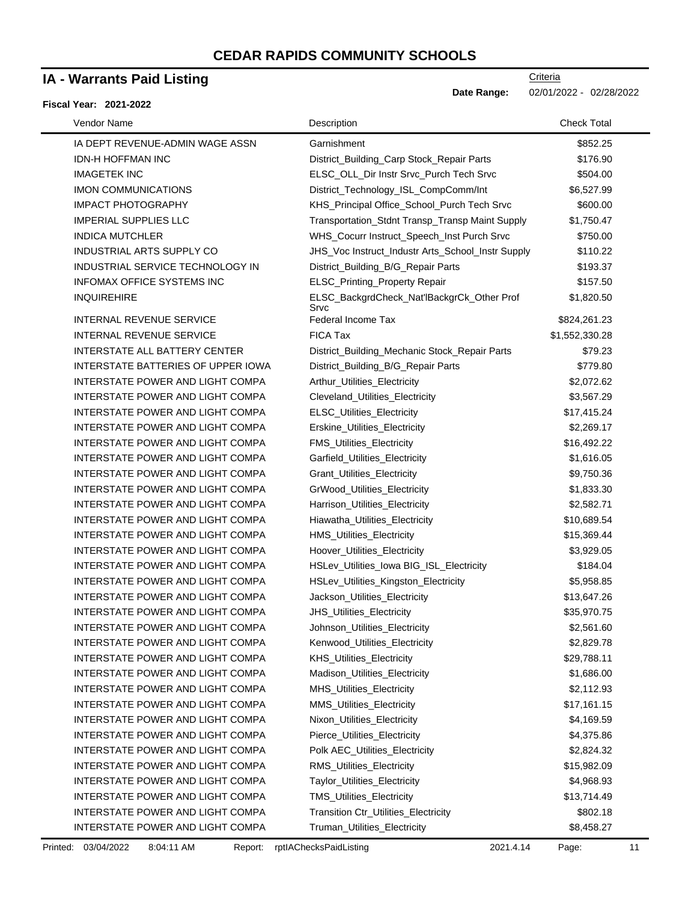# CEDAR RAPIDS COMMUNITY SCHOOLS

## IA - Warrants Paid Listing

**Fiscal Year: 2021-2022**

Criteria

**Date Range:** 02/01/2022 - 02/28/2022

| Vendor Name | Description | Check Total |
|---|---|---|
| IA DEPT REVENUE-ADMIN WAGE ASSN | Garnishment | $852.25 |
| IDN-H HOFFMAN INC | District_Building_Carp Stock_Repair Parts | $176.90 |
| IMAGETEK INC | ELSC_OLL_Dir Instr Srvc_Purch Tech Srvc | $504.00 |
| IMON COMMUNICATIONS | District_Technology_ISL_CompComm/Int | $6,527.99 |
| IMPACT PHOTOGRAPHY | KHS_Principal Office_School_Purch Tech Srvc | $600.00 |
| IMPERIAL SUPPLIES LLC | Transportation_Stdnt Transp_Transp Maint Supply | $1,750.47 |
| INDICA MUTCHLER | WHS_Cocurr Instruct_Speech_Inst Purch Srvc | $750.00 |
| INDUSTRIAL ARTS SUPPLY CO | JHS_Voc Instruct_Industr Arts_School_Instr Supply | $110.22 |
| INDUSTRIAL SERVICE TECHNOLOGY IN | District_Building_B/G_Repair Parts | $193.37 |
| INFOMAX OFFICE SYSTEMS INC | ELSC_Printing_Property Repair | $157.50 |
| INQUIREHIRE | ELSC_BackgrdCheck_Nat'lBackgrCk_Other Prof Srvc | $1,820.50 |
| INTERNAL REVENUE SERVICE | Federal Income Tax | $824,261.23 |
| INTERNAL REVENUE SERVICE | FICA Tax | $1,552,330.28 |
| INTERSTATE ALL BATTERY CENTER | District_Building_Mechanic Stock_Repair Parts | $79.23 |
| INTERSTATE BATTERIES OF UPPER IOWA | District_Building_B/G_Repair Parts | $779.80 |
| INTERSTATE POWER AND LIGHT COMPA | Arthur_Utilities_Electricity | $2,072.62 |
| INTERSTATE POWER AND LIGHT COMPA | Cleveland_Utilities_Electricity | $3,567.29 |
| INTERSTATE POWER AND LIGHT COMPA | ELSC_Utilities_Electricity | $17,415.24 |
| INTERSTATE POWER AND LIGHT COMPA | Erskine_Utilities_Electricity | $2,269.17 |
| INTERSTATE POWER AND LIGHT COMPA | FMS_Utilities_Electricity | $16,492.22 |
| INTERSTATE POWER AND LIGHT COMPA | Garfield_Utilities_Electricity | $1,616.05 |
| INTERSTATE POWER AND LIGHT COMPA | Grant_Utilities_Electricity | $9,750.36 |
| INTERSTATE POWER AND LIGHT COMPA | GrWood_Utilities_Electricity | $1,833.30 |
| INTERSTATE POWER AND LIGHT COMPA | Harrison_Utilities_Electricity | $2,582.71 |
| INTERSTATE POWER AND LIGHT COMPA | Hiawatha_Utilities_Electricity | $10,689.54 |
| INTERSTATE POWER AND LIGHT COMPA | HMS_Utilities_Electricity | $15,369.44 |
| INTERSTATE POWER AND LIGHT COMPA | Hoover_Utilities_Electricity | $3,929.05 |
| INTERSTATE POWER AND LIGHT COMPA | HSLev_Utilities_Iowa BIG_ISL_Electricity | $184.04 |
| INTERSTATE POWER AND LIGHT COMPA | HSLev_Utilities_Kingston_Electricity | $5,958.85 |
| INTERSTATE POWER AND LIGHT COMPA | Jackson_Utilities_Electricity | $13,647.26 |
| INTERSTATE POWER AND LIGHT COMPA | JHS_Utilities_Electricity | $35,970.75 |
| INTERSTATE POWER AND LIGHT COMPA | Johnson_Utilities_Electricity | $2,561.60 |
| INTERSTATE POWER AND LIGHT COMPA | Kenwood_Utilities_Electricity | $2,829.78 |
| INTERSTATE POWER AND LIGHT COMPA | KHS_Utilities_Electricity | $29,788.11 |
| INTERSTATE POWER AND LIGHT COMPA | Madison_Utilities_Electricity | $1,686.00 |
| INTERSTATE POWER AND LIGHT COMPA | MHS_Utilities_Electricity | $2,112.93 |
| INTERSTATE POWER AND LIGHT COMPA | MMS_Utilities_Electricity | $17,161.15 |
| INTERSTATE POWER AND LIGHT COMPA | Nixon_Utilities_Electricity | $4,169.59 |
| INTERSTATE POWER AND LIGHT COMPA | Pierce_Utilities_Electricity | $4,375.86 |
| INTERSTATE POWER AND LIGHT COMPA | Polk AEC_Utilities_Electricity | $2,824.32 |
| INTERSTATE POWER AND LIGHT COMPA | RMS_Utilities_Electricity | $15,982.09 |
| INTERSTATE POWER AND LIGHT COMPA | Taylor_Utilities_Electricity | $4,968.93 |
| INTERSTATE POWER AND LIGHT COMPA | TMS_Utilities_Electricity | $13,714.49 |
| INTERSTATE POWER AND LIGHT COMPA | Transition Ctr_Utilities_Electricity | $802.18 |
| INTERSTATE POWER AND LIGHT COMPA | Truman_Utilities_Electricity | $8,458.27 |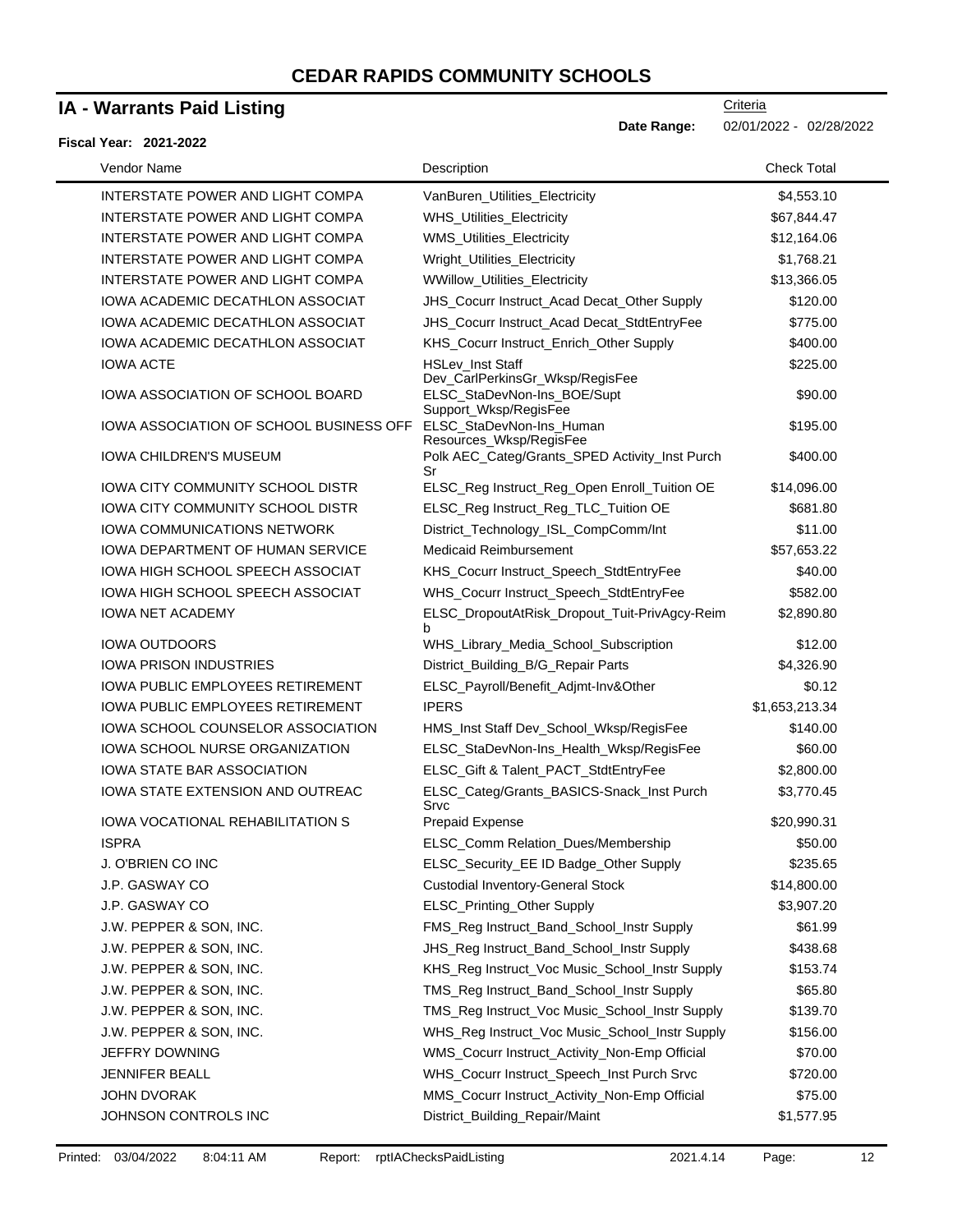# CEDAR RAPIDS COMMUNITY SCHOOLS

## IA - Warrants Paid Listing

Criteria

**Date Range:** 02/01/2022 - 02/28/2022

**Fiscal Year: 2021-2022**

| Vendor Name | Description | Check Total |
|---|---|---|
| INTERSTATE POWER AND LIGHT COMPA | VanBuren_Utilities_Electricity | $4,553.10 |
| INTERSTATE POWER AND LIGHT COMPA | WHS_Utilities_Electricity | $67,844.47 |
| INTERSTATE POWER AND LIGHT COMPA | WMS_Utilities_Electricity | $12,164.06 |
| INTERSTATE POWER AND LIGHT COMPA | Wright_Utilities_Electricity | $1,768.21 |
| INTERSTATE POWER AND LIGHT COMPA | WWillow_Utilities_Electricity | $13,366.05 |
| IOWA ACADEMIC DECATHLON ASSOCIAT | JHS_Cocurr Instruct_Acad Decat_Other Supply | $120.00 |
| IOWA ACADEMIC DECATHLON ASSOCIAT | JHS_Cocurr Instruct_Acad Decat_StdtEntryFee | $775.00 |
| IOWA ACADEMIC DECATHLON ASSOCIAT | KHS_Cocurr Instruct_Enrich_Other Supply | $400.00 |
| IOWA ACTE | HSLev_Inst Staff Dev_CarlPerkinsGr_Wksp/RegisFee | $225.00 |
| IOWA ASSOCIATION OF SCHOOL BOARD | ELSC_StaDevNon-Ins_BOE/Supt Support_Wksp/RegisFee | $90.00 |
| IOWA ASSOCIATION OF SCHOOL BUSINESS OFF | ELSC_StaDevNon-Ins_Human Resources_Wksp/RegisFee | $195.00 |
| IOWA CHILDREN'S MUSEUM | Polk AEC_Categ/Grants_SPED Activity_Inst Purch Sr | $400.00 |
| IOWA CITY COMMUNITY SCHOOL DISTR | ELSC_Reg Instruct_Reg_Open Enroll_Tuition OE | $14,096.00 |
| IOWA CITY COMMUNITY SCHOOL DISTR | ELSC_Reg Instruct_Reg_TLC_Tuition OE | $681.80 |
| IOWA COMMUNICATIONS NETWORK | District_Technology_ISL_CompComm/Int | $11.00 |
| IOWA DEPARTMENT OF HUMAN SERVICE | Medicaid Reimbursement | $57,653.22 |
| IOWA HIGH SCHOOL SPEECH ASSOCIAT | KHS_Cocurr Instruct_Speech_StdtEntryFee | $40.00 |
| IOWA HIGH SCHOOL SPEECH ASSOCIAT | WHS_Cocurr Instruct_Speech_StdtEntryFee | $582.00 |
| IOWA NET ACADEMY | ELSC_DropoutAtRisk_Dropout_Tuit-PrivAgcy-Reimb | $2,890.80 |
| IOWA OUTDOORS | WHS_Library_Media_School_Subscription | $12.00 |
| IOWA PRISON INDUSTRIES | District_Building_B/G_Repair Parts | $4,326.90 |
| IOWA PUBLIC EMPLOYEES RETIREMENT | ELSC_Payroll/Benefit_Adjmt-Inv&Other | $0.12 |
| IOWA PUBLIC EMPLOYEES RETIREMENT | IPERS | $1,653,213.34 |
| IOWA SCHOOL COUNSELOR ASSOCIATION | HMS_Inst Staff Dev_School_Wksp/RegisFee | $140.00 |
| IOWA SCHOOL NURSE ORGANIZATION | ELSC_StaDevNon-Ins_Health_Wksp/RegisFee | $60.00 |
| IOWA STATE BAR ASSOCIATION | ELSC_Gift & Talent_PACT_StdtEntryFee | $2,800.00 |
| IOWA STATE EXTENSION AND OUTREAC | ELSC_Categ/Grants_BASICS-Snack_Inst Purch Srvc | $3,770.45 |
| IOWA VOCATIONAL REHABILITATION S | Prepaid Expense | $20,990.31 |
| ISPRA | ELSC_Comm Relation_Dues/Membership | $50.00 |
| J. O'BRIEN CO INC | ELSC_Security_EE ID Badge_Other Supply | $235.65 |
| J.P. GASWAY CO | Custodial Inventory-General Stock | $14,800.00 |
| J.P. GASWAY CO | ELSC_Printing_Other Supply | $3,907.20 |
| J.W. PEPPER & SON, INC. | FMS_Reg Instruct_Band_School_Instr Supply | $61.99 |
| J.W. PEPPER & SON, INC. | JHS_Reg Instruct_Band_School_Instr Supply | $438.68 |
| J.W. PEPPER & SON, INC. | KHS_Reg Instruct_Voc Music_School_Instr Supply | $153.74 |
| J.W. PEPPER & SON, INC. | TMS_Reg Instruct_Band_School_Instr Supply | $65.80 |
| J.W. PEPPER & SON, INC. | TMS_Reg Instruct_Voc Music_School_Instr Supply | $139.70 |
| J.W. PEPPER & SON, INC. | WHS_Reg Instruct_Voc Music_School_Instr Supply | $156.00 |
| JEFFRY DOWNING | WMS_Cocurr Instruct_Activity_Non-Emp Official | $70.00 |
| JENNIFER BEALL | WHS_Cocurr Instruct_Speech_Inst Purch Srvc | $720.00 |
| JOHN DVORAK | MMS_Cocurr Instruct_Activity_Non-Emp Official | $75.00 |
| JOHNSON CONTROLS INC | District_Building_Repair/Maint | $1,577.95 |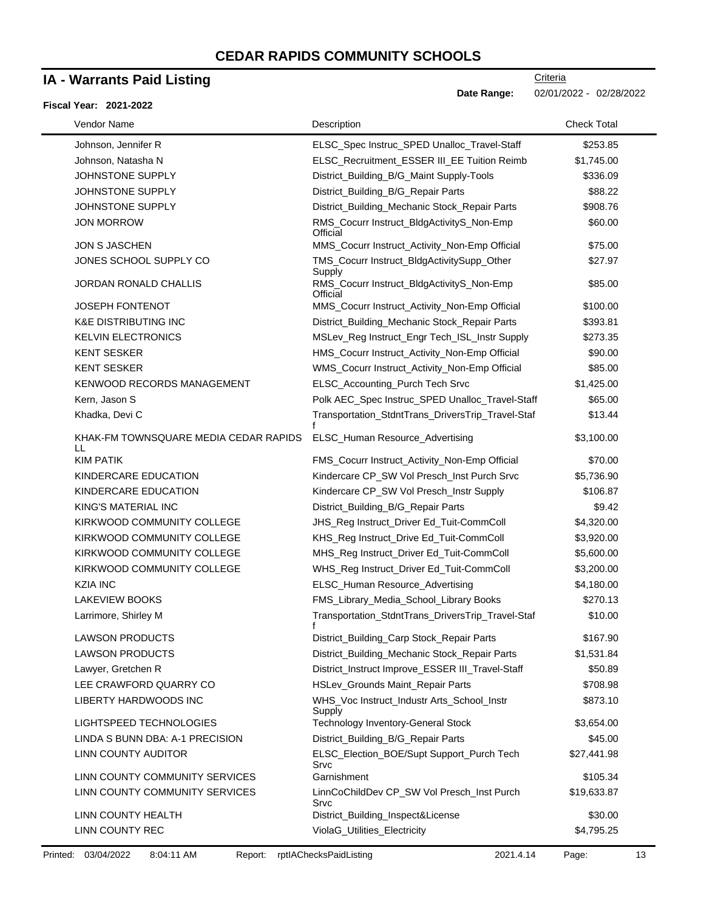# CEDAR RAPIDS COMMUNITY SCHOOLS

## IA - Warrants Paid Listing

**Fiscal Year: 2021-2022**

Criteria

**Date Range:** 02/01/2022 - 02/28/2022

| Vendor Name | Description | Check Total |
|---|---|---|
| Johnson, Jennifer R | ELSC_Spec Instruc_SPED Unalloc_Travel-Staff | $253.85 |
| Johnson, Natasha N | ELSC_Recruitment_ESSER III_EE Tuition Reimb | $1,745.00 |
| JOHNSTONE SUPPLY | District_Building_B/G_Maint Supply-Tools | $336.09 |
| JOHNSTONE SUPPLY | District_Building_B/G_Repair Parts | $88.22 |
| JOHNSTONE SUPPLY | District_Building_Mechanic Stock_Repair Parts | $908.76 |
| JON MORROW | RMS_Cocurr Instruct_BldgActivityS_Non-Emp Official | $60.00 |
| JON S JASCHEN | MMS_Cocurr Instruct_Activity_Non-Emp Official | $75.00 |
| JONES SCHOOL SUPPLY CO | TMS_Cocurr Instruct_BldgActivitySupp_Other Supply | $27.97 |
| JORDAN RONALD CHALLIS | RMS_Cocurr Instruct_BldgActivityS_Non-Emp Official | $85.00 |
| JOSEPH FONTENOT | MMS_Cocurr Instruct_Activity_Non-Emp Official | $100.00 |
| K&E DISTRIBUTING INC | District_Building_Mechanic Stock_Repair Parts | $393.81 |
| KELVIN ELECTRONICS | MSLev_Reg Instruct_Engr Tech_ISL_Instr Supply | $273.35 |
| KENT SESKER | HMS_Cocurr Instruct_Activity_Non-Emp Official | $90.00 |
| KENT SESKER | WMS_Cocurr Instruct_Activity_Non-Emp Official | $85.00 |
| KENWOOD RECORDS MANAGEMENT | ELSC_Accounting_Purch Tech Srvc | $1,425.00 |
| Kern, Jason S | Polk AEC_Spec Instruc_SPED Unalloc_Travel-Staff | $65.00 |
| Khadka, Devi C | Transportation_StdntTrans_DriversTrip_Travel-Staff | $13.44 |
| KHAK-FM TOWNSQUARE MEDIA CEDAR RAPIDS LL | ELSC_Human Resource_Advertising | $3,100.00 |
| KIM PATIK | FMS_Cocurr Instruct_Activity_Non-Emp Official | $70.00 |
| KINDERCARE EDUCATION | Kindercare CP_SW Vol Presch_Inst Purch Srvc | $5,736.90 |
| KINDERCARE EDUCATION | Kindercare CP_SW Vol Presch_Instr Supply | $106.87 |
| KING'S MATERIAL INC | District_Building_B/G_Repair Parts | $9.42 |
| KIRKWOOD COMMUNITY COLLEGE | JHS_Reg Instruct_Driver Ed_Tuit-CommColl | $4,320.00 |
| KIRKWOOD COMMUNITY COLLEGE | KHS_Reg Instruct_Drive Ed_Tuit-CommColl | $3,920.00 |
| KIRKWOOD COMMUNITY COLLEGE | MHS_Reg Instruct_Driver Ed_Tuit-CommColl | $5,600.00 |
| KIRKWOOD COMMUNITY COLLEGE | WHS_Reg Instruct_Driver Ed_Tuit-CommColl | $3,200.00 |
| KZIA INC | ELSC_Human Resource_Advertising | $4,180.00 |
| LAKEVIEW BOOKS | FMS_Library_Media_School_Library Books | $270.13 |
| Larrimore, Shirley M | Transportation_StdntTrans_DriversTrip_Travel-Staff | $10.00 |
| LAWSON PRODUCTS | District_Building_Carp Stock_Repair Parts | $167.90 |
| LAWSON PRODUCTS | District_Building_Mechanic Stock_Repair Parts | $1,531.84 |
| Lawyer, Gretchen R | District_Instruct Improve_ESSER III_Travel-Staff | $50.89 |
| LEE CRAWFORD QUARRY CO | HSLev_Grounds Maint_Repair Parts | $708.98 |
| LIBERTY HARDWOODS INC | WHS_Voc Instruct_Industr Arts_School_Instr Supply | $873.10 |
| LIGHTSPEED TECHNOLOGIES | Technology Inventory-General Stock | $3,654.00 |
| LINDA S BUNN DBA: A-1 PRECISION | District_Building_B/G_Repair Parts | $45.00 |
| LINN COUNTY AUDITOR | ELSC_Election_BOE/Supt Support_Purch Tech Srvc | $27,441.98 |
| LINN COUNTY COMMUNITY SERVICES | Garnishment | $105.34 |
| LINN COUNTY COMMUNITY SERVICES | LinnCoChildDev CP_SW Vol Presch_Inst Purch Srvc | $19,633.87 |
| LINN COUNTY HEALTH | District_Building_Inspect&License | $30.00 |
| LINN COUNTY REC | ViolaG_Utilities_Electricity | $4,795.25 |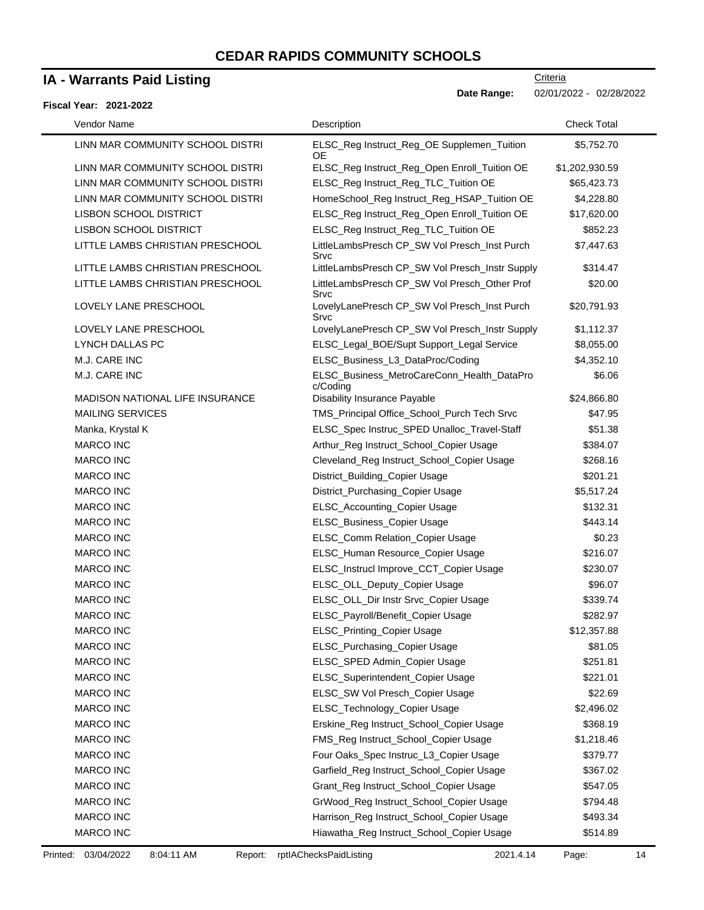# CEDAR RAPIDS COMMUNITY SCHOOLS

## IA - Warrants Paid Listing

Criteria

**Date Range:** 02/01/2022 - 02/28/2022

**Fiscal Year: 2021-2022**

| Vendor Name | Description | Check Total |
|---|---|---|
| LINN MAR COMMUNITY SCHOOL DISTRI | ELSC_Reg Instruct_Reg_OE Supplemen_Tuition OE | $5,752.70 |
| LINN MAR COMMUNITY SCHOOL DISTRI | ELSC_Reg Instruct_Reg_Open Enroll_Tuition OE | $1,202,930.59 |
| LINN MAR COMMUNITY SCHOOL DISTRI | ELSC_Reg Instruct_Reg_TLC_Tuition OE | $65,423.73 |
| LINN MAR COMMUNITY SCHOOL DISTRI | HomeSchool_Reg Instruct_Reg_HSAP_Tuition OE | $4,228.80 |
| LISBON SCHOOL DISTRICT | ELSC_Reg Instruct_Reg_Open Enroll_Tuition OE | $17,620.00 |
| LISBON SCHOOL DISTRICT | ELSC_Reg Instruct_Reg_TLC_Tuition OE | $852.23 |
| LITTLE LAMBS CHRISTIAN PRESCHOOL | LittleLambsPresch CP_SW Vol Presch_Inst Purch Srvc | $7,447.63 |
| LITTLE LAMBS CHRISTIAN PRESCHOOL | LittleLambsPresch CP_SW Vol Presch_Instr Supply | $314.47 |
| LITTLE LAMBS CHRISTIAN PRESCHOOL | LittleLambsPresch CP_SW Vol Presch_Other Prof Srvc | $20.00 |
| LOVELY LANE PRESCHOOL | LovelyLanePresch CP_SW Vol Presch_Inst Purch Srvc | $20,791.93 |
| LOVELY LANE PRESCHOOL | LovelyLanePresch CP_SW Vol Presch_Instr Supply | $1,112.37 |
| LYNCH DALLAS PC | ELSC_Legal_BOE/Supt Support_Legal Service | $8,055.00 |
| M.J. CARE INC | ELSC_Business_L3_DataProc/Coding | $4,352.10 |
| M.J. CARE INC | ELSC_Business_MetroCareConn_Health_DataProc/Coding | $6.06 |
| MADISON NATIONAL LIFE INSURANCE | Disability Insurance Payable | $24,866.80 |
| MAILING SERVICES | TMS_Principal Office_School_Purch Tech Srvc | $47.95 |
| Manka, Krystal K | ELSC_Spec Instruc_SPED Unalloc_Travel-Staff | $51.38 |
| MARCO INC | Arthur_Reg Instruct_School_Copier Usage | $384.07 |
| MARCO INC | Cleveland_Reg Instruct_School_Copier Usage | $268.16 |
| MARCO INC | District_Building_Copier Usage | $201.21 |
| MARCO INC | District_Purchasing_Copier Usage | $5,517.24 |
| MARCO INC | ELSC_Accounting_Copier Usage | $132.31 |
| MARCO INC | ELSC_Business_Copier Usage | $443.14 |
| MARCO INC | ELSC_Comm Relation_Copier Usage | $0.23 |
| MARCO INC | ELSC_Human Resource_Copier Usage | $216.07 |
| MARCO INC | ELSC_Instrucl Improve_CCT_Copier Usage | $230.07 |
| MARCO INC | ELSC_OLL_Deputy_Copier Usage | $96.07 |
| MARCO INC | ELSC_OLL_Dir Instr Srvc_Copier Usage | $339.74 |
| MARCO INC | ELSC_Payroll/Benefit_Copier Usage | $282.97 |
| MARCO INC | ELSC_Printing_Copier Usage | $12,357.88 |
| MARCO INC | ELSC_Purchasing_Copier Usage | $81.05 |
| MARCO INC | ELSC_SPED Admin_Copier Usage | $251.81 |
| MARCO INC | ELSC_Superintendent_Copier Usage | $221.01 |
| MARCO INC | ELSC_SW Vol Presch_Copier Usage | $22.69 |
| MARCO INC | ELSC_Technology_Copier Usage | $2,496.02 |
| MARCO INC | Erskine_Reg Instruct_School_Copier Usage | $368.19 |
| MARCO INC | FMS_Reg Instruct_School_Copier Usage | $1,218.46 |
| MARCO INC | Four Oaks_Spec Instruc_L3_Copier Usage | $379.77 |
| MARCO INC | Garfield_Reg Instruct_School_Copier Usage | $367.02 |
| MARCO INC | Grant_Reg Instruct_School_Copier Usage | $547.05 |
| MARCO INC | GrWood_Reg Instruct_School_Copier Usage | $794.48 |
| MARCO INC | Harrison_Reg Instruct_School_Copier Usage | $493.34 |
| MARCO INC | Hiawatha_Reg Instruct_School_Copier Usage | $514.89 |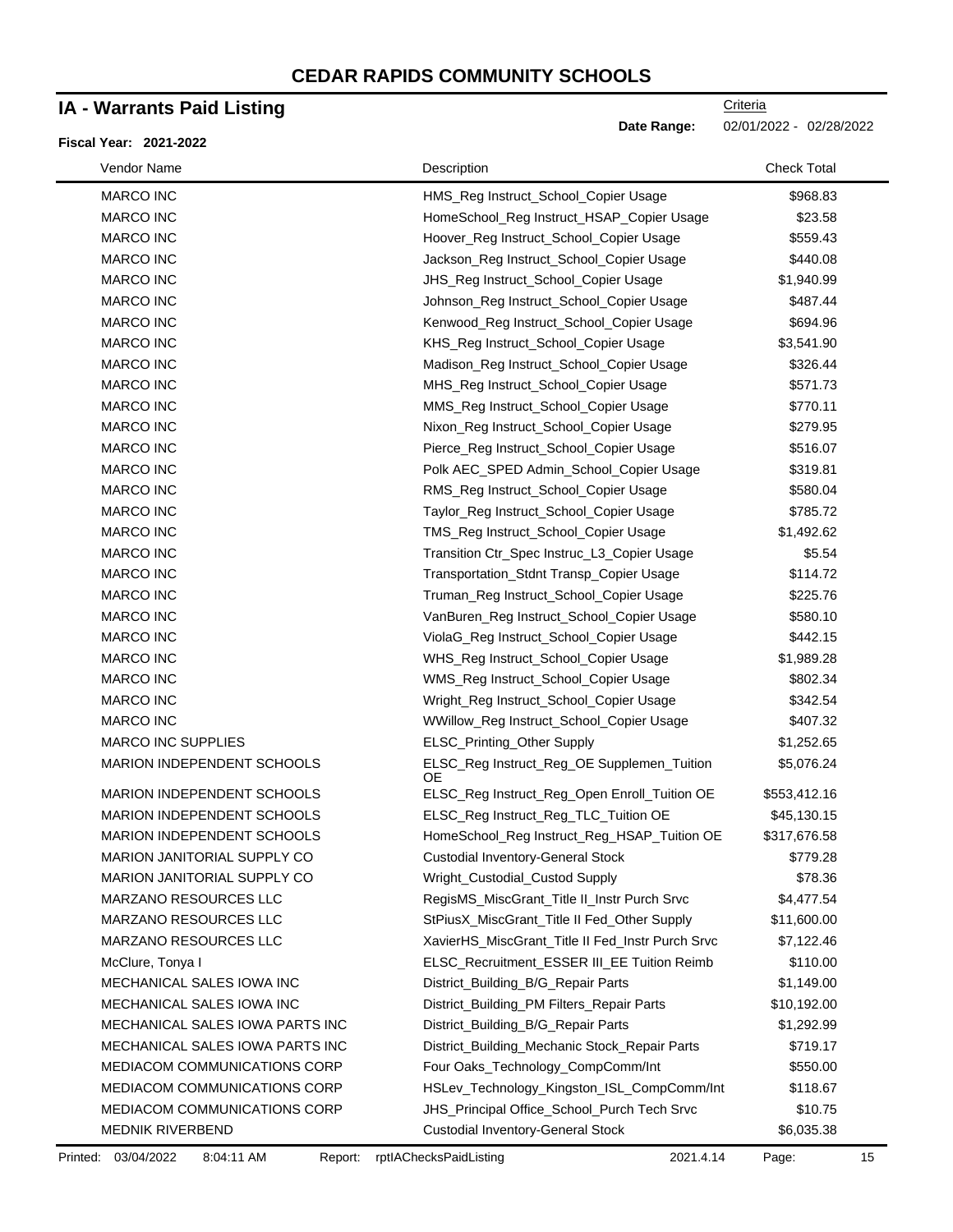# CEDAR RAPIDS COMMUNITY SCHOOLS

## IA - Warrants Paid Listing

**Fiscal Year: 2021-2022**

Criteria

**Date Range:** 02/01/2022 - 02/28/2022

| Vendor Name | Description | Check Total |
|---|---|---|
| MARCO INC | HMS_Reg Instruct_School_Copier Usage | $968.83 |
| MARCO INC | HomeSchool_Reg Instruct_HSAP_Copier Usage | $23.58 |
| MARCO INC | Hoover_Reg Instruct_School_Copier Usage | $559.43 |
| MARCO INC | Jackson_Reg Instruct_School_Copier Usage | $440.08 |
| MARCO INC | JHS_Reg Instruct_School_Copier Usage | $1,940.99 |
| MARCO INC | Johnson_Reg Instruct_School_Copier Usage | $487.44 |
| MARCO INC | Kenwood_Reg Instruct_School_Copier Usage | $694.96 |
| MARCO INC | KHS_Reg Instruct_School_Copier Usage | $3,541.90 |
| MARCO INC | Madison_Reg Instruct_School_Copier Usage | $326.44 |
| MARCO INC | MHS_Reg Instruct_School_Copier Usage | $571.73 |
| MARCO INC | MMS_Reg Instruct_School_Copier Usage | $770.11 |
| MARCO INC | Nixon_Reg Instruct_School_Copier Usage | $279.95 |
| MARCO INC | Pierce_Reg Instruct_School_Copier Usage | $516.07 |
| MARCO INC | Polk AEC_SPED Admin_School_Copier Usage | $319.81 |
| MARCO INC | RMS_Reg Instruct_School_Copier Usage | $580.04 |
| MARCO INC | Taylor_Reg Instruct_School_Copier Usage | $785.72 |
| MARCO INC | TMS_Reg Instruct_School_Copier Usage | $1,492.62 |
| MARCO INC | Transition Ctr_Spec Instruc_L3_Copier Usage | $5.54 |
| MARCO INC | Transportation_Stdnt Transp_Copier Usage | $114.72 |
| MARCO INC | Truman_Reg Instruct_School_Copier Usage | $225.76 |
| MARCO INC | VanBuren_Reg Instruct_School_Copier Usage | $580.10 |
| MARCO INC | ViolaG_Reg Instruct_School_Copier Usage | $442.15 |
| MARCO INC | WHS_Reg Instruct_School_Copier Usage | $1,989.28 |
| MARCO INC | WMS_Reg Instruct_School_Copier Usage | $802.34 |
| MARCO INC | Wright_Reg Instruct_School_Copier Usage | $342.54 |
| MARCO INC | WWillow_Reg Instruct_School_Copier Usage | $407.32 |
| MARCO INC SUPPLIES | ELSC_Printing_Other Supply | $1,252.65 |
| MARION INDEPENDENT SCHOOLS | ELSC_Reg Instruct_Reg_OE Supplemen_Tuition OE | $5,076.24 |
| MARION INDEPENDENT SCHOOLS | ELSC_Reg Instruct_Reg_Open Enroll_Tuition OE | $553,412.16 |
| MARION INDEPENDENT SCHOOLS | ELSC_Reg Instruct_Reg_TLC_Tuition OE | $45,130.15 |
| MARION INDEPENDENT SCHOOLS | HomeSchool_Reg Instruct_Reg_HSAP_Tuition OE | $317,676.58 |
| MARION JANITORIAL SUPPLY CO | Custodial Inventory-General Stock | $779.28 |
| MARION JANITORIAL SUPPLY CO | Wright_Custodial_Custod Supply | $78.36 |
| MARZANO RESOURCES LLC | RegisMS_MiscGrant_Title II_Instr Purch Srvc | $4,477.54 |
| MARZANO RESOURCES LLC | StPiusX_MiscGrant_Title II Fed_Other Supply | $11,600.00 |
| MARZANO RESOURCES LLC | XavierHS_MiscGrant_Title II Fed_Instr Purch Srvc | $7,122.46 |
| McClure, Tonya I | ELSC_Recruitment_ESSER III_EE Tuition Reimb | $110.00 |
| MECHANICAL SALES IOWA INC | District_Building_B/G_Repair Parts | $1,149.00 |
| MECHANICAL SALES IOWA INC | District_Building_PM Filters_Repair Parts | $10,192.00 |
| MECHANICAL SALES IOWA PARTS INC | District_Building_B/G_Repair Parts | $1,292.99 |
| MECHANICAL SALES IOWA PARTS INC | District_Building_Mechanic Stock_Repair Parts | $719.17 |
| MEDIACOM COMMUNICATIONS CORP | Four Oaks_Technology_CompComm/Int | $550.00 |
| MEDIACOM COMMUNICATIONS CORP | HSLev_Technology_Kingston_ISL_CompComm/Int | $118.67 |
| MEDIACOM COMMUNICATIONS CORP | JHS_Principal Office_School_Purch Tech Srvc | $10.75 |
| MEDNIK RIVERBEND | Custodial Inventory-General Stock | $6,035.38 |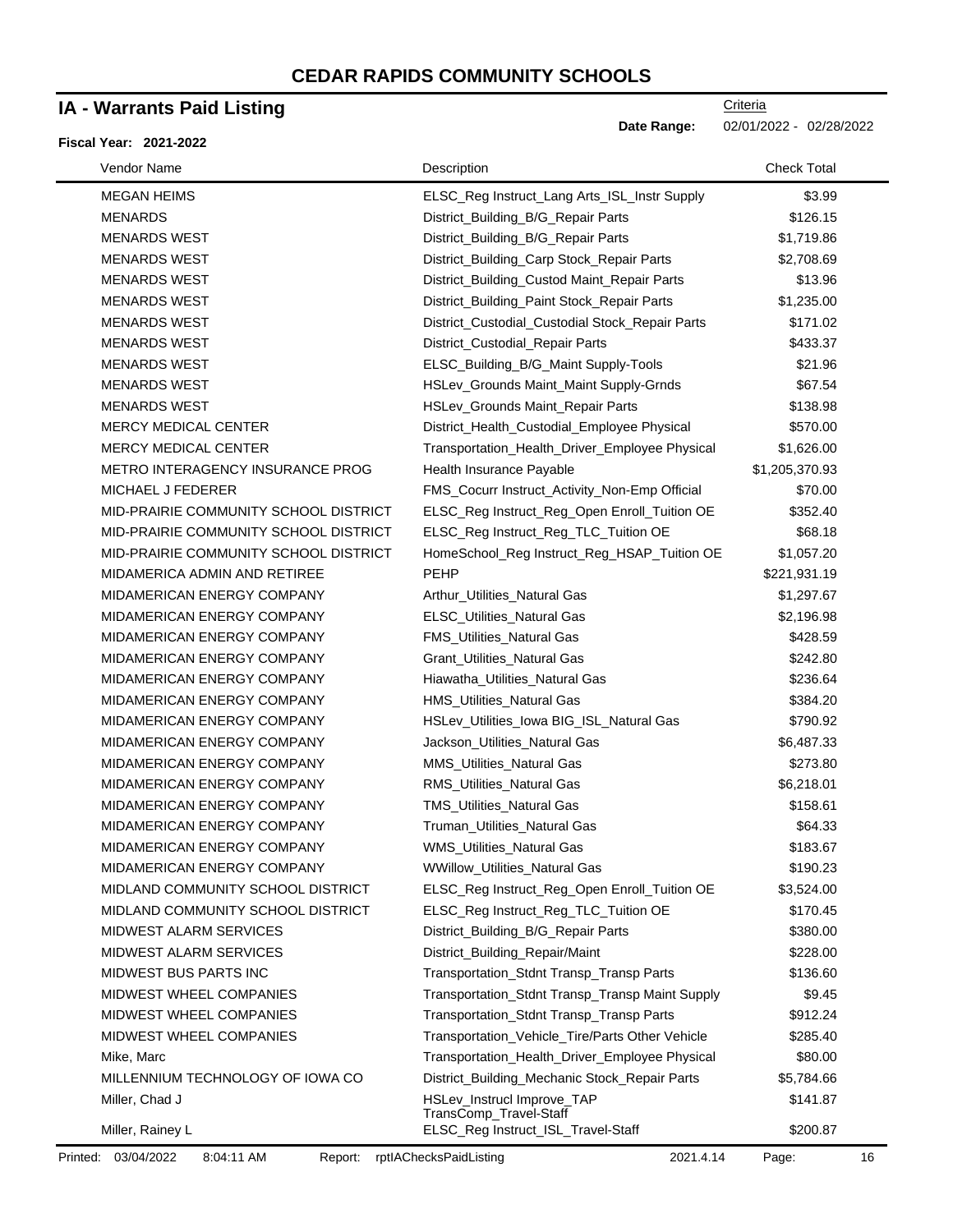# CEDAR RAPIDS COMMUNITY SCHOOLS

## IA - Warrants Paid Listing

Criteria

**Date Range:** 02/01/2022 - 02/28/2022

**Fiscal Year: 2021-2022**

| Vendor Name | Description | Check Total |
|---|---|---|
| MEGAN HEIMS | ELSC_Reg Instruct_Lang Arts_ISL_Instr Supply | $3.99 |
| MENARDS | District_Building_B/G_Repair Parts | $126.15 |
| MENARDS WEST | District_Building_B/G_Repair Parts | $1,719.86 |
| MENARDS WEST | District_Building_Carp Stock_Repair Parts | $2,708.69 |
| MENARDS WEST | District_Building_Custod Maint_Repair Parts | $13.96 |
| MENARDS WEST | District_Building_Paint Stock_Repair Parts | $1,235.00 |
| MENARDS WEST | District_Custodial_Custodial Stock_Repair Parts | $171.02 |
| MENARDS WEST | District_Custodial_Repair Parts | $433.37 |
| MENARDS WEST | ELSC_Building_B/G_Maint Supply-Tools | $21.96 |
| MENARDS WEST | HSLev_Grounds Maint_Maint Supply-Grnds | $67.54 |
| MENARDS WEST | HSLev_Grounds Maint_Repair Parts | $138.98 |
| MERCY MEDICAL CENTER | District_Health_Custodial_Employee Physical | $570.00 |
| MERCY MEDICAL CENTER | Transportation_Health_Driver_Employee Physical | $1,626.00 |
| METRO INTERAGENCY INSURANCE PROG | Health Insurance Payable | $1,205,370.93 |
| MICHAEL J FEDERER | FMS_Cocurr Instruct_Activity_Non-Emp Official | $70.00 |
| MID-PRAIRIE COMMUNITY SCHOOL DISTRICT | ELSC_Reg Instruct_Reg_Open Enroll_Tuition OE | $352.40 |
| MID-PRAIRIE COMMUNITY SCHOOL DISTRICT | ELSC_Reg Instruct_Reg_TLC_Tuition OE | $68.18 |
| MID-PRAIRIE COMMUNITY SCHOOL DISTRICT | HomeSchool_Reg Instruct_Reg_HSAP_Tuition OE | $1,057.20 |
| MIDAMERICA ADMIN AND RETIREE | PEHP | $221,931.19 |
| MIDAMERICAN ENERGY COMPANY | Arthur_Utilities_Natural Gas | $1,297.67 |
| MIDAMERICAN ENERGY COMPANY | ELSC_Utilities_Natural Gas | $2,196.98 |
| MIDAMERICAN ENERGY COMPANY | FMS_Utilities_Natural Gas | $428.59 |
| MIDAMERICAN ENERGY COMPANY | Grant_Utilities_Natural Gas | $242.80 |
| MIDAMERICAN ENERGY COMPANY | Hiawatha_Utilities_Natural Gas | $236.64 |
| MIDAMERICAN ENERGY COMPANY | HMS_Utilities_Natural Gas | $384.20 |
| MIDAMERICAN ENERGY COMPANY | HSLev_Utilities_Iowa BIG_ISL_Natural Gas | $790.92 |
| MIDAMERICAN ENERGY COMPANY | Jackson_Utilities_Natural Gas | $6,487.33 |
| MIDAMERICAN ENERGY COMPANY | MMS_Utilities_Natural Gas | $273.80 |
| MIDAMERICAN ENERGY COMPANY | RMS_Utilities_Natural Gas | $6,218.01 |
| MIDAMERICAN ENERGY COMPANY | TMS_Utilities_Natural Gas | $158.61 |
| MIDAMERICAN ENERGY COMPANY | Truman_Utilities_Natural Gas | $64.33 |
| MIDAMERICAN ENERGY COMPANY | WMS_Utilities_Natural Gas | $183.67 |
| MIDAMERICAN ENERGY COMPANY | WWillow_Utilities_Natural Gas | $190.23 |
| MIDLAND COMMUNITY SCHOOL DISTRICT | ELSC_Reg Instruct_Reg_Open Enroll_Tuition OE | $3,524.00 |
| MIDLAND COMMUNITY SCHOOL DISTRICT | ELSC_Reg Instruct_Reg_TLC_Tuition OE | $170.45 |
| MIDWEST ALARM SERVICES | District_Building_B/G_Repair Parts | $380.00 |
| MIDWEST ALARM SERVICES | District_Building_Repair/Maint | $228.00 |
| MIDWEST BUS PARTS INC | Transportation_Stdnt Transp_Transp Parts | $136.60 |
| MIDWEST WHEEL COMPANIES | Transportation_Stdnt Transp_Transp Maint Supply | $9.45 |
| MIDWEST WHEEL COMPANIES | Transportation_Stdnt Transp_Transp Parts | $912.24 |
| MIDWEST WHEEL COMPANIES | Transportation_Vehicle_Tire/Parts Other Vehicle | $285.40 |
| Mike, Marc | Transportation_Health_Driver_Employee Physical | $80.00 |
| MILLENNIUM TECHNOLOGY OF IOWA CO | District_Building_Mechanic Stock_Repair Parts | $5,784.66 |
| Miller, Chad J | HSLev_Instrucl Improve_TAP TransComp_Travel-Staff | $141.87 |
| Miller, Rainey L | ELSC_Reg Instruct_ISL_Travel-Staff | $200.87 |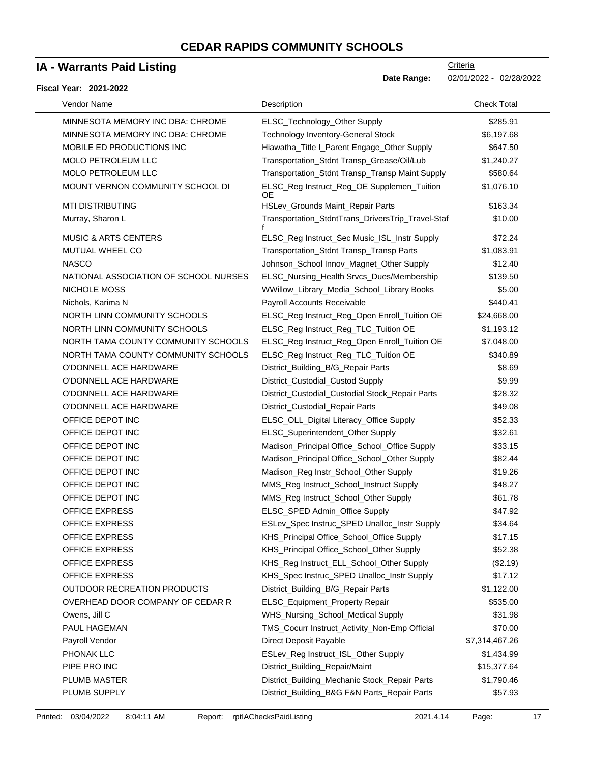# CEDAR RAPIDS COMMUNITY SCHOOLS

## IA - Warrants Paid Listing

Criteria

**Date Range:** 02/01/2022 - 02/28/2022

**Fiscal Year: 2021-2022**

| Vendor Name | Description | Check Total |
|---|---|---|
| MINNESOTA MEMORY INC DBA: CHROME | ELSC_Technology_Other Supply | $285.91 |
| MINNESOTA MEMORY INC DBA: CHROME | Technology Inventory-General Stock | $6,197.68 |
| MOBILE ED PRODUCTIONS INC | Hiawatha_Title I_Parent Engage_Other Supply | $647.50 |
| MOLO PETROLEUM LLC | Transportation_Stdnt Transp_Grease/Oil/Lub | $1,240.27 |
| MOLO PETROLEUM LLC | Transportation_Stdnt Transp_Transp Maint Supply | $580.64 |
| MOUNT VERNON COMMUNITY SCHOOL DI | ELSC_Reg Instruct_Reg_OE Supplemen_Tuition OE | $1,076.10 |
| MTI DISTRIBUTING | HSLev_Grounds Maint_Repair Parts | $163.34 |
| Murray, Sharon L | Transportation_StdntTrans_DriversTrip_Travel-Staff | $10.00 |
| MUSIC & ARTS CENTERS | ELSC_Reg Instruct_Sec Music_ISL_Instr Supply | $72.24 |
| MUTUAL WHEEL CO | Transportation_Stdnt Transp_Transp Parts | $1,083.91 |
| NASCO | Johnson_School Innov_Magnet_Other Supply | $12.40 |
| NATIONAL ASSOCIATION OF SCHOOL NURSES | ELSC_Nursing_Health Srvcs_Dues/Membership | $139.50 |
| NICHOLE MOSS | WWillow_Library_Media_School_Library Books | $5.00 |
| Nichols, Karima N | Payroll Accounts Receivable | $440.41 |
| NORTH LINN COMMUNITY SCHOOLS | ELSC_Reg Instruct_Reg_Open Enroll_Tuition OE | $24,668.00 |
| NORTH LINN COMMUNITY SCHOOLS | ELSC_Reg Instruct_Reg_TLC_Tuition OE | $1,193.12 |
| NORTH TAMA COUNTY COMMUNITY SCHOOLS | ELSC_Reg Instruct_Reg_Open Enroll_Tuition OE | $7,048.00 |
| NORTH TAMA COUNTY COMMUNITY SCHOOLS | ELSC_Reg Instruct_Reg_TLC_Tuition OE | $340.89 |
| O'DONNELL ACE HARDWARE | District_Building_B/G_Repair Parts | $8.69 |
| O'DONNELL ACE HARDWARE | District_Custodial_Custod Supply | $9.99 |
| O'DONNELL ACE HARDWARE | District_Custodial_Custodial Stock_Repair Parts | $28.32 |
| O'DONNELL ACE HARDWARE | District_Custodial_Repair Parts | $49.08 |
| OFFICE DEPOT INC | ELSC_OLL_Digital Literacy_Office Supply | $52.33 |
| OFFICE DEPOT INC | ELSC_Superintendent_Other Supply | $32.61 |
| OFFICE DEPOT INC | Madison_Principal Office_School_Office Supply | $33.15 |
| OFFICE DEPOT INC | Madison_Principal Office_School_Other Supply | $82.44 |
| OFFICE DEPOT INC | Madison_Reg Instr_School_Other Supply | $19.26 |
| OFFICE DEPOT INC | MMS_Reg Instruct_School_Instruct Supply | $48.27 |
| OFFICE DEPOT INC | MMS_Reg Instruct_School_Other Supply | $61.78 |
| OFFICE EXPRESS | ELSC_SPED Admin_Office Supply | $47.92 |
| OFFICE EXPRESS | ESLev_Spec Instruc_SPED Unalloc_Instr Supply | $34.64 |
| OFFICE EXPRESS | KHS_Principal Office_School_Office Supply | $17.15 |
| OFFICE EXPRESS | KHS_Principal Office_School_Other Supply | $52.38 |
| OFFICE EXPRESS | KHS_Reg Instruct_ELL_School_Other Supply | ($2.19) |
| OFFICE EXPRESS | KHS_Spec Instruc_SPED Unalloc_Instr Supply | $17.12 |
| OUTDOOR RECREATION PRODUCTS | District_Building_B/G_Repair Parts | $1,122.00 |
| OVERHEAD DOOR COMPANY OF CEDAR R | ELSC_Equipment_Property Repair | $535.00 |
| Owens, Jill C | WHS_Nursing_School_Medical Supply | $31.98 |
| PAUL HAGEMAN | TMS_Cocurr Instruct_Activity_Non-Emp Official | $70.00 |
| Payroll Vendor | Direct Deposit Payable | $7,314,467.26 |
| PHONAK LLC | ESLev_Reg Instruct_ISL_Other Supply | $1,434.99 |
| PIPE PRO INC | District_Building_Repair/Maint | $15,377.64 |
| PLUMB MASTER | District_Building_Mechanic Stock_Repair Parts | $1,790.46 |
| PLUMB SUPPLY | District_Building_B&G F&N Parts_Repair Parts | $57.93 |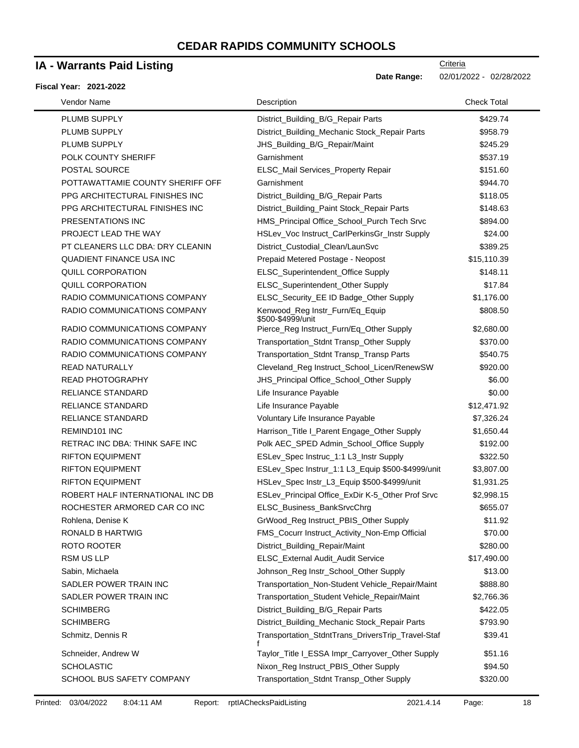# CEDAR RAPIDS COMMUNITY SCHOOLS

## IA - Warrants Paid Listing

Criteria

**Date Range:** 02/01/2022 - 02/28/2022

**Fiscal Year: 2021-2022**

| Vendor Name | Description | Check Total |
|---|---|---|
| PLUMB SUPPLY | District_Building_B/G_Repair Parts | $429.74 |
| PLUMB SUPPLY | District_Building_Mechanic Stock_Repair Parts | $958.79 |
| PLUMB SUPPLY | JHS_Building_B/G_Repair/Maint | $245.29 |
| POLK COUNTY SHERIFF | Garnishment | $537.19 |
| POSTAL SOURCE | ELSC_Mail Services_Property Repair | $151.60 |
| POTTAWATTAMIE COUNTY SHERIFF OFF | Garnishment | $944.70 |
| PPG ARCHITECTURAL FINISHES INC | District_Building_B/G_Repair Parts | $118.05 |
| PPG ARCHITECTURAL FINISHES INC | District_Building_Paint Stock_Repair Parts | $148.63 |
| PRESENTATIONS INC | HMS_Principal Office_School_Purch Tech Srvc | $894.00 |
| PROJECT LEAD THE WAY | HSLev_Voc Instruct_CarlPerkinsGr_Instr Supply | $24.00 |
| PT CLEANERS LLC DBA: DRY CLEANIN | District_Custodial_Clean/LaunSvc | $389.25 |
| QUADIENT FINANCE USA INC | Prepaid Metered Postage - Neopost | $15,110.39 |
| QUILL CORPORATION | ELSC_Superintendent_Office Supply | $148.11 |
| QUILL CORPORATION | ELSC_Superintendent_Other Supply | $17.84 |
| RADIO COMMUNICATIONS COMPANY | ELSC_Security_EE ID Badge_Other Supply | $1,176.00 |
| RADIO COMMUNICATIONS COMPANY | Kenwood_Reg Instr_Furn/Eq_Equip $500-$4999/unit | $808.50 |
| RADIO COMMUNICATIONS COMPANY | Pierce_Reg Instruct_Furn/Eq_Other Supply | $2,680.00 |
| RADIO COMMUNICATIONS COMPANY | Transportation_Stdnt Transp_Other Supply | $370.00 |
| RADIO COMMUNICATIONS COMPANY | Transportation_Stdnt Transp_Transp Parts | $540.75 |
| READ NATURALLY | Cleveland_Reg Instruct_School_Licen/RenewSW | $920.00 |
| READ PHOTOGRAPHY | JHS_Principal Office_School_Other Supply | $6.00 |
| RELIANCE STANDARD | Life Insurance Payable | $0.00 |
| RELIANCE STANDARD | Life Insurance Payable | $12,471.92 |
| RELIANCE STANDARD | Voluntary Life Insurance Payable | $7,326.24 |
| REMIND101 INC | Harrison_Title I_Parent Engage_Other Supply | $1,650.44 |
| RETRAC INC DBA: THINK SAFE INC | Polk AEC_SPED Admin_School_Office Supply | $192.00 |
| RIFTON EQUIPMENT | ESLev_Spec Instruc_1:1 L3_Instr Supply | $322.50 |
| RIFTON EQUIPMENT | ESLev_Spec Instrur_1:1 L3_Equip $500-$4999/unit | $3,807.00 |
| RIFTON EQUIPMENT | HSLev_Spec Instr_L3_Equip $500-$4999/unit | $1,931.25 |
| ROBERT HALF INTERNATIONAL INC DB | ESLev_Principal Office_ExDir K-5_Other Prof Srvc | $2,998.15 |
| ROCHESTER ARMORED CAR CO INC | ELSC_Business_BankSrvcChrg | $655.07 |
| Rohlena, Denise K | GrWood_Reg Instruct_PBIS_Other Supply | $11.92 |
| RONALD B HARTWIG | FMS_Cocurr Instruct_Activity_Non-Emp Official | $70.00 |
| ROTO ROOTER | District_Building_Repair/Maint | $280.00 |
| RSM US LLP | ELSC_External Audit_Audit Service | $17,490.00 |
| Sabin, Michaela | Johnson_Reg Instr_School_Other Supply | $13.00 |
| SADLER POWER TRAIN INC | Transportation_Non-Student Vehicle_Repair/Maint | $888.80 |
| SADLER POWER TRAIN INC | Transportation_Student Vehicle_Repair/Maint | $2,766.36 |
| SCHIMBERG | District_Building_B/G_Repair Parts | $422.05 |
| SCHIMBERG | District_Building_Mechanic Stock_Repair Parts | $793.90 |
| Schmitz, Dennis R | Transportation_StdntTrans_DriversTrip_Travel-Staff | $39.41 |
| Schneider, Andrew W | Taylor_Title I_ESSA Impr_Carryover_Other Supply | $51.16 |
| SCHOLASTIC | Nixon_Reg Instruct_PBIS_Other Supply | $94.50 |
| SCHOOL BUS SAFETY COMPANY | Transportation_Stdnt Transp_Other Supply | $320.00 |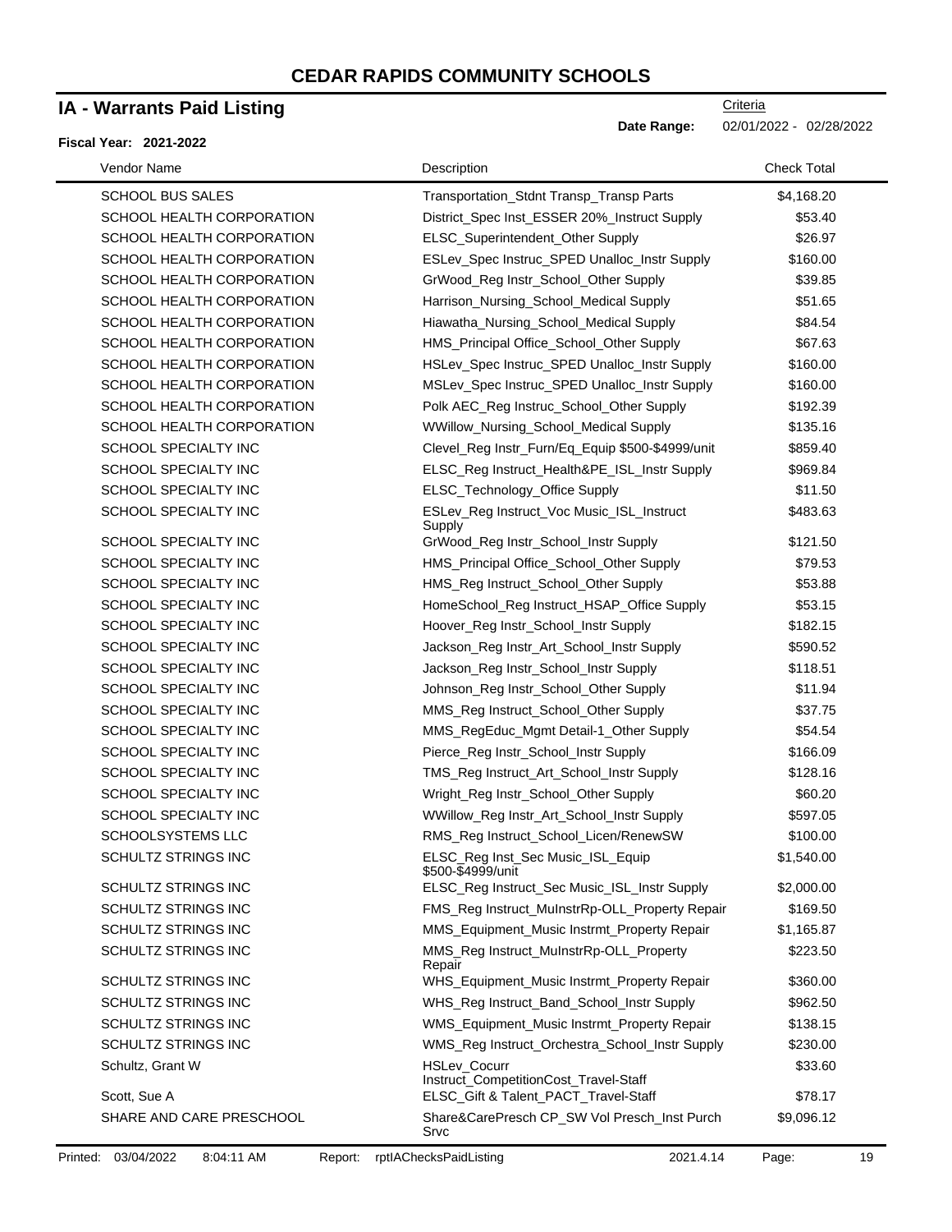# CEDAR RAPIDS COMMUNITY SCHOOLS

## IA - Warrants Paid Listing

**Fiscal Year: 2021-2022**

Criteria

**Date Range:** 02/01/2022 - 02/28/2022

| Vendor Name | Description | Check Total |
|---|---|---|
| SCHOOL BUS SALES | Transportation_Stdnt Transp_Transp Parts | $4,168.20 |
| SCHOOL HEALTH CORPORATION | District_Spec Inst_ESSER 20%_Instruct Supply | $53.40 |
| SCHOOL HEALTH CORPORATION | ELSC_Superintendent_Other Supply | $26.97 |
| SCHOOL HEALTH CORPORATION | ESLev_Spec Instruc_SPED Unalloc_Instr Supply | $160.00 |
| SCHOOL HEALTH CORPORATION | GrWood_Reg Instr_School_Other Supply | $39.85 |
| SCHOOL HEALTH CORPORATION | Harrison_Nursing_School_Medical Supply | $51.65 |
| SCHOOL HEALTH CORPORATION | Hiawatha_Nursing_School_Medical Supply | $84.54 |
| SCHOOL HEALTH CORPORATION | HMS_Principal Office_School_Other Supply | $67.63 |
| SCHOOL HEALTH CORPORATION | HSLev_Spec Instruc_SPED Unalloc_Instr Supply | $160.00 |
| SCHOOL HEALTH CORPORATION | MSLev_Spec Instruc_SPED Unalloc_Instr Supply | $160.00 |
| SCHOOL HEALTH CORPORATION | Polk AEC_Reg Instruc_School_Other Supply | $192.39 |
| SCHOOL HEALTH CORPORATION | WWillow_Nursing_School_Medical Supply | $135.16 |
| SCHOOL SPECIALTY INC | Clevel_Reg Instr_Furn/Eq_Equip $500-$4999/unit | $859.40 |
| SCHOOL SPECIALTY INC | ELSC_Reg Instruct_Health&PE_ISL_Instr Supply | $969.84 |
| SCHOOL SPECIALTY INC | ELSC_Technology_Office Supply | $11.50 |
| SCHOOL SPECIALTY INC | ESLev_Reg Instruct_Voc Music_ISL_Instruct Supply | $483.63 |
| SCHOOL SPECIALTY INC | GrWood_Reg Instr_School_Instr Supply | $121.50 |
| SCHOOL SPECIALTY INC | HMS_Principal Office_School_Other Supply | $79.53 |
| SCHOOL SPECIALTY INC | HMS_Reg Instruct_School_Other Supply | $53.88 |
| SCHOOL SPECIALTY INC | HomeSchool_Reg Instruct_HSAP_Office Supply | $53.15 |
| SCHOOL SPECIALTY INC | Hoover_Reg Instr_School_Instr Supply | $182.15 |
| SCHOOL SPECIALTY INC | Jackson_Reg Instr_Art_School_Instr Supply | $590.52 |
| SCHOOL SPECIALTY INC | Jackson_Reg Instr_School_Instr Supply | $118.51 |
| SCHOOL SPECIALTY INC | Johnson_Reg Instr_School_Other Supply | $11.94 |
| SCHOOL SPECIALTY INC | MMS_Reg Instruct_School_Other Supply | $37.75 |
| SCHOOL SPECIALTY INC | MMS_RegEduc_Mgmt Detail-1_Other Supply | $54.54 |
| SCHOOL SPECIALTY INC | Pierce_Reg Instr_School_Instr Supply | $166.09 |
| SCHOOL SPECIALTY INC | TMS_Reg Instruct_Art_School_Instr Supply | $128.16 |
| SCHOOL SPECIALTY INC | Wright_Reg Instr_School_Other Supply | $60.20 |
| SCHOOL SPECIALTY INC | WWillow_Reg Instr_Art_School_Instr Supply | $597.05 |
| SCHOOLSYSTEMS LLC | RMS_Reg Instruct_School_Licen/RenewSW | $100.00 |
| SCHULTZ STRINGS INC | ELSC_Reg Inst_Sec Music_ISL_Equip $500-$4999/unit | $1,540.00 |
| SCHULTZ STRINGS INC | ELSC_Reg Instruct_Sec Music_ISL_Instr Supply | $2,000.00 |
| SCHULTZ STRINGS INC | FMS_Reg Instruct_MuInstrRp-OLL_Property Repair | $169.50 |
| SCHULTZ STRINGS INC | MMS_Equipment_Music Instrmt_Property Repair | $1,165.87 |
| SCHULTZ STRINGS INC | MMS_Reg Instruct_MuInstrRp-OLL_Property Repair | $223.50 |
| SCHULTZ STRINGS INC | WHS_Equipment_Music Instrmt_Property Repair | $360.00 |
| SCHULTZ STRINGS INC | WHS_Reg Instruct_Band_School_Instr Supply | $962.50 |
| SCHULTZ STRINGS INC | WMS_Equipment_Music Instrmt_Property Repair | $138.15 |
| SCHULTZ STRINGS INC | WMS_Reg Instruct_Orchestra_School_Instr Supply | $230.00 |
| Schultz, Grant W | HSLev_Cocurr Instruct_CompetitionCost_Travel-Staff | $33.60 |
| Scott, Sue A | ELSC_Gift & Talent_PACT_Travel-Staff | $78.17 |
| SHARE AND CARE PRESCHOOL | Share&CarePresch CP_SW Vol Presch_Inst Purch Srvc | $9,096.12 |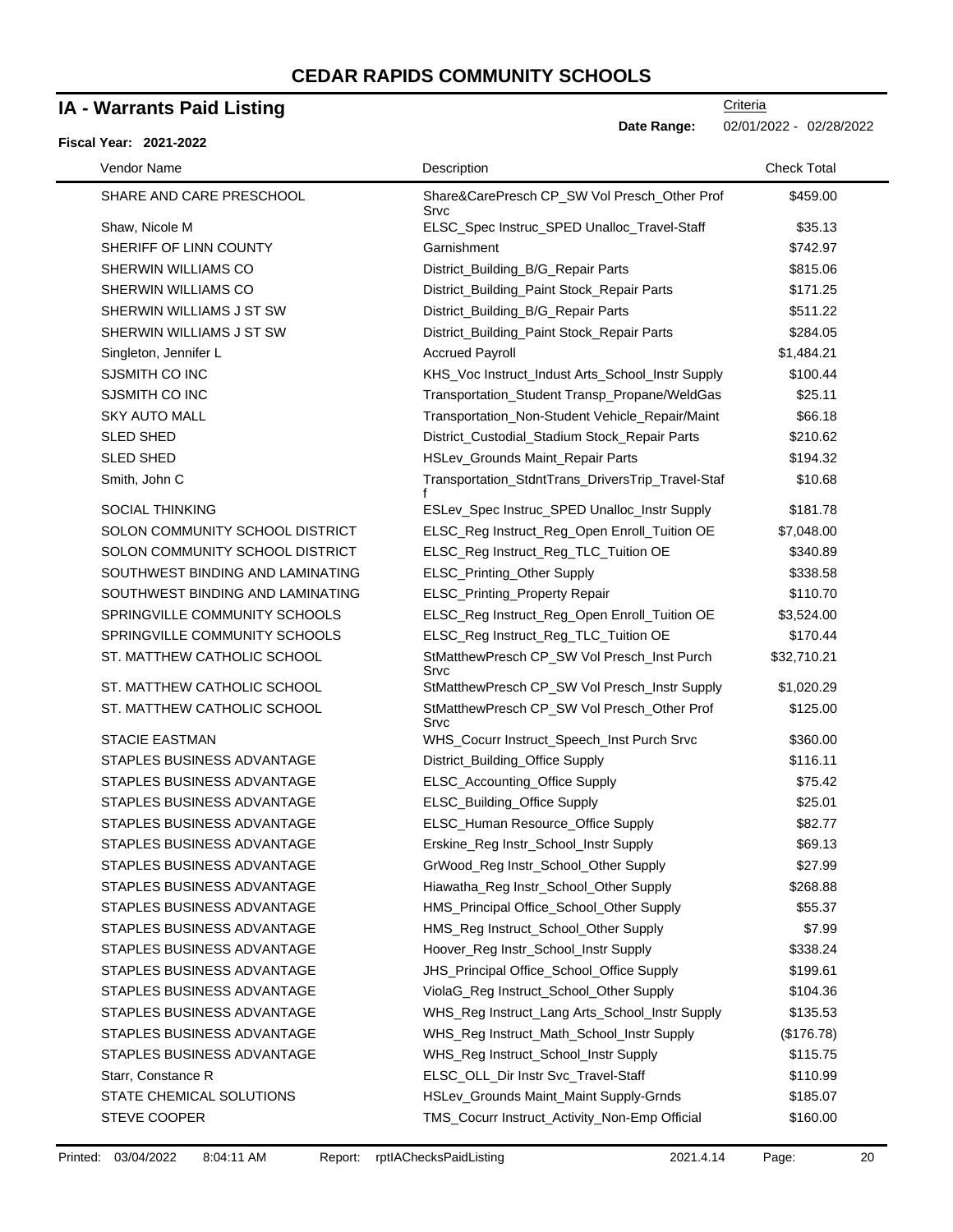# CEDAR RAPIDS COMMUNITY SCHOOLS

## IA - Warrants Paid Listing

Criteria

**Date Range:** 02/01/2022 - 02/28/2022

**Fiscal Year: 2021-2022**

| Vendor Name | Description | Check Total |
|---|---|---|
| SHARE AND CARE PRESCHOOL | Share&CarePresch CP_SW Vol Presch_Other Prof Srvc | $459.00 |
| Shaw, Nicole M | ELSC_Spec Instruc_SPED Unalloc_Travel-Staff | $35.13 |
| SHERIFF OF LINN COUNTY | Garnishment | $742.97 |
| SHERWIN WILLIAMS CO | District_Building_B/G_Repair Parts | $815.06 |
| SHERWIN WILLIAMS CO | District_Building_Paint Stock_Repair Parts | $171.25 |
| SHERWIN WILLIAMS J ST SW | District_Building_B/G_Repair Parts | $511.22 |
| SHERWIN WILLIAMS J ST SW | District_Building_Paint Stock_Repair Parts | $284.05 |
| Singleton, Jennifer L | Accrued Payroll | $1,484.21 |
| SJSMITH CO INC | KHS_Voc Instruct_Indust Arts_School_Instr Supply | $100.44 |
| SJSMITH CO INC | Transportation_Student Transp_Propane/WeldGas | $25.11 |
| SKY AUTO MALL | Transportation_Non-Student Vehicle_Repair/Maint | $66.18 |
| SLED SHED | District_Custodial_Stadium Stock_Repair Parts | $210.62 |
| SLED SHED | HSLev_Grounds Maint_Repair Parts | $194.32 |
| Smith, John C | Transportation_StdntTrans_DriversTrip_Travel-Staff | $10.68 |
| SOCIAL THINKING | ESLev_Spec Instruc_SPED Unalloc_Instr Supply | $181.78 |
| SOLON COMMUNITY SCHOOL DISTRICT | ELSC_Reg Instruct_Reg_Open Enroll_Tuition OE | $7,048.00 |
| SOLON COMMUNITY SCHOOL DISTRICT | ELSC_Reg Instruct_Reg_TLC_Tuition OE | $340.89 |
| SOUTHWEST BINDING AND LAMINATING | ELSC_Printing_Other Supply | $338.58 |
| SOUTHWEST BINDING AND LAMINATING | ELSC_Printing_Property Repair | $110.70 |
| SPRINGVILLE COMMUNITY SCHOOLS | ELSC_Reg Instruct_Reg_Open Enroll_Tuition OE | $3,524.00 |
| SPRINGVILLE COMMUNITY SCHOOLS | ELSC_Reg Instruct_Reg_TLC_Tuition OE | $170.44 |
| ST. MATTHEW CATHOLIC SCHOOL | StMatthewPresch CP_SW Vol Presch_Inst Purch Srvc | $32,710.21 |
| ST. MATTHEW CATHOLIC SCHOOL | StMatthewPresch CP_SW Vol Presch_Instr Supply | $1,020.29 |
| ST. MATTHEW CATHOLIC SCHOOL | StMatthewPresch CP_SW Vol Presch_Other Prof Srvc | $125.00 |
| STACIE EASTMAN | WHS_Cocurr Instruct_Speech_Inst Purch Srvc | $360.00 |
| STAPLES BUSINESS ADVANTAGE | District_Building_Office Supply | $116.11 |
| STAPLES BUSINESS ADVANTAGE | ELSC_Accounting_Office Supply | $75.42 |
| STAPLES BUSINESS ADVANTAGE | ELSC_Building_Office Supply | $25.01 |
| STAPLES BUSINESS ADVANTAGE | ELSC_Human Resource_Office Supply | $82.77 |
| STAPLES BUSINESS ADVANTAGE | Erskine_Reg Instr_School_Instr Supply | $69.13 |
| STAPLES BUSINESS ADVANTAGE | GrWood_Reg Instr_School_Other Supply | $27.99 |
| STAPLES BUSINESS ADVANTAGE | Hiawatha_Reg Instr_School_Other Supply | $268.88 |
| STAPLES BUSINESS ADVANTAGE | HMS_Principal Office_School_Other Supply | $55.37 |
| STAPLES BUSINESS ADVANTAGE | HMS_Reg Instruct_School_Other Supply | $7.99 |
| STAPLES BUSINESS ADVANTAGE | Hoover_Reg Instr_School_Instr Supply | $338.24 |
| STAPLES BUSINESS ADVANTAGE | JHS_Principal Office_School_Office Supply | $199.61 |
| STAPLES BUSINESS ADVANTAGE | ViolaG_Reg Instruct_School_Other Supply | $104.36 |
| STAPLES BUSINESS ADVANTAGE | WHS_Reg Instruct_Lang Arts_School_Instr Supply | $135.53 |
| STAPLES BUSINESS ADVANTAGE | WHS_Reg Instruct_Math_School_Instr Supply | ($176.78) |
| STAPLES BUSINESS ADVANTAGE | WHS_Reg Instruct_School_Instr Supply | $115.75 |
| Starr, Constance R | ELSC_OLL_Dir Instr Svc_Travel-Staff | $110.99 |
| STATE CHEMICAL SOLUTIONS | HSLev_Grounds Maint_Maint Supply-Grnds | $185.07 |
| STEVE COOPER | TMS_Cocurr Instruct_Activity_Non-Emp Official | $160.00 |

Printed: 03/04/2022 8:04:11 AM Report: rptIAChecksPaidListing 2021.4.14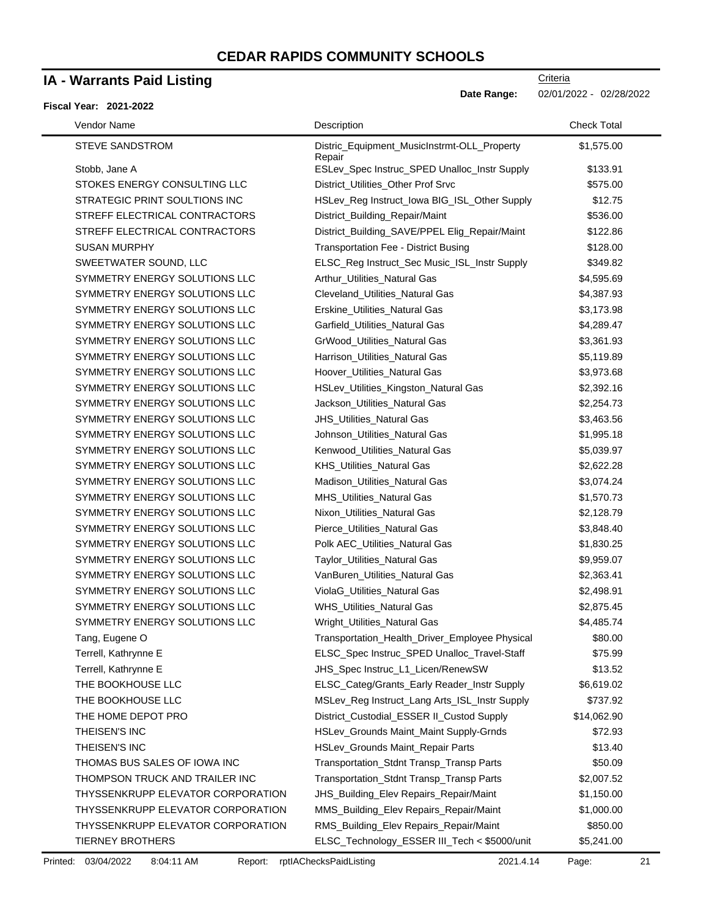# CEDAR RAPIDS COMMUNITY SCHOOLS

## IA - Warrants Paid Listing

Criteria

**Date Range:** 02/01/2022 - 02/28/2022

**Fiscal Year: 2021-2022**

| Vendor Name | Description | Check Total |
|---|---|---|
| STEVE SANDSTROM | Distric_Equipment_MusicInstrmt-OLL_Property Repair | $1,575.00 |
| Stobb, Jane A | ESLev_Spec Instruc_SPED Unalloc_Instr Supply | $133.91 |
| STOKES ENERGY CONSULTING LLC | District_Utilities_Other Prof Srvc | $575.00 |
| STRATEGIC PRINT SOULTIONS INC | HSLev_Reg Instruct_Iowa BIG_ISL_Other Supply | $12.75 |
| STREFF ELECTRICAL CONTRACTORS | District_Building_Repair/Maint | $536.00 |
| STREFF ELECTRICAL CONTRACTORS | District_Building_SAVE/PPEL Elig_Repair/Maint | $122.86 |
| SUSAN MURPHY | Transportation Fee - District Busing | $128.00 |
| SWEETWATER SOUND, LLC | ELSC_Reg Instruct_Sec Music_ISL_Instr Supply | $349.82 |
| SYMMETRY ENERGY SOLUTIONS LLC | Arthur_Utilities_Natural Gas | $4,595.69 |
| SYMMETRY ENERGY SOLUTIONS LLC | Cleveland_Utilities_Natural Gas | $4,387.93 |
| SYMMETRY ENERGY SOLUTIONS LLC | Erskine_Utilities_Natural Gas | $3,173.98 |
| SYMMETRY ENERGY SOLUTIONS LLC | Garfield_Utilities_Natural Gas | $4,289.47 |
| SYMMETRY ENERGY SOLUTIONS LLC | GrWood_Utilities_Natural Gas | $3,361.93 |
| SYMMETRY ENERGY SOLUTIONS LLC | Harrison_Utilities_Natural Gas | $5,119.89 |
| SYMMETRY ENERGY SOLUTIONS LLC | Hoover_Utilities_Natural Gas | $3,973.68 |
| SYMMETRY ENERGY SOLUTIONS LLC | HSLev_Utilities_Kingston_Natural Gas | $2,392.16 |
| SYMMETRY ENERGY SOLUTIONS LLC | Jackson_Utilities_Natural Gas | $2,254.73 |
| SYMMETRY ENERGY SOLUTIONS LLC | JHS_Utilities_Natural Gas | $3,463.56 |
| SYMMETRY ENERGY SOLUTIONS LLC | Johnson_Utilities_Natural Gas | $1,995.18 |
| SYMMETRY ENERGY SOLUTIONS LLC | Kenwood_Utilities_Natural Gas | $5,039.97 |
| SYMMETRY ENERGY SOLUTIONS LLC | KHS_Utilities_Natural Gas | $2,622.28 |
| SYMMETRY ENERGY SOLUTIONS LLC | Madison_Utilities_Natural Gas | $3,074.24 |
| SYMMETRY ENERGY SOLUTIONS LLC | MHS_Utilities_Natural Gas | $1,570.73 |
| SYMMETRY ENERGY SOLUTIONS LLC | Nixon_Utilities_Natural Gas | $2,128.79 |
| SYMMETRY ENERGY SOLUTIONS LLC | Pierce_Utilities_Natural Gas | $3,848.40 |
| SYMMETRY ENERGY SOLUTIONS LLC | Polk AEC_Utilities_Natural Gas | $1,830.25 |
| SYMMETRY ENERGY SOLUTIONS LLC | Taylor_Utilities_Natural Gas | $9,959.07 |
| SYMMETRY ENERGY SOLUTIONS LLC | VanBuren_Utilities_Natural Gas | $2,363.41 |
| SYMMETRY ENERGY SOLUTIONS LLC | ViolaG_Utilities_Natural Gas | $2,498.91 |
| SYMMETRY ENERGY SOLUTIONS LLC | WHS_Utilities_Natural Gas | $2,875.45 |
| SYMMETRY ENERGY SOLUTIONS LLC | Wright_Utilities_Natural Gas | $4,485.74 |
| Tang, Eugene O | Transportation_Health_Driver_Employee Physical | $80.00 |
| Terrell, Kathrynne E | ELSC_Spec Instruc_SPED Unalloc_Travel-Staff | $75.99 |
| Terrell, Kathrynne E | JHS_Spec Instruc_L1_Licen/RenewSW | $13.52 |
| THE BOOKHOUSE LLC | ELSC_Categ/Grants_Early Reader_Instr Supply | $6,619.02 |
| THE BOOKHOUSE LLC | MSLev_Reg Instruct_Lang Arts_ISL_Instr Supply | $737.92 |
| THE HOME DEPOT PRO | District_Custodial_ESSER II_Custod Supply | $14,062.90 |
| THEISEN'S INC | HSLev_Grounds Maint_Maint Supply-Grnds | $72.93 |
| THEISEN'S INC | HSLev_Grounds Maint_Repair Parts | $13.40 |
| THOMAS BUS SALES OF IOWA INC | Transportation_Stdnt Transp_Transp Parts | $50.09 |
| THOMPSON TRUCK AND TRAILER INC | Transportation_Stdnt Transp_Transp Parts | $2,007.52 |
| THYSSENKRUPP ELEVATOR CORPORATION | JHS_Building_Elev Repairs_Repair/Maint | $1,150.00 |
| THYSSENKRUPP ELEVATOR CORPORATION | MMS_Building_Elev Repairs_Repair/Maint | $1,000.00 |
| THYSSENKRUPP ELEVATOR CORPORATION | RMS_Building_Elev Repairs_Repair/Maint | $850.00 |
| TIERNEY BROTHERS | ELSC_Technology_ESSER III_Tech < $5000/unit | $5,241.00 |

Printed: 03/04/2022 8:04:11 AM Report: rptIAChecksPaidListing 2021.4.14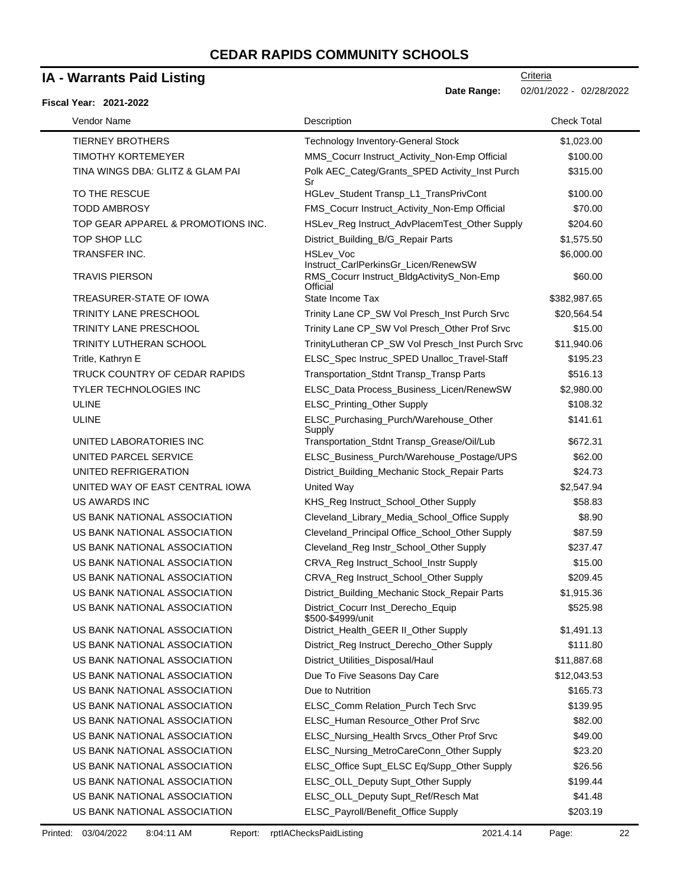# CEDAR RAPIDS COMMUNITY SCHOOLS

## IA - Warrants Paid Listing

Criteria

**Date Range:** 02/01/2022 - 02/28/2022

**Fiscal Year: 2021-2022**

| Vendor Name | Description | Check Total |
|---|---|---|
| TIERNEY BROTHERS | Technology Inventory-General Stock | $1,023.00 |
| TIMOTHY KORTEMEYER | MMS_Cocurr Instruct_Activity_Non-Emp Official | $100.00 |
| TINA WINGS DBA: GLITZ & GLAM PAI | Polk AEC_Categ/Grants_SPED Activity_Inst Purch Sr | $315.00 |
| TO THE RESCUE | HGLev_Student Transp_L1_TransPrivCont | $100.00 |
| TODD AMBROSY | FMS_Cocurr Instruct_Activity_Non-Emp Official | $70.00 |
| TOP GEAR APPAREL & PROMOTIONS INC. | HSLev_Reg Instruct_AdvPlacemTest_Other Supply | $204.60 |
| TOP SHOP LLC | District_Building_B/G_Repair Parts | $1,575.50 |
| TRANSFER INC. | HSLev_Voc Instruct_CarlPerkinsGr_Licen/RenewSW | $6,000.00 |
| TRAVIS PIERSON | RMS_Cocurr Instruct_BldgActivityS_Non-Emp Official | $60.00 |
| TREASURER-STATE OF IOWA | State Income Tax | $382,987.65 |
| TRINITY LANE PRESCHOOL | Trinity Lane CP_SW Vol Presch_Inst Purch Srvc | $20,564.54 |
| TRINITY LANE PRESCHOOL | Trinity Lane CP_SW Vol Presch_Other Prof Srvc | $15.00 |
| TRINITY LUTHERAN SCHOOL | TrinityLutheran CP_SW Vol Presch_Inst Purch Srvc | $11,940.06 |
| Tritle, Kathryn E | ELSC_Spec Instruc_SPED Unalloc_Travel-Staff | $195.23 |
| TRUCK COUNTRY OF CEDAR RAPIDS | Transportation_Stdnt Transp_Transp Parts | $516.13 |
| TYLER TECHNOLOGIES INC | ELSC_Data Process_Business_Licen/RenewSW | $2,980.00 |
| ULINE | ELSC_Printing_Other Supply | $108.32 |
| ULINE | ELSC_Purchasing_Purch/Warehouse_Other Supply | $141.61 |
| UNITED LABORATORIES INC | Transportation_Stdnt Transp_Grease/Oil/Lub | $672.31 |
| UNITED PARCEL SERVICE | ELSC_Business_Purch/Warehouse_Postage/UPS | $62.00 |
| UNITED REFRIGERATION | District_Building_Mechanic Stock_Repair Parts | $24.73 |
| UNITED WAY OF EAST CENTRAL IOWA | United Way | $2,547.94 |
| US AWARDS INC | KHS_Reg Instruct_School_Other Supply | $58.83 |
| US BANK NATIONAL ASSOCIATION | Cleveland_Library_Media_School_Office Supply | $8.90 |
| US BANK NATIONAL ASSOCIATION | Cleveland_Principal Office_School_Other Supply | $87.59 |
| US BANK NATIONAL ASSOCIATION | Cleveland_Reg Instr_School_Other Supply | $237.47 |
| US BANK NATIONAL ASSOCIATION | CRVA_Reg Instruct_School_Instr Supply | $15.00 |
| US BANK NATIONAL ASSOCIATION | CRVA_Reg Instruct_School_Other Supply | $209.45 |
| US BANK NATIONAL ASSOCIATION | District_Building_Mechanic Stock_Repair Parts | $1,915.36 |
| US BANK NATIONAL ASSOCIATION | District_Cocurr Inst_Derecho_Equip $500-$4999/unit | $525.98 |
| US BANK NATIONAL ASSOCIATION | District_Health_GEER II_Other Supply | $1,491.13 |
| US BANK NATIONAL ASSOCIATION | District_Reg Instruct_Derecho_Other Supply | $111.80 |
| US BANK NATIONAL ASSOCIATION | District_Utilities_Disposal/Haul | $11,887.68 |
| US BANK NATIONAL ASSOCIATION | Due To Five Seasons Day Care | $12,043.53 |
| US BANK NATIONAL ASSOCIATION | Due to Nutrition | $165.73 |
| US BANK NATIONAL ASSOCIATION | ELSC_Comm Relation_Purch Tech Srvc | $139.95 |
| US BANK NATIONAL ASSOCIATION | ELSC_Human Resource_Other Prof Srvc | $82.00 |
| US BANK NATIONAL ASSOCIATION | ELSC_Nursing_Health Srvcs_Other Prof Srvc | $49.00 |
| US BANK NATIONAL ASSOCIATION | ELSC_Nursing_MetroCareConn_Other Supply | $23.20 |
| US BANK NATIONAL ASSOCIATION | ELSC_Office Supt_ELSC Eq/Supp_Other Supply | $26.56 |
| US BANK NATIONAL ASSOCIATION | ELSC_OLL_Deputy Supt_Other Supply | $199.44 |
| US BANK NATIONAL ASSOCIATION | ELSC_OLL_Deputy Supt_Ref/Resch Mat | $41.48 |
| US BANK NATIONAL ASSOCIATION | ELSC_Payroll/Benefit_Office Supply | $203.19 |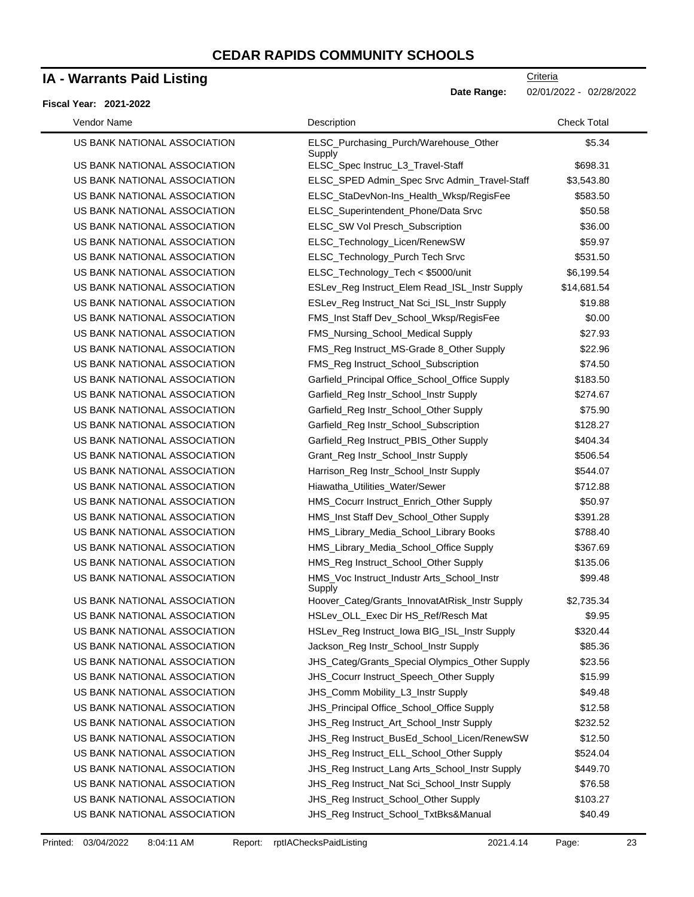# CEDAR RAPIDS COMMUNITY SCHOOLS

## IA - Warrants Paid Listing

Criteria

**Date Range:** 02/01/2022 - 02/28/2022

**Fiscal Year: 2021-2022**

| Vendor Name | Description | Check Total |
|---|---|---|
| US BANK NATIONAL ASSOCIATION | ELSC_Purchasing_Purch/Warehouse_Other Supply | $5.34 |
| US BANK NATIONAL ASSOCIATION | ELSC_Spec Instruc_L3_Travel-Staff | $698.31 |
| US BANK NATIONAL ASSOCIATION | ELSC_SPED Admin_Spec Srvc Admin_Travel-Staff | $3,543.80 |
| US BANK NATIONAL ASSOCIATION | ELSC_StaDevNon-Ins_Health_Wksp/RegisFee | $583.50 |
| US BANK NATIONAL ASSOCIATION | ELSC_Superintendent_Phone/Data Srvc | $50.58 |
| US BANK NATIONAL ASSOCIATION | ELSC_SW Vol Presch_Subscription | $36.00 |
| US BANK NATIONAL ASSOCIATION | ELSC_Technology_Licen/RenewSW | $59.97 |
| US BANK NATIONAL ASSOCIATION | ELSC_Technology_Purch Tech Srvc | $531.50 |
| US BANK NATIONAL ASSOCIATION | ELSC_Technology_Tech < $5000/unit | $6,199.54 |
| US BANK NATIONAL ASSOCIATION | ESLev_Reg Instruct_Elem Read_ISL_Instr Supply | $14,681.54 |
| US BANK NATIONAL ASSOCIATION | ESLev_Reg Instruct_Nat Sci_ISL_Instr Supply | $19.88 |
| US BANK NATIONAL ASSOCIATION | FMS_Inst Staff Dev_School_Wksp/RegisFee | $0.00 |
| US BANK NATIONAL ASSOCIATION | FMS_Nursing_School_Medical Supply | $27.93 |
| US BANK NATIONAL ASSOCIATION | FMS_Reg Instruct_MS-Grade 8_Other Supply | $22.96 |
| US BANK NATIONAL ASSOCIATION | FMS_Reg Instruct_School_Subscription | $74.50 |
| US BANK NATIONAL ASSOCIATION | Garfield_Principal Office_School_Office Supply | $183.50 |
| US BANK NATIONAL ASSOCIATION | Garfield_Reg Instr_School_Instr Supply | $274.67 |
| US BANK NATIONAL ASSOCIATION | Garfield_Reg Instr_School_Other Supply | $75.90 |
| US BANK NATIONAL ASSOCIATION | Garfield_Reg Instr_School_Subscription | $128.27 |
| US BANK NATIONAL ASSOCIATION | Garfield_Reg Instruct_PBIS_Other Supply | $404.34 |
| US BANK NATIONAL ASSOCIATION | Grant_Reg Instr_School_Instr Supply | $506.54 |
| US BANK NATIONAL ASSOCIATION | Harrison_Reg Instr_School_Instr Supply | $544.07 |
| US BANK NATIONAL ASSOCIATION | Hiawatha_Utilities_Water/Sewer | $712.88 |
| US BANK NATIONAL ASSOCIATION | HMS_Cocurr Instruct_Enrich_Other Supply | $50.97 |
| US BANK NATIONAL ASSOCIATION | HMS_Inst Staff Dev_School_Other Supply | $391.28 |
| US BANK NATIONAL ASSOCIATION | HMS_Library_Media_School_Library Books | $788.40 |
| US BANK NATIONAL ASSOCIATION | HMS_Library_Media_School_Office Supply | $367.69 |
| US BANK NATIONAL ASSOCIATION | HMS_Reg Instruct_School_Other Supply | $135.06 |
| US BANK NATIONAL ASSOCIATION | HMS_Voc Instruct_Industr Arts_School_Instr Supply | $99.48 |
| US BANK NATIONAL ASSOCIATION | Hoover_Categ/Grants_InnovatAtRisk_Instr Supply | $2,735.34 |
| US BANK NATIONAL ASSOCIATION | HSLev_OLL_Exec Dir HS_Ref/Resch Mat | $9.95 |
| US BANK NATIONAL ASSOCIATION | HSLev_Reg Instruct_Iowa BIG_ISL_Instr Supply | $320.44 |
| US BANK NATIONAL ASSOCIATION | Jackson_Reg Instr_School_Instr Supply | $85.36 |
| US BANK NATIONAL ASSOCIATION | JHS_Categ/Grants_Special Olympics_Other Supply | $23.56 |
| US BANK NATIONAL ASSOCIATION | JHS_Cocurr Instruct_Speech_Other Supply | $15.99 |
| US BANK NATIONAL ASSOCIATION | JHS_Comm Mobility_L3_Instr Supply | $49.48 |
| US BANK NATIONAL ASSOCIATION | JHS_Principal Office_School_Office Supply | $12.58 |
| US BANK NATIONAL ASSOCIATION | JHS_Reg Instruct_Art_School_Instr Supply | $232.52 |
| US BANK NATIONAL ASSOCIATION | JHS_Reg Instruct_BusEd_School_Licen/RenewSW | $12.50 |
| US BANK NATIONAL ASSOCIATION | JHS_Reg Instruct_ELL_School_Other Supply | $524.04 |
| US BANK NATIONAL ASSOCIATION | JHS_Reg Instruct_Lang Arts_School_Instr Supply | $449.70 |
| US BANK NATIONAL ASSOCIATION | JHS_Reg Instruct_Nat Sci_School_Instr Supply | $76.58 |
| US BANK NATIONAL ASSOCIATION | JHS_Reg Instruct_School_Other Supply | $103.27 |
| US BANK NATIONAL ASSOCIATION | JHS_Reg Instruct_School_TxtBks&Manual | $40.49 |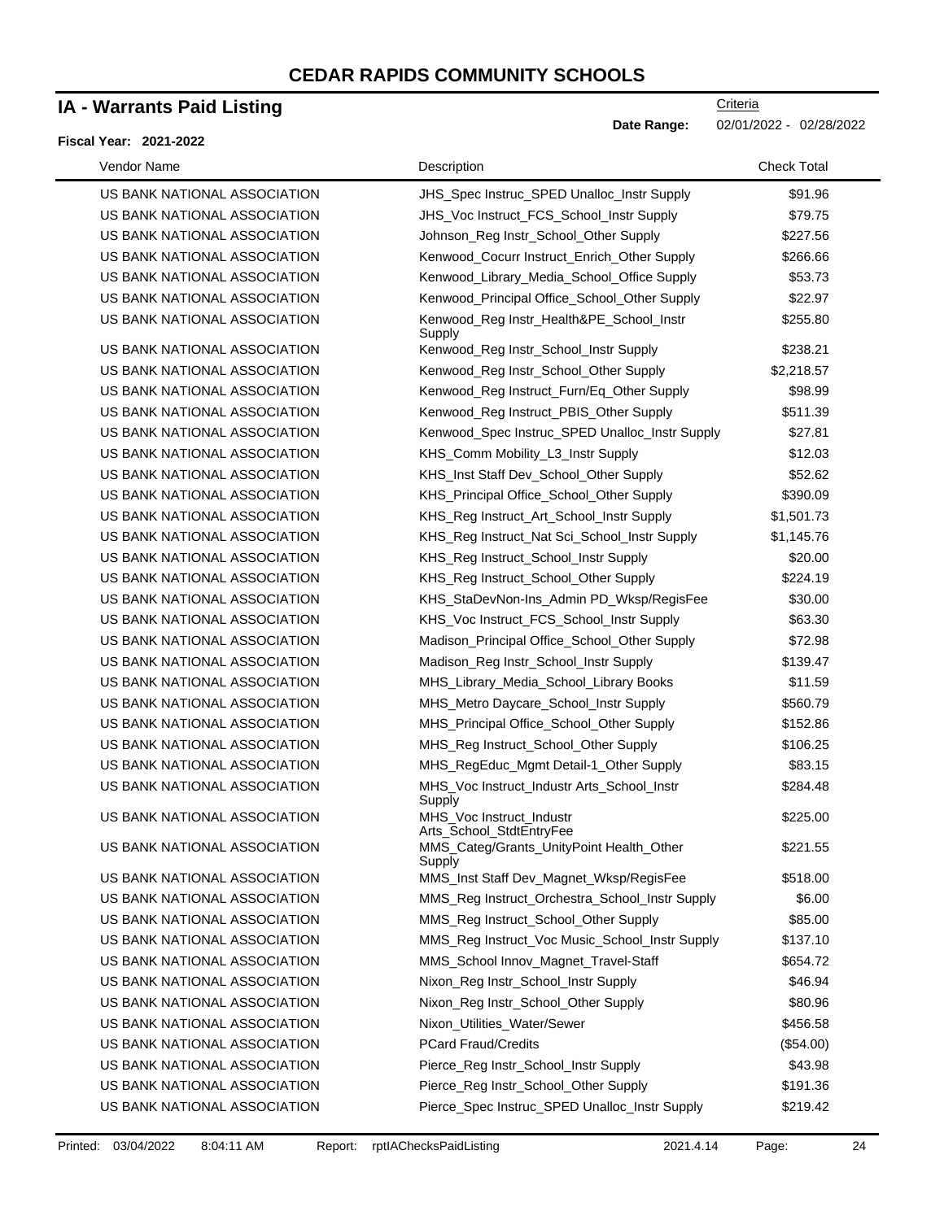# CEDAR RAPIDS COMMUNITY SCHOOLS

## IA - Warrants Paid Listing

**Fiscal Year: 2021-2022**

Criteria

**Date Range:** 02/01/2022 - 02/28/2022

| Vendor Name | Description | Check Total |
|---|---|---|
| US BANK NATIONAL ASSOCIATION | JHS_Spec Instruc_SPED Unalloc_Instr Supply | $91.96 |
| US BANK NATIONAL ASSOCIATION | JHS_Voc Instruct_FCS_School_Instr Supply | $79.75 |
| US BANK NATIONAL ASSOCIATION | Johnson_Reg Instr_School_Other Supply | $227.56 |
| US BANK NATIONAL ASSOCIATION | Kenwood_Cocurr Instruct_Enrich_Other Supply | $266.66 |
| US BANK NATIONAL ASSOCIATION | Kenwood_Library_Media_School_Office Supply | $53.73 |
| US BANK NATIONAL ASSOCIATION | Kenwood_Principal Office_School_Other Supply | $22.97 |
| US BANK NATIONAL ASSOCIATION | Kenwood_Reg Instr_Health&PE_School_Instr Supply | $255.80 |
| US BANK NATIONAL ASSOCIATION | Kenwood_Reg Instr_School_Instr Supply | $238.21 |
| US BANK NATIONAL ASSOCIATION | Kenwood_Reg Instr_School_Other Supply | $2,218.57 |
| US BANK NATIONAL ASSOCIATION | Kenwood_Reg Instruct_Furn/Eq_Other Supply | $98.99 |
| US BANK NATIONAL ASSOCIATION | Kenwood_Reg Instruct_PBIS_Other Supply | $511.39 |
| US BANK NATIONAL ASSOCIATION | Kenwood_Spec Instruc_SPED Unalloc_Instr Supply | $27.81 |
| US BANK NATIONAL ASSOCIATION | KHS_Comm Mobility_L3_Instr Supply | $12.03 |
| US BANK NATIONAL ASSOCIATION | KHS_Inst Staff Dev_School_Other Supply | $52.62 |
| US BANK NATIONAL ASSOCIATION | KHS_Principal Office_School_Other Supply | $390.09 |
| US BANK NATIONAL ASSOCIATION | KHS_Reg Instruct_Art_School_Instr Supply | $1,501.73 |
| US BANK NATIONAL ASSOCIATION | KHS_Reg Instruct_Nat Sci_School_Instr Supply | $1,145.76 |
| US BANK NATIONAL ASSOCIATION | KHS_Reg Instruct_School_Instr Supply | $20.00 |
| US BANK NATIONAL ASSOCIATION | KHS_Reg Instruct_School_Other Supply | $224.19 |
| US BANK NATIONAL ASSOCIATION | KHS_StaDevNon-Ins_Admin PD_Wksp/RegisFee | $30.00 |
| US BANK NATIONAL ASSOCIATION | KHS_Voc Instruct_FCS_School_Instr Supply | $63.30 |
| US BANK NATIONAL ASSOCIATION | Madison_Principal Office_School_Other Supply | $72.98 |
| US BANK NATIONAL ASSOCIATION | Madison_Reg Instr_School_Instr Supply | $139.47 |
| US BANK NATIONAL ASSOCIATION | MHS_Library_Media_School_Library Books | $11.59 |
| US BANK NATIONAL ASSOCIATION | MHS_Metro Daycare_School_Instr Supply | $560.79 |
| US BANK NATIONAL ASSOCIATION | MHS_Principal Office_School_Other Supply | $152.86 |
| US BANK NATIONAL ASSOCIATION | MHS_Reg Instruct_School_Other Supply | $106.25 |
| US BANK NATIONAL ASSOCIATION | MHS_RegEduc_Mgmt Detail-1_Other Supply | $83.15 |
| US BANK NATIONAL ASSOCIATION | MHS_Voc Instruct_Industr Arts_School_Instr Supply | $284.48 |
| US BANK NATIONAL ASSOCIATION | MHS_Voc Instruct_Industr Arts_School_StdtEntryFee | $225.00 |
| US BANK NATIONAL ASSOCIATION | MMS_Categ/Grants_UnityPoint Health_Other Supply | $221.55 |
| US BANK NATIONAL ASSOCIATION | MMS_Inst Staff Dev_Magnet_Wksp/RegisFee | $518.00 |
| US BANK NATIONAL ASSOCIATION | MMS_Reg Instruct_Orchestra_School_Instr Supply | $6.00 |
| US BANK NATIONAL ASSOCIATION | MMS_Reg Instruct_School_Other Supply | $85.00 |
| US BANK NATIONAL ASSOCIATION | MMS_Reg Instruct_Voc Music_School_Instr Supply | $137.10 |
| US BANK NATIONAL ASSOCIATION | MMS_School Innov_Magnet_Travel-Staff | $654.72 |
| US BANK NATIONAL ASSOCIATION | Nixon_Reg Instr_School_Instr Supply | $46.94 |
| US BANK NATIONAL ASSOCIATION | Nixon_Reg Instr_School_Other Supply | $80.96 |
| US BANK NATIONAL ASSOCIATION | Nixon_Utilities_Water/Sewer | $456.58 |
| US BANK NATIONAL ASSOCIATION | PCard Fraud/Credits | ($54.00) |
| US BANK NATIONAL ASSOCIATION | Pierce_Reg Instr_School_Instr Supply | $43.98 |
| US BANK NATIONAL ASSOCIATION | Pierce_Reg Instr_School_Other Supply | $191.36 |
| US BANK NATIONAL ASSOCIATION | Pierce_Spec Instruc_SPED Unalloc_Instr Supply | $219.42 |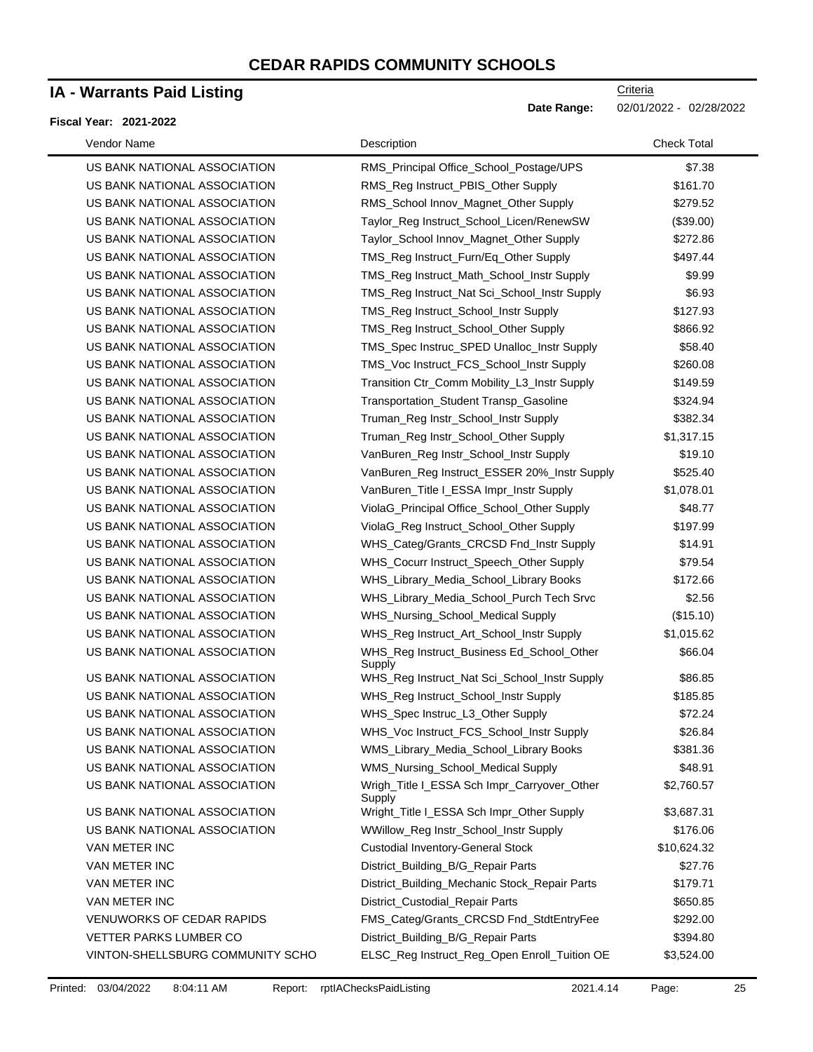# CEDAR RAPIDS COMMUNITY SCHOOLS

## IA - Warrants Paid Listing

Criteria

**Date Range:** 02/01/2022 - 02/28/2022

**Fiscal Year: 2021-2022**

| Vendor Name | Description | Check Total |
|---|---|---|
| US BANK NATIONAL ASSOCIATION | RMS_Principal Office_School_Postage/UPS | $7.38 |
| US BANK NATIONAL ASSOCIATION | RMS_Reg Instruct_PBIS_Other Supply | $161.70 |
| US BANK NATIONAL ASSOCIATION | RMS_School Innov_Magnet_Other Supply | $279.52 |
| US BANK NATIONAL ASSOCIATION | Taylor_Reg Instruct_School_Licen/RenewSW | ($39.00) |
| US BANK NATIONAL ASSOCIATION | Taylor_School Innov_Magnet_Other Supply | $272.86 |
| US BANK NATIONAL ASSOCIATION | TMS_Reg Instruct_Furn/Eq_Other Supply | $497.44 |
| US BANK NATIONAL ASSOCIATION | TMS_Reg Instruct_Math_School_Instr Supply | $9.99 |
| US BANK NATIONAL ASSOCIATION | TMS_Reg Instruct_Nat Sci_School_Instr Supply | $6.93 |
| US BANK NATIONAL ASSOCIATION | TMS_Reg Instruct_School_Instr Supply | $127.93 |
| US BANK NATIONAL ASSOCIATION | TMS_Reg Instruct_School_Other Supply | $866.92 |
| US BANK NATIONAL ASSOCIATION | TMS_Spec Instruc_SPED Unalloc_Instr Supply | $58.40 |
| US BANK NATIONAL ASSOCIATION | TMS_Voc Instruct_FCS_School_Instr Supply | $260.08 |
| US BANK NATIONAL ASSOCIATION | Transition Ctr_Comm Mobility_L3_Instr Supply | $149.59 |
| US BANK NATIONAL ASSOCIATION | Transportation_Student Transp_Gasoline | $324.94 |
| US BANK NATIONAL ASSOCIATION | Truman_Reg Instr_School_Instr Supply | $382.34 |
| US BANK NATIONAL ASSOCIATION | Truman_Reg Instr_School_Other Supply | $1,317.15 |
| US BANK NATIONAL ASSOCIATION | VanBuren_Reg Instr_School_Instr Supply | $19.10 |
| US BANK NATIONAL ASSOCIATION | VanBuren_Reg Instruct_ESSER 20%_Instr Supply | $525.40 |
| US BANK NATIONAL ASSOCIATION | VanBuren_Title I_ESSA Impr_Instr Supply | $1,078.01 |
| US BANK NATIONAL ASSOCIATION | ViolaG_Principal Office_School_Other Supply | $48.77 |
| US BANK NATIONAL ASSOCIATION | ViolaG_Reg Instruct_School_Other Supply | $197.99 |
| US BANK NATIONAL ASSOCIATION | WHS_Categ/Grants_CRCSD Fnd_Instr Supply | $14.91 |
| US BANK NATIONAL ASSOCIATION | WHS_Cocurr Instruct_Speech_Other Supply | $79.54 |
| US BANK NATIONAL ASSOCIATION | WHS_Library_Media_School_Library Books | $172.66 |
| US BANK NATIONAL ASSOCIATION | WHS_Library_Media_School_Purch Tech Srvc | $2.56 |
| US BANK NATIONAL ASSOCIATION | WHS_Nursing_School_Medical Supply | ($15.10) |
| US BANK NATIONAL ASSOCIATION | WHS_Reg Instruct_Art_School_Instr Supply | $1,015.62 |
| US BANK NATIONAL ASSOCIATION | WHS_Reg Instruct_Business Ed_School_Other Supply | $66.04 |
| US BANK NATIONAL ASSOCIATION | WHS_Reg Instruct_Nat Sci_School_Instr Supply | $86.85 |
| US BANK NATIONAL ASSOCIATION | WHS_Reg Instruct_School_Instr Supply | $185.85 |
| US BANK NATIONAL ASSOCIATION | WHS_Spec Instruc_L3_Other Supply | $72.24 |
| US BANK NATIONAL ASSOCIATION | WHS_Voc Instruct_FCS_School_Instr Supply | $26.84 |
| US BANK NATIONAL ASSOCIATION | WMS_Library_Media_School_Library Books | $381.36 |
| US BANK NATIONAL ASSOCIATION | WMS_Nursing_School_Medical Supply | $48.91 |
| US BANK NATIONAL ASSOCIATION | Wrigh_Title I_ESSA Sch Impr_Carryover_Other Supply | $2,760.57 |
| US BANK NATIONAL ASSOCIATION | Wright_Title I_ESSA Sch Impr_Other Supply | $3,687.31 |
| US BANK NATIONAL ASSOCIATION | WWillow_Reg Instr_School_Instr Supply | $176.06 |
| VAN METER INC | Custodial Inventory-General Stock | $10,624.32 |
| VAN METER INC | District_Building_B/G_Repair Parts | $27.76 |
| VAN METER INC | District_Building_Mechanic Stock_Repair Parts | $179.71 |
| VAN METER INC | District_Custodial_Repair Parts | $650.85 |
| VENUWORKS OF CEDAR RAPIDS | FMS_Categ/Grants_CRCSD Fnd_StdtEntryFee | $292.00 |
| VETTER PARKS LUMBER CO | District_Building_B/G_Repair Parts | $394.80 |
| VINTON-SHELLSBURG COMMUNITY SCHO | ELSC_Reg Instruct_Reg_Open Enroll_Tuition OE | $3,524.00 |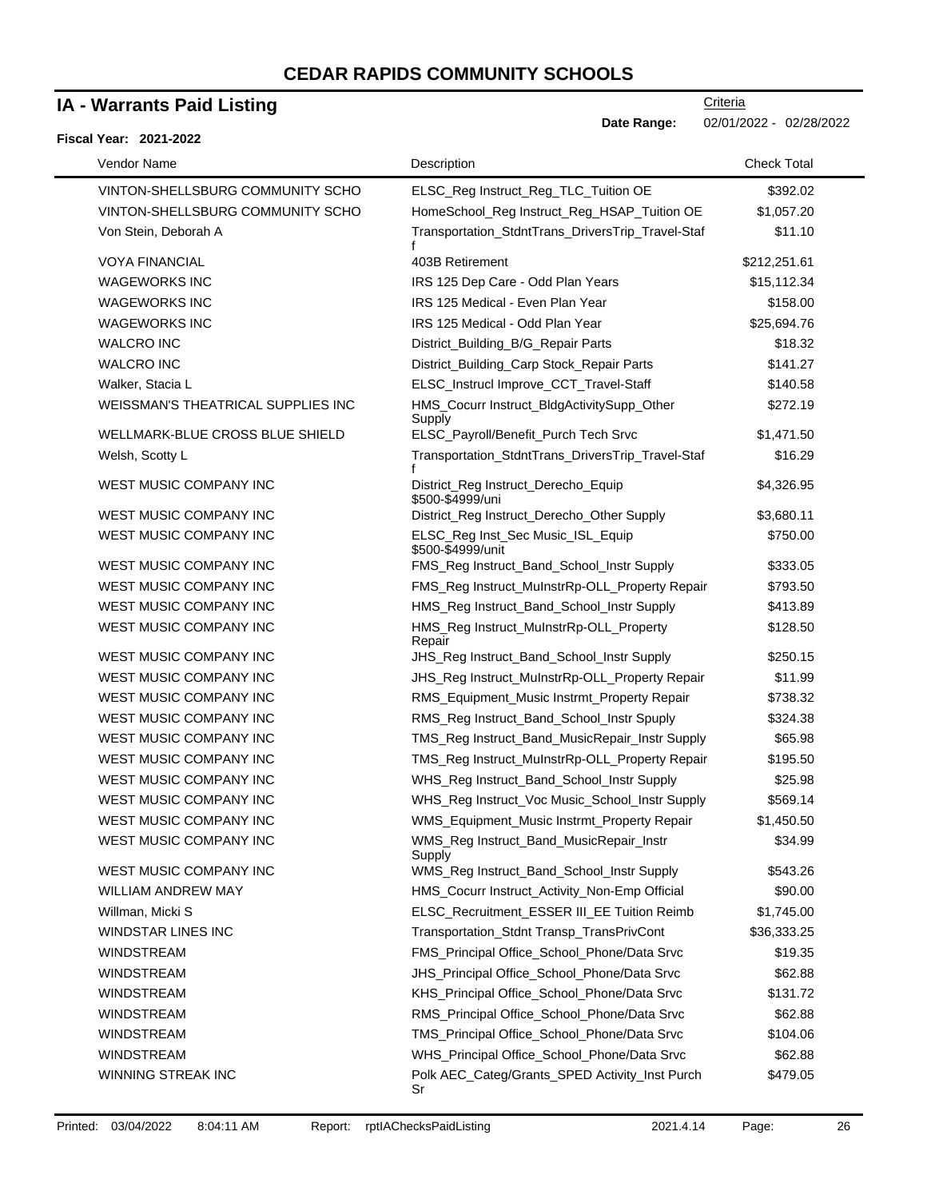# CEDAR RAPIDS COMMUNITY SCHOOLS

## IA - Warrants Paid Listing

Criteria

**Date Range:** 02/01/2022 - 02/28/2022

**Fiscal Year: 2021-2022**

| Vendor Name | Description | Check Total |
|---|---|---|
| VINTON-SHELLSBURG COMMUNITY SCHO | ELSC_Reg Instruct_Reg_TLC_Tuition OE | $392.02 |
| VINTON-SHELLSBURG COMMUNITY SCHO | HomeSchool_Reg Instruct_Reg_HSAP_Tuition OE | $1,057.20 |
| Von Stein, Deborah A | Transportation_StdntTrans_DriversTrip_Travel-Staff | $11.10 |
| VOYA FINANCIAL | 403B Retirement | $212,251.61 |
| WAGEWORKS INC | IRS 125 Dep Care - Odd Plan Years | $15,112.34 |
| WAGEWORKS INC | IRS 125 Medical - Even Plan Year | $158.00 |
| WAGEWORKS INC | IRS 125 Medical - Odd Plan Year | $25,694.76 |
| WALCRO INC | District_Building_B/G_Repair Parts | $18.32 |
| WALCRO INC | District_Building_Carp Stock_Repair Parts | $141.27 |
| Walker, Stacia L | ELSC_Instrucl Improve_CCT_Travel-Staff | $140.58 |
| WEISSMAN'S THEATRICAL SUPPLIES INC | HMS_Cocurr Instruct_BldgActivitySupp_Other Supply | $272.19 |
| WELLMARK-BLUE CROSS BLUE SHIELD | ELSC_Payroll/Benefit_Purch Tech Srvc | $1,471.50 |
| Welsh, Scotty L | Transportation_StdntTrans_DriversTrip_Travel-Staff | $16.29 |
| WEST MUSIC COMPANY INC | District_Reg Instruct_Derecho_Equip $500-$4999/uni | $4,326.95 |
| WEST MUSIC COMPANY INC | District_Reg Instruct_Derecho_Other Supply | $3,680.11 |
| WEST MUSIC COMPANY INC | ELSC_Reg Inst_Sec Music_ISL_Equip $500-$4999/unit | $750.00 |
| WEST MUSIC COMPANY INC | FMS_Reg Instruct_Band_School_Instr Supply | $333.05 |
| WEST MUSIC COMPANY INC | FMS_Reg Instruct_MuInstrRp-OLL_Property Repair | $793.50 |
| WEST MUSIC COMPANY INC | HMS_Reg Instruct_Band_School_Instr Supply | $413.89 |
| WEST MUSIC COMPANY INC | HMS_Reg Instruct_MuInstrRp-OLL_Property Repair | $128.50 |
| WEST MUSIC COMPANY INC | JHS_Reg Instruct_Band_School_Instr Supply | $250.15 |
| WEST MUSIC COMPANY INC | JHS_Reg Instruct_MuInstrRp-OLL_Property Repair | $11.99 |
| WEST MUSIC COMPANY INC | RMS_Equipment_Music Instrmt_Property Repair | $738.32 |
| WEST MUSIC COMPANY INC | RMS_Reg Instruct_Band_School_Instr Spuply | $324.38 |
| WEST MUSIC COMPANY INC | TMS_Reg Instruct_Band_MusicRepair_Instr Supply | $65.98 |
| WEST MUSIC COMPANY INC | TMS_Reg Instruct_MuInstrRp-OLL_Property Repair | $195.50 |
| WEST MUSIC COMPANY INC | WHS_Reg Instruct_Band_School_Instr Supply | $25.98 |
| WEST MUSIC COMPANY INC | WHS_Reg Instruct_Voc Music_School_Instr Supply | $569.14 |
| WEST MUSIC COMPANY INC | WMS_Equipment_Music Instrmt_Property Repair | $1,450.50 |
| WEST MUSIC COMPANY INC | WMS_Reg Instruct_Band_MusicRepair_Instr Supply | $34.99 |
| WEST MUSIC COMPANY INC | WMS_Reg Instruct_Band_School_Instr Supply | $543.26 |
| WILLIAM ANDREW MAY | HMS_Cocurr Instruct_Activity_Non-Emp Official | $90.00 |
| Willman, Micki S | ELSC_Recruitment_ESSER III_EE Tuition Reimb | $1,745.00 |
| WINDSTAR LINES INC | Transportation_Stdnt Transp_TransPrivCont | $36,333.25 |
| WINDSTREAM | FMS_Principal Office_School_Phone/Data Srvc | $19.35 |
| WINDSTREAM | JHS_Principal Office_School_Phone/Data Srvc | $62.88 |
| WINDSTREAM | KHS_Principal Office_School_Phone/Data Srvc | $131.72 |
| WINDSTREAM | RMS_Principal Office_School_Phone/Data Srvc | $62.88 |
| WINDSTREAM | TMS_Principal Office_School_Phone/Data Srvc | $104.06 |
| WINDSTREAM | WHS_Principal Office_School_Phone/Data Srvc | $62.88 |
| WINNING STREAK INC | Polk AEC_Categ/Grants_SPED Activity_Inst Purch Sr | $479.05 |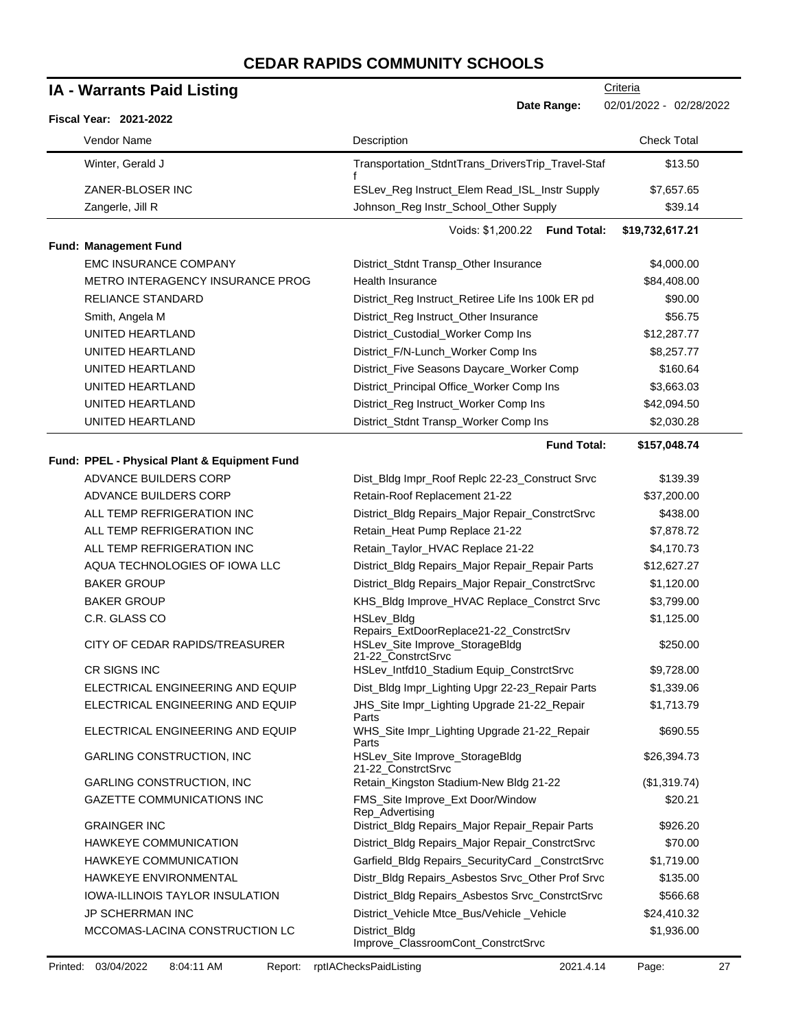# CEDAR RAPIDS COMMUNITY SCHOOLS

## IA - Warrants Paid Listing

Criteria

**Date Range:** 02/01/2022 - 02/28/2022

**Fiscal Year: 2021-2022**

| Vendor Name | Description | Check Total |
|---|---|---|
| Winter, Gerald J | Transportation_StdntTrans_DriversTrip_Travel-Staff | $13.50 |
| ZANER-BLOSER INC | ESLev_Reg Instruct_Elem Read_ISL_Instr Supply | $7,657.65 |
| Zangerle, Jill R | Johnson_Reg Instr_School_Other Supply | $39.14 |
| | Voids: $1,200.22 **Fund Total:** | **$19,732,617.21** |

**Fund: Management Fund**

| Vendor Name | Description | Check Total |
|---|---|---|
| EMC INSURANCE COMPANY | District_Stdnt Transp_Other Insurance | $4,000.00 |
| METRO INTERAGENCY INSURANCE PROG | Health Insurance | $84,408.00 |
| RELIANCE STANDARD | District_Reg Instruct_Retiree Life Ins 100k ER pd | $90.00 |
| Smith, Angela M | District_Reg Instruct_Other Insurance | $56.75 |
| UNITED HEARTLAND | District_Custodial_Worker Comp Ins | $12,287.77 |
| UNITED HEARTLAND | District_F/N-Lunch_Worker Comp Ins | $8,257.77 |
| UNITED HEARTLAND | District_Five Seasons Daycare_Worker Comp | $160.64 |
| UNITED HEARTLAND | District_Principal Office_Worker Comp Ins | $3,663.03 |
| UNITED HEARTLAND | District_Reg Instruct_Worker Comp Ins | $42,094.50 |
| UNITED HEARTLAND | District_Stdnt Transp_Worker Comp Ins | $2,030.28 |
| | **Fund Total:** | **$157,048.74** |

**Fund: PPEL - Physical Plant & Equipment Fund**

| Vendor Name | Description | Check Total |
|---|---|---|
| ADVANCE BUILDERS CORP | Dist_Bldg Impr_Roof Replc 22-23_Construct Srvc | $139.39 |
| ADVANCE BUILDERS CORP | Retain-Roof Replacement 21-22 | $37,200.00 |
| ALL TEMP REFRIGERATION INC | District_Bldg Repairs_Major Repair_ConstrctSrvc | $438.00 |
| ALL TEMP REFRIGERATION INC | Retain_Heat Pump Replace 21-22 | $7,878.72 |
| ALL TEMP REFRIGERATION INC | Retain_Taylor_HVAC Replace 21-22 | $4,170.73 |
| AQUA TECHNOLOGIES OF IOWA LLC | District_Bldg Repairs_Major Repair_Repair Parts | $12,627.27 |
| BAKER GROUP | District_Bldg Repairs_Major Repair_ConstrctSrvc | $1,120.00 |
| BAKER GROUP | KHS_Bldg Improve_HVAC Replace_Constrct Srvc | $3,799.00 |
| C.R. GLASS CO | HSLev_Bldg Repairs_ExtDoorReplace21-22_ConstrctSrv | $1,125.00 |
| CITY OF CEDAR RAPIDS/TREASURER | HSLev_Site Improve_StorageBldg 21-22_ConstrctSrvc | $250.00 |
| CR SIGNS INC | HSLev_Intfd10_Stadium Equip_ConstrctSrvc | $9,728.00 |
| ELECTRICAL ENGINEERING AND EQUIP | Dist_Bldg Impr_Lighting Upgr 22-23_Repair Parts | $1,339.06 |
| ELECTRICAL ENGINEERING AND EQUIP | JHS_Site Impr_Lighting Upgrade 21-22_Repair Parts | $1,713.79 |
| ELECTRICAL ENGINEERING AND EQUIP | WHS_Site Impr_Lighting Upgrade 21-22_Repair Parts | $690.55 |
| GARLING CONSTRUCTION, INC | HSLev_Site Improve_StorageBldg 21-22_ConstrctSrvc | $26,394.73 |
| GARLING CONSTRUCTION, INC | Retain_Kingston Stadium-New Bldg 21-22 | ($1,319.74) |
| GAZETTE COMMUNICATIONS INC | FMS_Site Improve_Ext Door/Window Rep_Advertising | $20.21 |
| GRAINGER INC | District_Bldg Repairs_Major Repair_Repair Parts | $926.20 |
| HAWKEYE COMMUNICATION | District_Bldg Repairs_Major Repair_ConstrctSrvc | $70.00 |
| HAWKEYE COMMUNICATION | Garfield_Bldg Repairs_SecurityCard _ConstrctSrvc | $1,719.00 |
| HAWKEYE ENVIRONMENTAL | Distr_Bldg Repairs_Asbestos Srvc_Other Prof Srvc | $135.00 |
| IOWA-ILLINOIS TAYLOR INSULATION | District_Bldg Repairs_Asbestos Srvc_ConstrctSrvc | $566.68 |
| JP SCHERRMAN INC | District_Vehicle Mtce_Bus/Vehicle _Vehicle | $24,410.32 |
| MCCOMAS-LACINA CONSTRUCTION LC | District_Bldg Improve_ClassroomCont_ConstrctSrvc | $1,936.00 |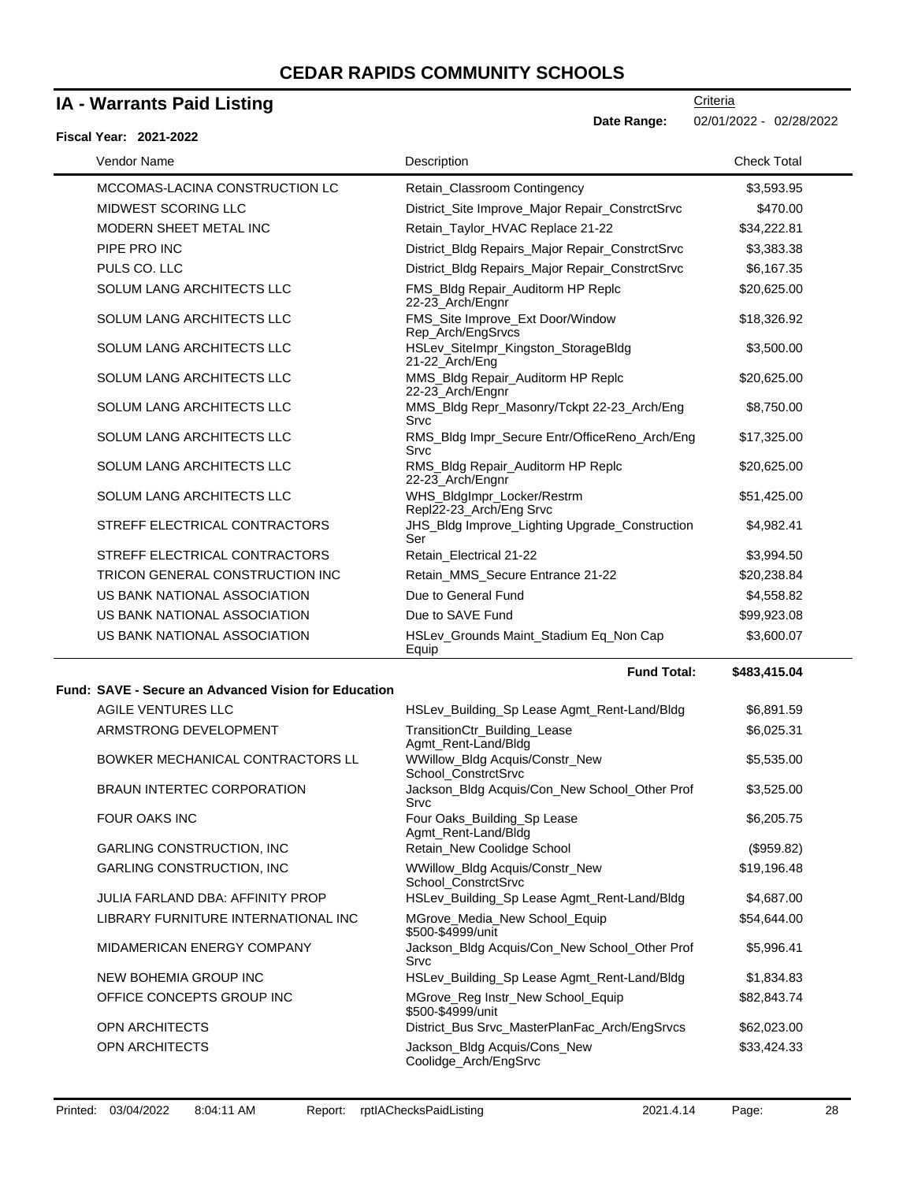# CEDAR RAPIDS COMMUNITY SCHOOLS

## IA - Warrants Paid Listing

Criteria

**Date Range:** 02/01/2022 - 02/28/2022

**Fiscal Year: 2021-2022**

| Vendor Name | Description | Check Total |
|---|---|---|
| MCCOMAS-LACINA CONSTRUCTION LC | Retain_Classroom Contingency | $3,593.95 |
| MIDWEST SCORING LLC | District_Site Improve_Major Repair_ConstrctSrvc | $470.00 |
| MODERN SHEET METAL INC | Retain_Taylor_HVAC Replace 21-22 | $34,222.81 |
| PIPE PRO INC | District_Bldg Repairs_Major Repair_ConstrctSrvc | $3,383.38 |
| PULS CO. LLC | District_Bldg Repairs_Major Repair_ConstrctSrvc | $6,167.35 |
| SOLUM LANG ARCHITECTS LLC | FMS_Bldg Repair_Auditorm HP Replc 22-23_Arch/Engnr | $20,625.00 |
| SOLUM LANG ARCHITECTS LLC | FMS_Site Improve_Ext Door/Window Rep_Arch/EngSrvcs | $18,326.92 |
| SOLUM LANG ARCHITECTS LLC | HSLev_SiteImpr_Kingston_StorageBldg 21-22_Arch/Eng | $3,500.00 |
| SOLUM LANG ARCHITECTS LLC | MMS_Bldg Repair_Auditorm HP Replc 22-23_Arch/Engnr | $20,625.00 |
| SOLUM LANG ARCHITECTS LLC | MMS_Bldg Repr_Masonry/Tckpt 22-23_Arch/Eng Srvc | $8,750.00 |
| SOLUM LANG ARCHITECTS LLC | RMS_Bldg Impr_Secure Entr/OfficeReno_Arch/Eng Srvc | $17,325.00 |
| SOLUM LANG ARCHITECTS LLC | RMS_Bldg Repair_Auditorm HP Replc 22-23_Arch/Engnr | $20,625.00 |
| SOLUM LANG ARCHITECTS LLC | WHS_BldgImpr_Locker/Restrm Repl22-23_Arch/Eng Srvc | $51,425.00 |
| STREFF ELECTRICAL CONTRACTORS | JHS_Bldg Improve_Lighting Upgrade_Construction Ser | $4,982.41 |
| STREFF ELECTRICAL CONTRACTORS | Retain_Electrical 21-22 | $3,994.50 |
| TRICON GENERAL CONSTRUCTION INC | Retain_MMS_Secure Entrance 21-22 | $20,238.84 |
| US BANK NATIONAL ASSOCIATION | Due to General Fund | $4,558.82 |
| US BANK NATIONAL ASSOCIATION | Due to SAVE Fund | $99,923.08 |
| US BANK NATIONAL ASSOCIATION | HSLev_Grounds Maint_Stadium Eq_Non Cap Equip | $3,600.07 |
| | **Fund Total:** | **$483,415.04** |

**Fund: SAVE - Secure an Advanced Vision for Education**

| Vendor Name | Description | Check Total |
|---|---|---|
| AGILE VENTURES LLC | HSLev_Building_Sp Lease Agmt_Rent-Land/Bldg | $6,891.59 |
| ARMSTRONG DEVELOPMENT | TransitionCtr_Building_Lease Agmt_Rent-Land/Bldg | $6,025.31 |
| BOWKER MECHANICAL CONTRACTORS LL | WWillow_Bldg Acquis/Constr_New School_ConstrctSrvc | $5,535.00 |
| BRAUN INTERTEC CORPORATION | Jackson_Bldg Acquis/Con_New School_Other Prof Srvc | $3,525.00 |
| FOUR OAKS INC | Four Oaks_Building_Sp Lease Agmt_Rent-Land/Bldg | $6,205.75 |
| GARLING CONSTRUCTION, INC | Retain_New Coolidge School | ($959.82) |
| GARLING CONSTRUCTION, INC | WWillow_Bldg Acquis/Constr_New School_ConstrctSrvc | $19,196.48 |
| JULIA FARLAND DBA: AFFINITY PROP | HSLev_Building_Sp Lease Agmt_Rent-Land/Bldg | $4,687.00 |
| LIBRARY FURNITURE INTERNATIONAL INC | MGrove_Media_New School_Equip $500-$4999/unit | $54,644.00 |
| MIDAMERICAN ENERGY COMPANY | Jackson_Bldg Acquis/Con_New School_Other Prof Srvc | $5,996.41 |
| NEW BOHEMIA GROUP INC | HSLev_Building_Sp Lease Agmt_Rent-Land/Bldg | $1,834.83 |
| OFFICE CONCEPTS GROUP INC | MGrove_Reg Instr_New School_Equip $500-$4999/unit | $82,843.74 |
| OPN ARCHITECTS | District_Bus Srvc_MasterPlanFac_Arch/EngSrvcs | $62,023.00 |
| OPN ARCHITECTS | Jackson_Bldg Acquis/Cons_New Coolidge_Arch/EngSrvc | $33,424.33 |

Printed: 03/04/2022 8:04:11 AM Report: rptIAChecksPaidListing 2021.4.14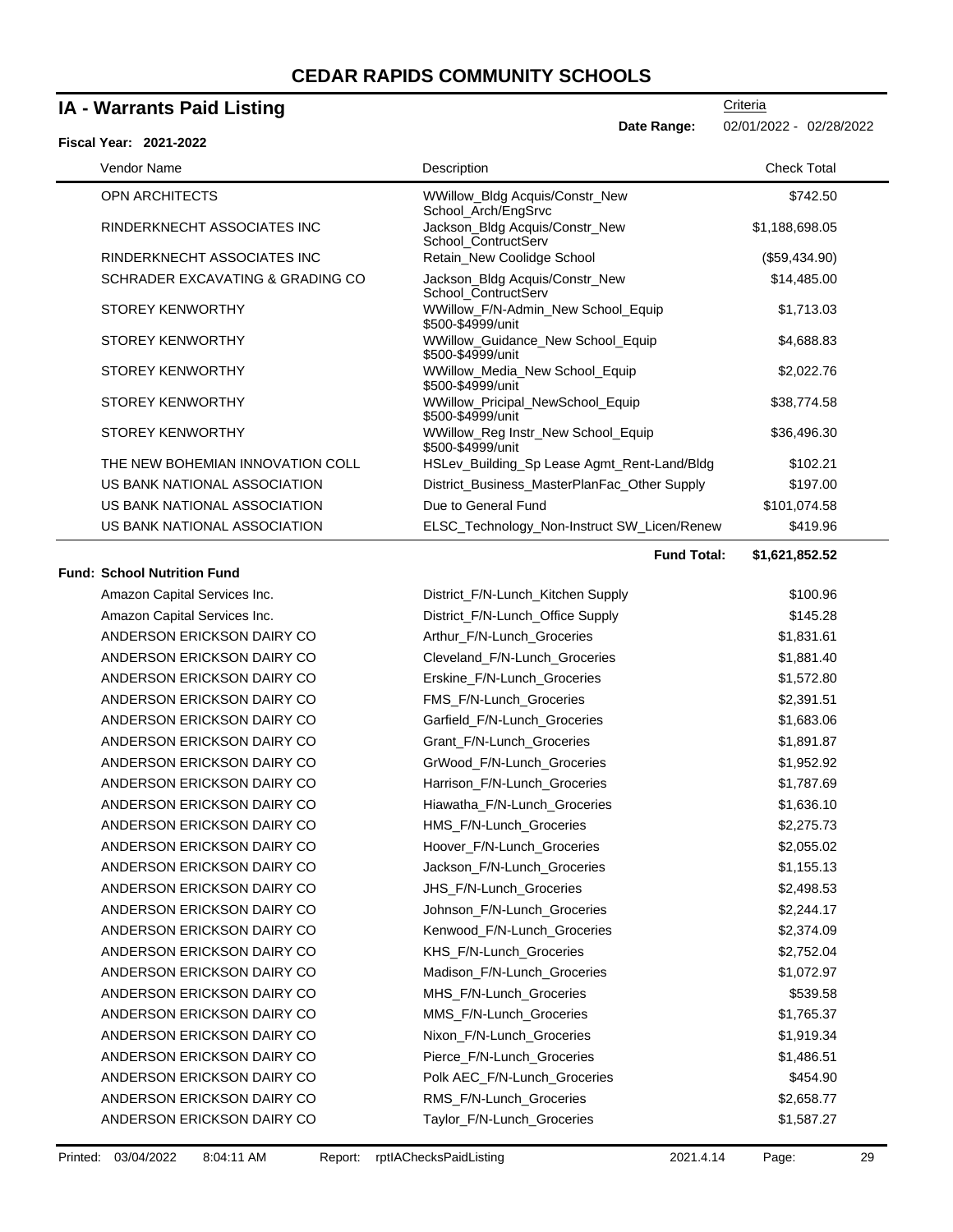# CEDAR RAPIDS COMMUNITY SCHOOLS

## IA - Warrants Paid Listing

Criteria

**Date Range:** 02/01/2022 - 02/28/2022

**Fiscal Year: 2021-2022**

| Vendor Name | Description | Check Total |
|---|---|---|
| OPN ARCHITECTS | WWillow_Bldg Acquis/Constr_New School_Arch/EngSrvc | $742.50 |
| RINDERKNECHT ASSOCIATES INC | Jackson_Bldg Acquis/Constr_New School_ContructServ | $1,188,698.05 |
| RINDERKNECHT ASSOCIATES INC | Retain_New Coolidge School | ($59,434.90) |
| SCHRADER EXCAVATING & GRADING CO | Jackson_Bldg Acquis/Constr_New School_ContructServ | $14,485.00 |
| STOREY KENWORTHY | WWillow_F/N-Admin_New School_Equip $500-$4999/unit | $1,713.03 |
| STOREY KENWORTHY | WWillow_Guidance_New School_Equip $500-$4999/unit | $4,688.83 |
| STOREY KENWORTHY | WWillow_Media_New School_Equip $500-$4999/unit | $2,022.76 |
| STOREY KENWORTHY | WWillow_Pricipal_NewSchool_Equip $500-$4999/unit | $38,774.58 |
| STOREY KENWORTHY | WWillow_Reg Instr_New School_Equip $500-$4999/unit | $36,496.30 |
| THE NEW BOHEMIAN INNOVATION COLL | HSLev_Building_Sp Lease Agmt_Rent-Land/Bldg | $102.21 |
| US BANK NATIONAL ASSOCIATION | District_Business_MasterPlanFac_Other Supply | $197.00 |
| US BANK NATIONAL ASSOCIATION | Due to General Fund | $101,074.58 |
| US BANK NATIONAL ASSOCIATION | ELSC_Technology_Non-Instruct SW_Licen/Renew | $419.96 |
| | **Fund Total:** | **$1,621,852.52** |

**Fund: School Nutrition Fund**

| Vendor Name | Description | Check Total |
|---|---|---|
| Amazon Capital Services Inc. | District_F/N-Lunch_Kitchen Supply | $100.96 |
| Amazon Capital Services Inc. | District_F/N-Lunch_Office Supply | $145.28 |
| ANDERSON ERICKSON DAIRY CO | Arthur_F/N-Lunch_Groceries | $1,831.61 |
| ANDERSON ERICKSON DAIRY CO | Cleveland_F/N-Lunch_Groceries | $1,881.40 |
| ANDERSON ERICKSON DAIRY CO | Erskine_F/N-Lunch_Groceries | $1,572.80 |
| ANDERSON ERICKSON DAIRY CO | FMS_F/N-Lunch_Groceries | $2,391.51 |
| ANDERSON ERICKSON DAIRY CO | Garfield_F/N-Lunch_Groceries | $1,683.06 |
| ANDERSON ERICKSON DAIRY CO | Grant_F/N-Lunch_Groceries | $1,891.87 |
| ANDERSON ERICKSON DAIRY CO | GrWood_F/N-Lunch_Groceries | $1,952.92 |
| ANDERSON ERICKSON DAIRY CO | Harrison_F/N-Lunch_Groceries | $1,787.69 |
| ANDERSON ERICKSON DAIRY CO | Hiawatha_F/N-Lunch_Groceries | $1,636.10 |
| ANDERSON ERICKSON DAIRY CO | HMS_F/N-Lunch_Groceries | $2,275.73 |
| ANDERSON ERICKSON DAIRY CO | Hoover_F/N-Lunch_Groceries | $2,055.02 |
| ANDERSON ERICKSON DAIRY CO | Jackson_F/N-Lunch_Groceries | $1,155.13 |
| ANDERSON ERICKSON DAIRY CO | JHS_F/N-Lunch_Groceries | $2,498.53 |
| ANDERSON ERICKSON DAIRY CO | Johnson_F/N-Lunch_Groceries | $2,244.17 |
| ANDERSON ERICKSON DAIRY CO | Kenwood_F/N-Lunch_Groceries | $2,374.09 |
| ANDERSON ERICKSON DAIRY CO | KHS_F/N-Lunch_Groceries | $2,752.04 |
| ANDERSON ERICKSON DAIRY CO | Madison_F/N-Lunch_Groceries | $1,072.97 |
| ANDERSON ERICKSON DAIRY CO | MHS_F/N-Lunch_Groceries | $539.58 |
| ANDERSON ERICKSON DAIRY CO | MMS_F/N-Lunch_Groceries | $1,765.37 |
| ANDERSON ERICKSON DAIRY CO | Nixon_F/N-Lunch_Groceries | $1,919.34 |
| ANDERSON ERICKSON DAIRY CO | Pierce_F/N-Lunch_Groceries | $1,486.51 |
| ANDERSON ERICKSON DAIRY CO | Polk AEC_F/N-Lunch_Groceries | $454.90 |
| ANDERSON ERICKSON DAIRY CO | RMS_F/N-Lunch_Groceries | $2,658.77 |
| ANDERSON ERICKSON DAIRY CO | Taylor_F/N-Lunch_Groceries | $1,587.27 |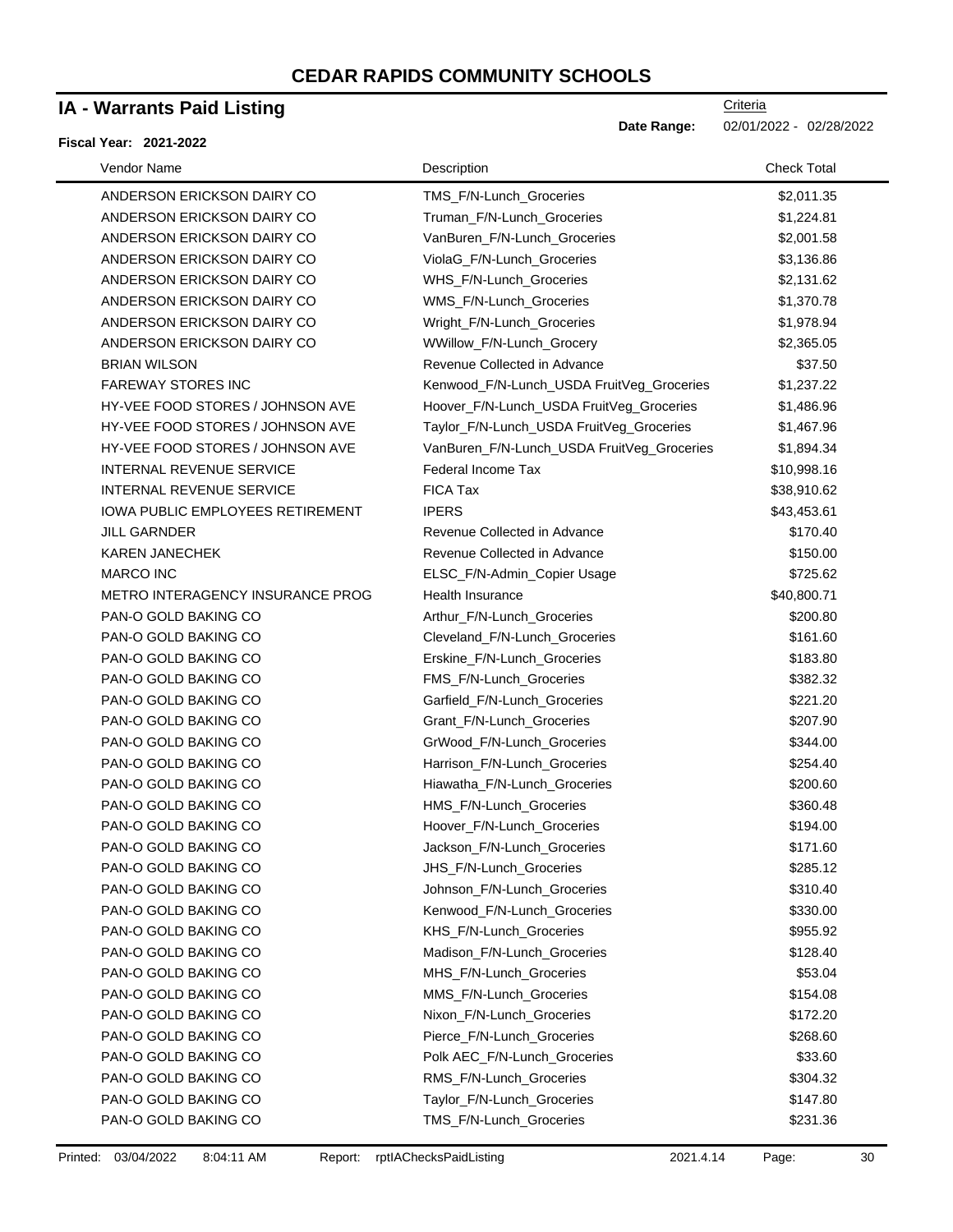# CEDAR RAPIDS COMMUNITY SCHOOLS

## IA - Warrants Paid Listing

Criteria

**Date Range:** 02/01/2022 - 02/28/2022

**Fiscal Year: 2021-2022**

| Vendor Name | Description | Check Total |
|---|---|---|
| ANDERSON ERICKSON DAIRY CO | TMS_F/N-Lunch_Groceries | $2,011.35 |
| ANDERSON ERICKSON DAIRY CO | Truman_F/N-Lunch_Groceries | $1,224.81 |
| ANDERSON ERICKSON DAIRY CO | VanBuren_F/N-Lunch_Groceries | $2,001.58 |
| ANDERSON ERICKSON DAIRY CO | ViolaG_F/N-Lunch_Groceries | $3,136.86 |
| ANDERSON ERICKSON DAIRY CO | WHS_F/N-Lunch_Groceries | $2,131.62 |
| ANDERSON ERICKSON DAIRY CO | WMS_F/N-Lunch_Groceries | $1,370.78 |
| ANDERSON ERICKSON DAIRY CO | Wright_F/N-Lunch_Groceries | $1,978.94 |
| ANDERSON ERICKSON DAIRY CO | WWillow_F/N-Lunch_Grocery | $2,365.05 |
| BRIAN WILSON | Revenue Collected in Advance | $37.50 |
| FAREWAY STORES INC | Kenwood_F/N-Lunch_USDA FruitVeg_Groceries | $1,237.22 |
| HY-VEE FOOD STORES / JOHNSON AVE | Hoover_F/N-Lunch_USDA FruitVeg_Groceries | $1,486.96 |
| HY-VEE FOOD STORES / JOHNSON AVE | Taylor_F/N-Lunch_USDA FruitVeg_Groceries | $1,467.96 |
| HY-VEE FOOD STORES / JOHNSON AVE | VanBuren_F/N-Lunch_USDA FruitVeg_Groceries | $1,894.34 |
| INTERNAL REVENUE SERVICE | Federal Income Tax | $10,998.16 |
| INTERNAL REVENUE SERVICE | FICA Tax | $38,910.62 |
| IOWA PUBLIC EMPLOYEES RETIREMENT | IPERS | $43,453.61 |
| JILL GARNDER | Revenue Collected in Advance | $170.40 |
| KAREN JANECHEK | Revenue Collected in Advance | $150.00 |
| MARCO INC | ELSC_F/N-Admin_Copier Usage | $725.62 |
| METRO INTERAGENCY INSURANCE PROG | Health Insurance | $40,800.71 |
| PAN-O GOLD BAKING CO | Arthur_F/N-Lunch_Groceries | $200.80 |
| PAN-O GOLD BAKING CO | Cleveland_F/N-Lunch_Groceries | $161.60 |
| PAN-O GOLD BAKING CO | Erskine_F/N-Lunch_Groceries | $183.80 |
| PAN-O GOLD BAKING CO | FMS_F/N-Lunch_Groceries | $382.32 |
| PAN-O GOLD BAKING CO | Garfield_F/N-Lunch_Groceries | $221.20 |
| PAN-O GOLD BAKING CO | Grant_F/N-Lunch_Groceries | $207.90 |
| PAN-O GOLD BAKING CO | GrWood_F/N-Lunch_Groceries | $344.00 |
| PAN-O GOLD BAKING CO | Harrison_F/N-Lunch_Groceries | $254.40 |
| PAN-O GOLD BAKING CO | Hiawatha_F/N-Lunch_Groceries | $200.60 |
| PAN-O GOLD BAKING CO | HMS_F/N-Lunch_Groceries | $360.48 |
| PAN-O GOLD BAKING CO | Hoover_F/N-Lunch_Groceries | $194.00 |
| PAN-O GOLD BAKING CO | Jackson_F/N-Lunch_Groceries | $171.60 |
| PAN-O GOLD BAKING CO | JHS_F/N-Lunch_Groceries | $285.12 |
| PAN-O GOLD BAKING CO | Johnson_F/N-Lunch_Groceries | $310.40 |
| PAN-O GOLD BAKING CO | Kenwood_F/N-Lunch_Groceries | $330.00 |
| PAN-O GOLD BAKING CO | KHS_F/N-Lunch_Groceries | $955.92 |
| PAN-O GOLD BAKING CO | Madison_F/N-Lunch_Groceries | $128.40 |
| PAN-O GOLD BAKING CO | MHS_F/N-Lunch_Groceries | $53.04 |
| PAN-O GOLD BAKING CO | MMS_F/N-Lunch_Groceries | $154.08 |
| PAN-O GOLD BAKING CO | Nixon_F/N-Lunch_Groceries | $172.20 |
| PAN-O GOLD BAKING CO | Pierce_F/N-Lunch_Groceries | $268.60 |
| PAN-O GOLD BAKING CO | Polk AEC_F/N-Lunch_Groceries | $33.60 |
| PAN-O GOLD BAKING CO | RMS_F/N-Lunch_Groceries | $304.32 |
| PAN-O GOLD BAKING CO | Taylor_F/N-Lunch_Groceries | $147.80 |
| PAN-O GOLD BAKING CO | TMS_F/N-Lunch_Groceries | $231.36 |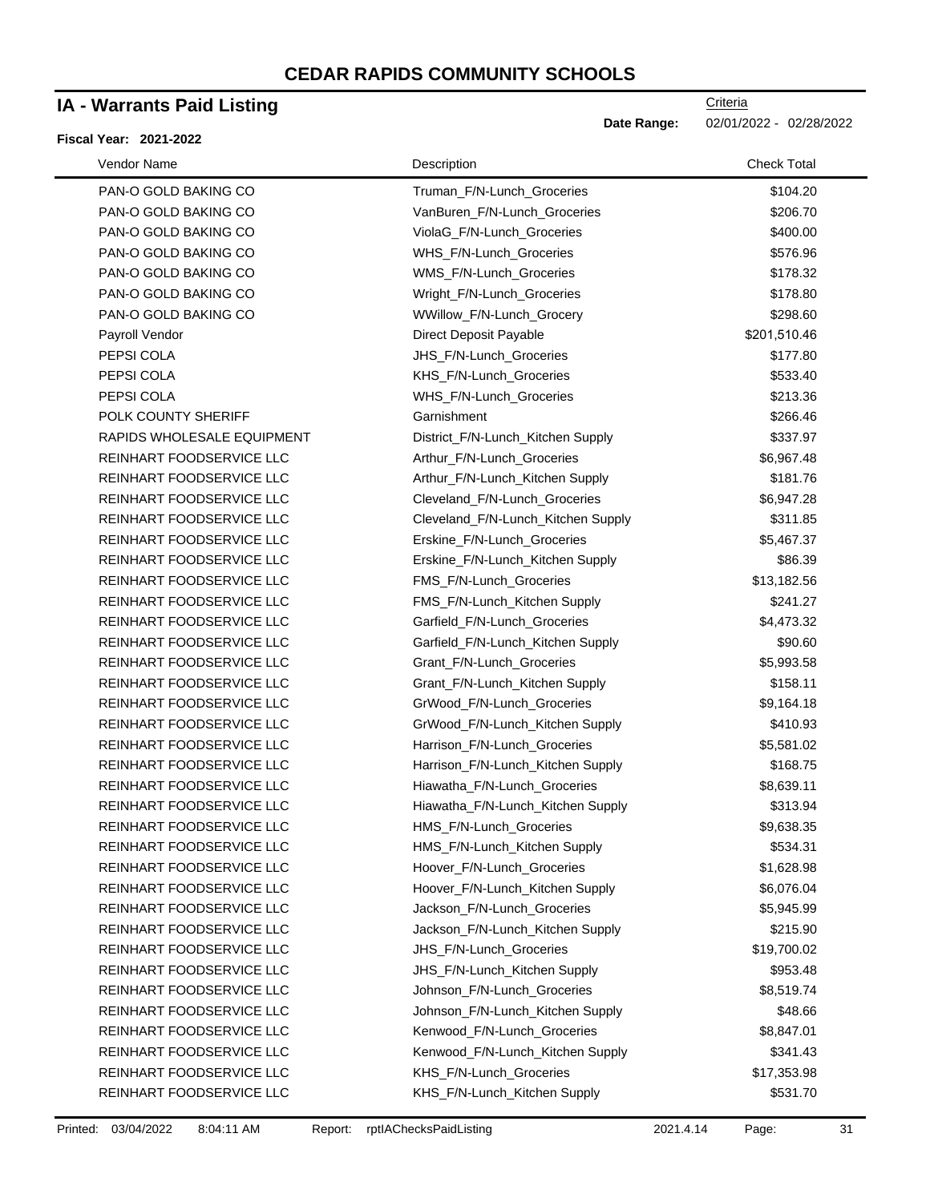# CEDAR RAPIDS COMMUNITY SCHOOLS

## IA - Warrants Paid Listing

Criteria

**Date Range:** 02/01/2022 - 02/28/2022

**Fiscal Year: 2021-2022**

| Vendor Name | Description | Check Total |
|---|---|---|
| PAN-O GOLD BAKING CO | Truman_F/N-Lunch_Groceries | $104.20 |
| PAN-O GOLD BAKING CO | VanBuren_F/N-Lunch_Groceries | $206.70 |
| PAN-O GOLD BAKING CO | ViolaG_F/N-Lunch_Groceries | $400.00 |
| PAN-O GOLD BAKING CO | WHS_F/N-Lunch_Groceries | $576.96 |
| PAN-O GOLD BAKING CO | WMS_F/N-Lunch_Groceries | $178.32 |
| PAN-O GOLD BAKING CO | Wright_F/N-Lunch_Groceries | $178.80 |
| PAN-O GOLD BAKING CO | WWillow_F/N-Lunch_Grocery | $298.60 |
| Payroll Vendor | Direct Deposit Payable | $201,510.46 |
| PEPSI COLA | JHS_F/N-Lunch_Groceries | $177.80 |
| PEPSI COLA | KHS_F/N-Lunch_Groceries | $533.40 |
| PEPSI COLA | WHS_F/N-Lunch_Groceries | $213.36 |
| POLK COUNTY SHERIFF | Garnishment | $266.46 |
| RAPIDS WHOLESALE EQUIPMENT | District_F/N-Lunch_Kitchen Supply | $337.97 |
| REINHART FOODSERVICE LLC | Arthur_F/N-Lunch_Groceries | $6,967.48 |
| REINHART FOODSERVICE LLC | Arthur_F/N-Lunch_Kitchen Supply | $181.76 |
| REINHART FOODSERVICE LLC | Cleveland_F/N-Lunch_Groceries | $6,947.28 |
| REINHART FOODSERVICE LLC | Cleveland_F/N-Lunch_Kitchen Supply | $311.85 |
| REINHART FOODSERVICE LLC | Erskine_F/N-Lunch_Groceries | $5,467.37 |
| REINHART FOODSERVICE LLC | Erskine_F/N-Lunch_Kitchen Supply | $86.39 |
| REINHART FOODSERVICE LLC | FMS_F/N-Lunch_Groceries | $13,182.56 |
| REINHART FOODSERVICE LLC | FMS_F/N-Lunch_Kitchen Supply | $241.27 |
| REINHART FOODSERVICE LLC | Garfield_F/N-Lunch_Groceries | $4,473.32 |
| REINHART FOODSERVICE LLC | Garfield_F/N-Lunch_Kitchen Supply | $90.60 |
| REINHART FOODSERVICE LLC | Grant_F/N-Lunch_Groceries | $5,993.58 |
| REINHART FOODSERVICE LLC | Grant_F/N-Lunch_Kitchen Supply | $158.11 |
| REINHART FOODSERVICE LLC | GrWood_F/N-Lunch_Groceries | $9,164.18 |
| REINHART FOODSERVICE LLC | GrWood_F/N-Lunch_Kitchen Supply | $410.93 |
| REINHART FOODSERVICE LLC | Harrison_F/N-Lunch_Groceries | $5,581.02 |
| REINHART FOODSERVICE LLC | Harrison_F/N-Lunch_Kitchen Supply | $168.75 |
| REINHART FOODSERVICE LLC | Hiawatha_F/N-Lunch_Groceries | $8,639.11 |
| REINHART FOODSERVICE LLC | Hiawatha_F/N-Lunch_Kitchen Supply | $313.94 |
| REINHART FOODSERVICE LLC | HMS_F/N-Lunch_Groceries | $9,638.35 |
| REINHART FOODSERVICE LLC | HMS_F/N-Lunch_Kitchen Supply | $534.31 |
| REINHART FOODSERVICE LLC | Hoover_F/N-Lunch_Groceries | $1,628.98 |
| REINHART FOODSERVICE LLC | Hoover_F/N-Lunch_Kitchen Supply | $6,076.04 |
| REINHART FOODSERVICE LLC | Jackson_F/N-Lunch_Groceries | $5,945.99 |
| REINHART FOODSERVICE LLC | Jackson_F/N-Lunch_Kitchen Supply | $215.90 |
| REINHART FOODSERVICE LLC | JHS_F/N-Lunch_Groceries | $19,700.02 |
| REINHART FOODSERVICE LLC | JHS_F/N-Lunch_Kitchen Supply | $953.48 |
| REINHART FOODSERVICE LLC | Johnson_F/N-Lunch_Groceries | $8,519.74 |
| REINHART FOODSERVICE LLC | Johnson_F/N-Lunch_Kitchen Supply | $48.66 |
| REINHART FOODSERVICE LLC | Kenwood_F/N-Lunch_Groceries | $8,847.01 |
| REINHART FOODSERVICE LLC | Kenwood_F/N-Lunch_Kitchen Supply | $341.43 |
| REINHART FOODSERVICE LLC | KHS_F/N-Lunch_Groceries | $17,353.98 |
| REINHART FOODSERVICE LLC | KHS_F/N-Lunch_Kitchen Supply | $531.70 |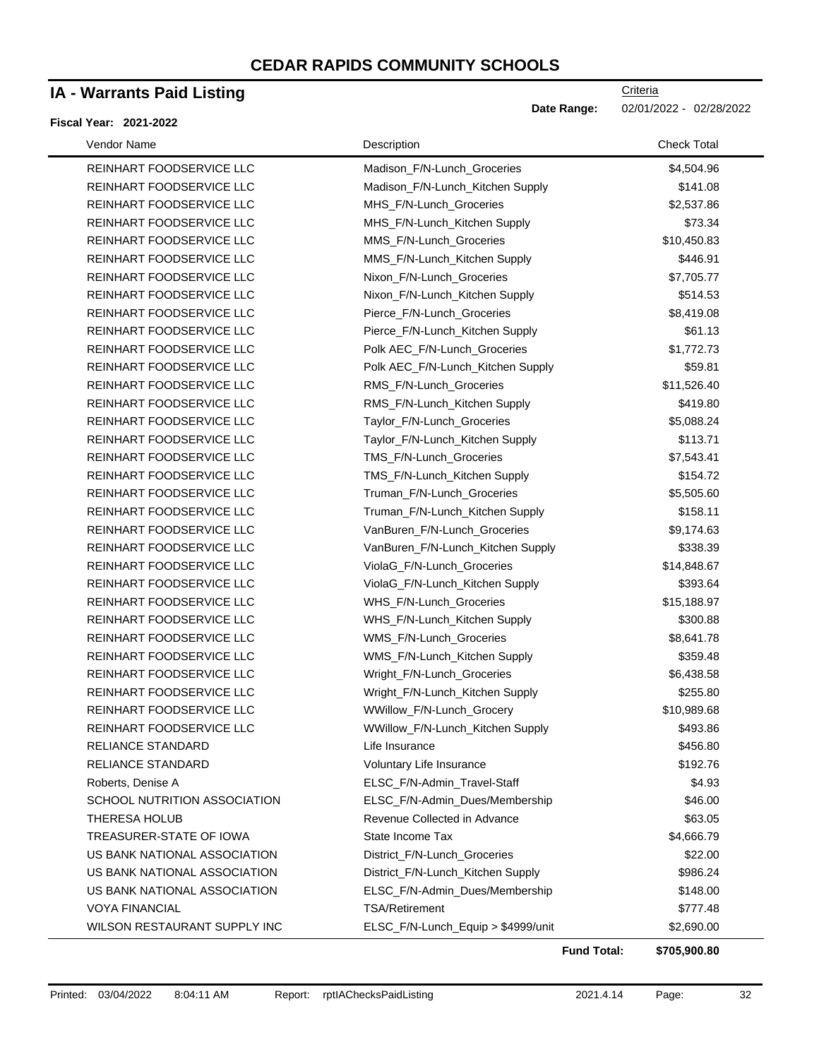# CEDAR RAPIDS COMMUNITY SCHOOLS

## IA - Warrants Paid Listing

**Fiscal Year: 2021-2022**

Criteria

**Date Range:** 02/01/2022 - 02/28/2022

| Vendor Name | Description | Check Total |
|---|---|---|
| REINHART FOODSERVICE LLC | Madison_F/N-Lunch_Groceries | $4,504.96 |
| REINHART FOODSERVICE LLC | Madison_F/N-Lunch_Kitchen Supply | $141.08 |
| REINHART FOODSERVICE LLC | MHS_F/N-Lunch_Groceries | $2,537.86 |
| REINHART FOODSERVICE LLC | MHS_F/N-Lunch_Kitchen Supply | $73.34 |
| REINHART FOODSERVICE LLC | MMS_F/N-Lunch_Groceries | $10,450.83 |
| REINHART FOODSERVICE LLC | MMS_F/N-Lunch_Kitchen Supply | $446.91 |
| REINHART FOODSERVICE LLC | Nixon_F/N-Lunch_Groceries | $7,705.77 |
| REINHART FOODSERVICE LLC | Nixon_F/N-Lunch_Kitchen Supply | $514.53 |
| REINHART FOODSERVICE LLC | Pierce_F/N-Lunch_Groceries | $8,419.08 |
| REINHART FOODSERVICE LLC | Pierce_F/N-Lunch_Kitchen Supply | $61.13 |
| REINHART FOODSERVICE LLC | Polk AEC_F/N-Lunch_Groceries | $1,772.73 |
| REINHART FOODSERVICE LLC | Polk AEC_F/N-Lunch_Kitchen Supply | $59.81 |
| REINHART FOODSERVICE LLC | RMS_F/N-Lunch_Groceries | $11,526.40 |
| REINHART FOODSERVICE LLC | RMS_F/N-Lunch_Kitchen Supply | $419.80 |
| REINHART FOODSERVICE LLC | Taylor_F/N-Lunch_Groceries | $5,088.24 |
| REINHART FOODSERVICE LLC | Taylor_F/N-Lunch_Kitchen Supply | $113.71 |
| REINHART FOODSERVICE LLC | TMS_F/N-Lunch_Groceries | $7,543.41 |
| REINHART FOODSERVICE LLC | TMS_F/N-Lunch_Kitchen Supply | $154.72 |
| REINHART FOODSERVICE LLC | Truman_F/N-Lunch_Groceries | $5,505.60 |
| REINHART FOODSERVICE LLC | Truman_F/N-Lunch_Kitchen Supply | $158.11 |
| REINHART FOODSERVICE LLC | VanBuren_F/N-Lunch_Groceries | $9,174.63 |
| REINHART FOODSERVICE LLC | VanBuren_F/N-Lunch_Kitchen Supply | $338.39 |
| REINHART FOODSERVICE LLC | ViolaG_F/N-Lunch_Groceries | $14,848.67 |
| REINHART FOODSERVICE LLC | ViolaG_F/N-Lunch_Kitchen Supply | $393.64 |
| REINHART FOODSERVICE LLC | WHS_F/N-Lunch_Groceries | $15,188.97 |
| REINHART FOODSERVICE LLC | WHS_F/N-Lunch_Kitchen Supply | $300.88 |
| REINHART FOODSERVICE LLC | WMS_F/N-Lunch_Groceries | $8,641.78 |
| REINHART FOODSERVICE LLC | WMS_F/N-Lunch_Kitchen Supply | $359.48 |
| REINHART FOODSERVICE LLC | Wright_F/N-Lunch_Groceries | $6,438.58 |
| REINHART FOODSERVICE LLC | Wright_F/N-Lunch_Kitchen Supply | $255.80 |
| REINHART FOODSERVICE LLC | WWillow_F/N-Lunch_Grocery | $10,989.68 |
| REINHART FOODSERVICE LLC | WWillow_F/N-Lunch_Kitchen Supply | $493.86 |
| RELIANCE STANDARD | Life Insurance | $456.80 |
| RELIANCE STANDARD | Voluntary Life Insurance | $192.76 |
| Roberts, Denise A | ELSC_F/N-Admin_Travel-Staff | $4.93 |
| SCHOOL NUTRITION ASSOCIATION | ELSC_F/N-Admin_Dues/Membership | $46.00 |
| THERESA HOLUB | Revenue Collected in Advance | $63.05 |
| TREASURER-STATE OF IOWA | State Income Tax | $4,666.79 |
| US BANK NATIONAL ASSOCIATION | District_F/N-Lunch_Groceries | $22.00 |
| US BANK NATIONAL ASSOCIATION | District_F/N-Lunch_Kitchen Supply | $986.24 |
| US BANK NATIONAL ASSOCIATION | ELSC_F/N-Admin_Dues/Membership | $148.00 |
| VOYA FINANCIAL | TSA/Retirement | $777.48 |
| WILSON RESTAURANT SUPPLY INC | ELSC_F/N-Lunch_Equip > $4999/unit | $2,690.00 |
| | **Fund Total:** | **$705,900.80** |

Printed: 03/04/2022 8:04:11 AM Report: rptIAChecksPaidListing 2021.4.14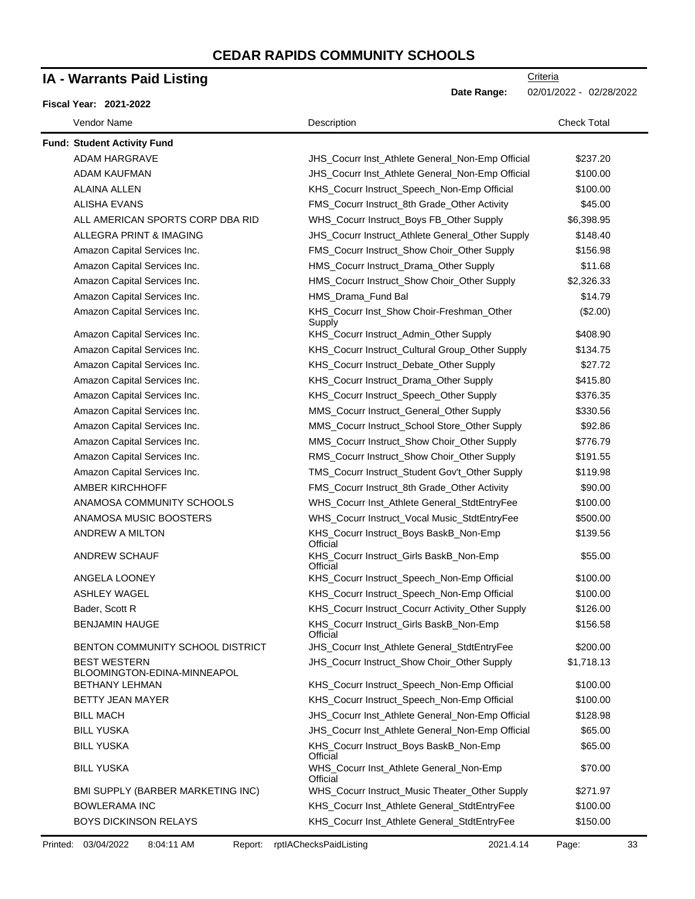# CEDAR RAPIDS COMMUNITY SCHOOLS

## IA - Warrants Paid Listing

Criteria

**Date Range:** 02/01/2022 - 02/28/2022

**Fiscal Year: 2021-2022**

| Vendor Name | Description | Check Total |
|---|---|---|
| **Fund: Student Activity Fund** | | |
| ADAM HARGRAVE | JHS_Cocurr Inst_Athlete General_Non-Emp Official | $237.20 |
| ADAM KAUFMAN | JHS_Cocurr Inst_Athlete General_Non-Emp Official | $100.00 |
| ALAINA ALLEN | KHS_Cocurr Instruct_Speech_Non-Emp Official | $100.00 |
| ALISHA EVANS | FMS_Cocurr Instruct_8th Grade_Other Activity | $45.00 |
| ALL AMERICAN SPORTS CORP DBA RID | WHS_Cocurr Instruct_Boys FB_Other Supply | $6,398.95 |
| ALLEGRA PRINT & IMAGING | JHS_Cocurr Instruct_Athlete General_Other Supply | $148.40 |
| Amazon Capital Services Inc. | FMS_Cocurr Instruct_Show Choir_Other Supply | $156.98 |
| Amazon Capital Services Inc. | HMS_Cocurr Instruct_Drama_Other Supply | $11.68 |
| Amazon Capital Services Inc. | HMS_Cocurr Instruct_Show Choir_Other Supply | $2,326.33 |
| Amazon Capital Services Inc. | HMS_Drama_Fund Bal | $14.79 |
| Amazon Capital Services Inc. | KHS_Cocurr Inst_Show Choir-Freshman_Other Supply | ($2.00) |
| Amazon Capital Services Inc. | KHS_Cocurr Instruct_Admin_Other Supply | $408.90 |
| Amazon Capital Services Inc. | KHS_Cocurr Instruct_Cultural Group_Other Supply | $134.75 |
| Amazon Capital Services Inc. | KHS_Cocurr Instruct_Debate_Other Supply | $27.72 |
| Amazon Capital Services Inc. | KHS_Cocurr Instruct_Drama_Other Supply | $415.80 |
| Amazon Capital Services Inc. | KHS_Cocurr Instruct_Speech_Other Supply | $376.35 |
| Amazon Capital Services Inc. | MMS_Cocurr Instruct_General_Other Supply | $330.56 |
| Amazon Capital Services Inc. | MMS_Cocurr Instruct_School Store_Other Supply | $92.86 |
| Amazon Capital Services Inc. | MMS_Cocurr Instruct_Show Choir_Other Supply | $776.79 |
| Amazon Capital Services Inc. | RMS_Cocurr Instruct_Show Choir_Other Supply | $191.55 |
| Amazon Capital Services Inc. | TMS_Cocurr Instruct_Student Gov't_Other Supply | $119.98 |
| AMBER KIRCHHOFF | FMS_Cocurr Instruct_8th Grade_Other Activity | $90.00 |
| ANAMOSA COMMUNITY SCHOOLS | WHS_Cocurr Inst_Athlete General_StdtEntryFee | $100.00 |
| ANAMOSA MUSIC BOOSTERS | WHS_Cocurr Instruct_Vocal Music_StdtEntryFee | $500.00 |
| ANDREW A MILTON | KHS_Cocurr Instruct_Boys BaskB_Non-Emp Official | $139.56 |
| ANDREW SCHAUF | KHS_Cocurr Instruct_Girls BaskB_Non-Emp Official | $55.00 |
| ANGELA LOONEY | KHS_Cocurr Instruct_Speech_Non-Emp Official | $100.00 |
| ASHLEY WAGEL | KHS_Cocurr Instruct_Speech_Non-Emp Official | $100.00 |
| Bader, Scott R | KHS_Cocurr Instruct_Cocurr Activity_Other Supply | $126.00 |
| BENJAMIN HAUGE | KHS_Cocurr Instruct_Girls BaskB_Non-Emp Official | $156.58 |
| BENTON COMMUNITY SCHOOL DISTRICT | JHS_Cocurr Inst_Athlete General_StdtEntryFee | $200.00 |
| BEST WESTERN BLOOMINGTON-EDINA-MINNEAPOL | JHS_Cocurr Instruct_Show Choir_Other Supply | $1,718.13 |
| BETHANY LEHMAN | KHS_Cocurr Instruct_Speech_Non-Emp Official | $100.00 |
| BETTY JEAN MAYER | KHS_Cocurr Instruct_Speech_Non-Emp Official | $100.00 |
| BILL MACH | JHS_Cocurr Inst_Athlete General_Non-Emp Official | $128.98 |
| BILL YUSKA | JHS_Cocurr Inst_Athlete General_Non-Emp Official | $65.00 |
| BILL YUSKA | KHS_Cocurr Instruct_Boys BaskB_Non-Emp Official | $65.00 |
| BILL YUSKA | WHS_Cocurr Inst_Athlete General_Non-Emp Official | $70.00 |
| BMI SUPPLY (BARBER MARKETING INC) | WHS_Cocurr Instruct_Music Theater_Other Supply | $271.97 |
| BOWLERAMA INC | KHS_Cocurr Inst_Athlete General_StdtEntryFee | $100.00 |
| BOYS DICKINSON RELAYS | KHS_Cocurr Inst_Athlete General_StdtEntryFee | $150.00 |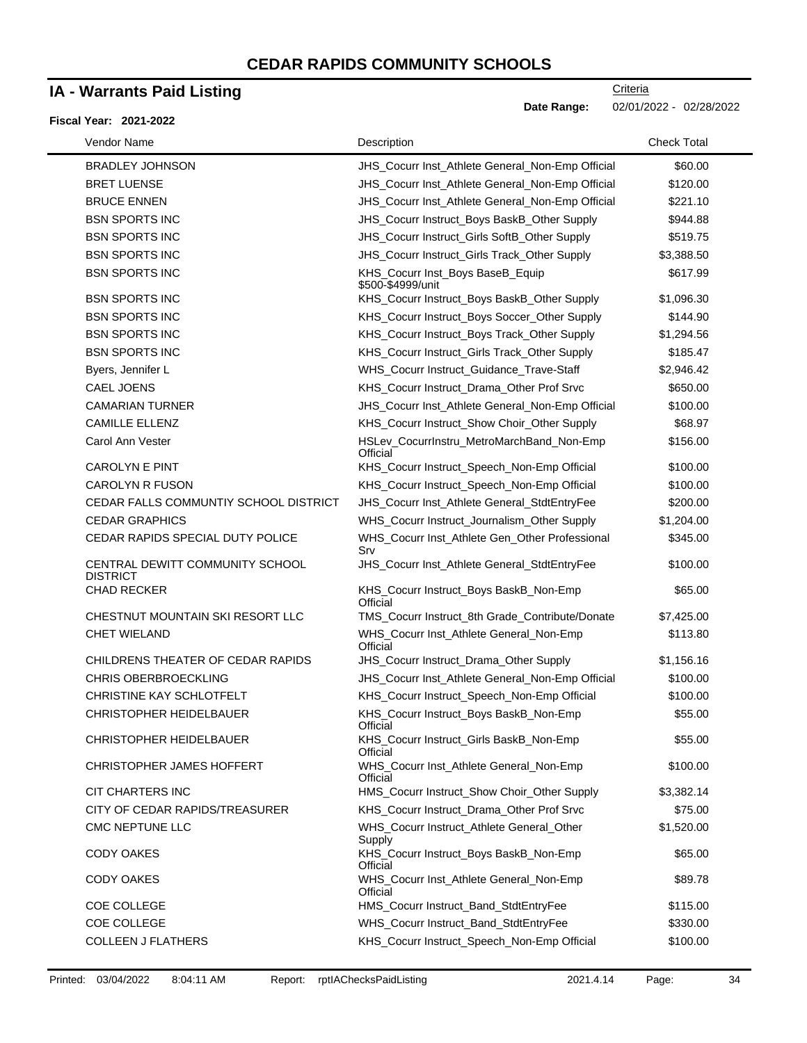# CEDAR RAPIDS COMMUNITY SCHOOLS

## IA - Warrants Paid Listing

Criteria

**Date Range:** 02/01/2022 - 02/28/2022

**Fiscal Year: 2021-2022**

| Vendor Name | Description | Check Total |
|---|---|---|
| BRADLEY JOHNSON | JHS_Cocurr Inst_Athlete General_Non-Emp Official | $60.00 |
| BRET LUENSE | JHS_Cocurr Inst_Athlete General_Non-Emp Official | $120.00 |
| BRUCE ENNEN | JHS_Cocurr Inst_Athlete General_Non-Emp Official | $221.10 |
| BSN SPORTS INC | JHS_Cocurr Instruct_Boys BaskB_Other Supply | $944.88 |
| BSN SPORTS INC | JHS_Cocurr Instruct_Girls SoftB_Other Supply | $519.75 |
| BSN SPORTS INC | JHS_Cocurr Instruct_Girls Track_Other Supply | $3,388.50 |
| BSN SPORTS INC | KHS_Cocurr Inst_Boys BaseB_Equip $500-$4999/unit | $617.99 |
| BSN SPORTS INC | KHS_Cocurr Instruct_Boys BaskB_Other Supply | $1,096.30 |
| BSN SPORTS INC | KHS_Cocurr Instruct_Boys Soccer_Other Supply | $144.90 |
| BSN SPORTS INC | KHS_Cocurr Instruct_Boys Track_Other Supply | $1,294.56 |
| BSN SPORTS INC | KHS_Cocurr Instruct_Girls Track_Other Supply | $185.47 |
| Byers, Jennifer L | WHS_Cocurr Instruct_Guidance_Trave-Staff | $2,946.42 |
| CAEL JOENS | KHS_Cocurr Instruct_Drama_Other Prof Srvc | $650.00 |
| CAMARIAN TURNER | JHS_Cocurr Inst_Athlete General_Non-Emp Official | $100.00 |
| CAMILLE ELLENZ | KHS_Cocurr Instruct_Show Choir_Other Supply | $68.97 |
| Carol Ann Vester | HSLev_CocurrInstru_MetroMarchBand_Non-Emp Official | $156.00 |
| CAROLYN E PINT | KHS_Cocurr Instruct_Speech_Non-Emp Official | $100.00 |
| CAROLYN R FUSON | KHS_Cocurr Instruct_Speech_Non-Emp Official | $100.00 |
| CEDAR FALLS COMMUNTIY SCHOOL DISTRICT | JHS_Cocurr Inst_Athlete General_StdtEntryFee | $200.00 |
| CEDAR GRAPHICS | WHS_Cocurr Instruct_Journalism_Other Supply | $1,204.00 |
| CEDAR RAPIDS SPECIAL DUTY POLICE | WHS_Cocurr Inst_Athlete Gen_Other Professional Srv | $345.00 |
| CENTRAL DEWITT COMMUNITY SCHOOL DISTRICT | JHS_Cocurr Inst_Athlete General_StdtEntryFee | $100.00 |
| CHAD RECKER | KHS_Cocurr Instruct_Boys BaskB_Non-Emp Official | $65.00 |
| CHESTNUT MOUNTAIN SKI RESORT LLC | TMS_Cocurr Instruct_8th Grade_Contribute/Donate | $7,425.00 |
| CHET WIELAND | WHS_Cocurr Inst_Athlete General_Non-Emp Official | $113.80 |
| CHILDRENS THEATER OF CEDAR RAPIDS | JHS_Cocurr Instruct_Drama_Other Supply | $1,156.16 |
| CHRIS OBERBROECKLING | JHS_Cocurr Inst_Athlete General_Non-Emp Official | $100.00 |
| CHRISTINE KAY SCHLOTFELT | KHS_Cocurr Instruct_Speech_Non-Emp Official | $100.00 |
| CHRISTOPHER HEIDELBAUER | KHS_Cocurr Instruct_Boys BaskB_Non-Emp Official | $55.00 |
| CHRISTOPHER HEIDELBAUER | KHS_Cocurr Instruct_Girls BaskB_Non-Emp Official | $55.00 |
| CHRISTOPHER JAMES HOFFERT | WHS_Cocurr Inst_Athlete General_Non-Emp Official | $100.00 |
| CIT CHARTERS INC | HMS_Cocurr Instruct_Show Choir_Other Supply | $3,382.14 |
| CITY OF CEDAR RAPIDS/TREASURER | KHS_Cocurr Instruct_Drama_Other Prof Srvc | $75.00 |
| CMC NEPTUNE LLC | WHS_Cocurr Instruct_Athlete General_Other Supply | $1,520.00 |
| CODY OAKES | KHS_Cocurr Instruct_Boys BaskB_Non-Emp Official | $65.00 |
| CODY OAKES | WHS_Cocurr Inst_Athlete General_Non-Emp Official | $89.78 |
| COE COLLEGE | HMS_Cocurr Instruct_Band_StdtEntryFee | $115.00 |
| COE COLLEGE | WHS_Cocurr Instruct_Band_StdtEntryFee | $330.00 |
| COLLEEN J FLATHERS | KHS_Cocurr Instruct_Speech_Non-Emp Official | $100.00 |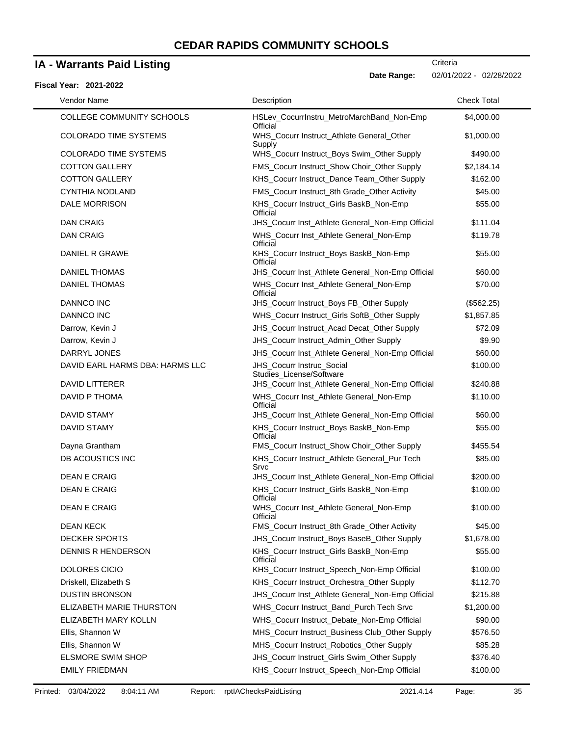# CEDAR RAPIDS COMMUNITY SCHOOLS

## IA - Warrants Paid Listing

Criteria

**Date Range:** 02/01/2022 - 02/28/2022

**Fiscal Year: 2021-2022**

| Vendor Name | Description | Check Total |
|---|---|---|
| COLLEGE COMMUNITY SCHOOLS | HSLev_CocurrInstru_MetroMarchBand_Non-Emp Official | $4,000.00 |
| COLORADO TIME SYSTEMS | WHS_Cocurr Instruct_Athlete General_Other Supply | $1,000.00 |
| COLORADO TIME SYSTEMS | WHS_Cocurr Instruct_Boys Swim_Other Supply | $490.00 |
| COTTON GALLERY | FMS_Cocurr Instruct_Show Choir_Other Supply | $2,184.14 |
| COTTON GALLERY | KHS_Cocurr Instruct_Dance Team_Other Supply | $162.00 |
| CYNTHIA NODLAND | FMS_Cocurr Instruct_8th Grade_Other Activity | $45.00 |
| DALE MORRISON | KHS_Cocurr Instruct_Girls BaskB_Non-Emp Official | $55.00 |
| DAN CRAIG | JHS_Cocurr Inst_Athlete General_Non-Emp Official | $111.04 |
| DAN CRAIG | WHS_Cocurr Inst_Athlete General_Non-Emp Official | $119.78 |
| DANIEL R GRAWE | KHS_Cocurr Instruct_Boys BaskB_Non-Emp Official | $55.00 |
| DANIEL THOMAS | JHS_Cocurr Inst_Athlete General_Non-Emp Official | $60.00 |
| DANIEL THOMAS | WHS_Cocurr Inst_Athlete General_Non-Emp Official | $70.00 |
| DANNCO INC | JHS_Cocurr Instruct_Boys FB_Other Supply | ($562.25) |
| DANNCO INC | WHS_Cocurr Instruct_Girls SoftB_Other Supply | $1,857.85 |
| Darrow, Kevin J | JHS_Cocurr Instruct_Acad Decat_Other Supply | $72.09 |
| Darrow, Kevin J | JHS_Cocurr Instruct_Admin_Other Supply | $9.90 |
| DARRYL JONES | JHS_Cocurr Inst_Athlete General_Non-Emp Official | $60.00 |
| DAVID EARL HARMS DBA: HARMS LLC | JHS_Cocurr Instruc_Social Studies_License/Software | $100.00 |
| DAVID LITTERER | JHS_Cocurr Inst_Athlete General_Non-Emp Official | $240.88 |
| DAVID P THOMA | WHS_Cocurr Inst_Athlete General_Non-Emp Official | $110.00 |
| DAVID STAMY | JHS_Cocurr Inst_Athlete General_Non-Emp Official | $60.00 |
| DAVID STAMY | KHS_Cocurr Instruct_Boys BaskB_Non-Emp Official | $55.00 |
| Dayna Grantham | FMS_Cocurr Instruct_Show Choir_Other Supply | $455.54 |
| DB ACOUSTICS INC | KHS_Cocurr Instruct_Athlete General_Pur Tech Srvc | $85.00 |
| DEAN E CRAIG | JHS_Cocurr Inst_Athlete General_Non-Emp Official | $200.00 |
| DEAN E CRAIG | KHS_Cocurr Instruct_Girls BaskB_Non-Emp Official | $100.00 |
| DEAN E CRAIG | WHS_Cocurr Inst_Athlete General_Non-Emp Official | $100.00 |
| DEAN KECK | FMS_Cocurr Instruct_8th Grade_Other Activity | $45.00 |
| DECKER SPORTS | JHS_Cocurr Instruct_Boys BaseB_Other Supply | $1,678.00 |
| DENNIS R HENDERSON | KHS_Cocurr Instruct_Girls BaskB_Non-Emp Official | $55.00 |
| DOLORES CICIO | KHS_Cocurr Instruct_Speech_Non-Emp Official | $100.00 |
| Driskell, Elizabeth S | KHS_Cocurr Instruct_Orchestra_Other Supply | $112.70 |
| DUSTIN BRONSON | JHS_Cocurr Inst_Athlete General_Non-Emp Official | $215.88 |
| ELIZABETH MARIE THURSTON | WHS_Cocurr Instruct_Band_Purch Tech Srvc | $1,200.00 |
| ELIZABETH MARY KOLLN | WHS_Cocurr Instruct_Debate_Non-Emp Official | $90.00 |
| Ellis, Shannon W | MHS_Cocurr Instruct_Business Club_Other Supply | $576.50 |
| Ellis, Shannon W | MHS_Cocurr Instruct_Robotics_Other Supply | $85.28 |
| ELSMORE SWIM SHOP | JHS_Cocurr Instruct_Girls Swim_Other Supply | $376.40 |
| EMILY FRIEDMAN | KHS_Cocurr Instruct_Speech_Non-Emp Official | $100.00 |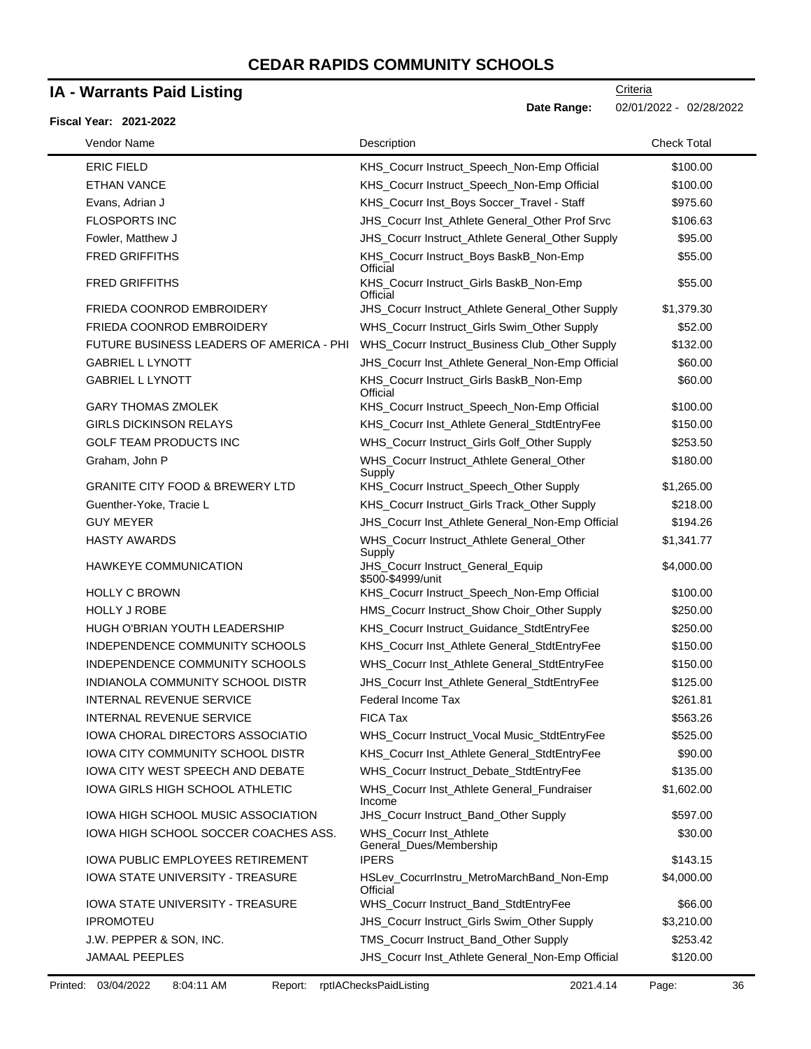# CEDAR RAPIDS COMMUNITY SCHOOLS

## IA - Warrants Paid Listing

Criteria

**Date Range:** 02/01/2022 - 02/28/2022

**Fiscal Year: 2021-2022**

| Vendor Name | Description | Check Total |
|---|---|---|
| ERIC FIELD | KHS_Cocurr Instruct_Speech_Non-Emp Official | $100.00 |
| ETHAN VANCE | KHS_Cocurr Instruct_Speech_Non-Emp Official | $100.00 |
| Evans, Adrian J | KHS_Cocurr Inst_Boys Soccer_Travel - Staff | $975.60 |
| FLOSPORTS INC | JHS_Cocurr Inst_Athlete General_Other Prof Srvc | $106.63 |
| Fowler, Matthew J | JHS_Cocurr Instruct_Athlete General_Other Supply | $95.00 |
| FRED GRIFFITHS | KHS_Cocurr Instruct_Boys BaskB_Non-Emp Official | $55.00 |
| FRED GRIFFITHS | KHS_Cocurr Instruct_Girls BaskB_Non-Emp Official | $55.00 |
| FRIEDA COONROD EMBROIDERY | JHS_Cocurr Instruct_Athlete General_Other Supply | $1,379.30 |
| FRIEDA COONROD EMBROIDERY | WHS_Cocurr Instruct_Girls Swim_Other Supply | $52.00 |
| FUTURE BUSINESS LEADERS OF AMERICA - PHI | WHS_Cocurr Instruct_Business Club_Other Supply | $132.00 |
| GABRIEL L LYNOTT | JHS_Cocurr Inst_Athlete General_Non-Emp Official | $60.00 |
| GABRIEL L LYNOTT | KHS_Cocurr Instruct_Girls BaskB_Non-Emp Official | $60.00 |
| GARY THOMAS ZMOLEK | KHS_Cocurr Instruct_Speech_Non-Emp Official | $100.00 |
| GIRLS DICKINSON RELAYS | KHS_Cocurr Inst_Athlete General_StdtEntryFee | $150.00 |
| GOLF TEAM PRODUCTS INC | WHS_Cocurr Instruct_Girls Golf_Other Supply | $253.50 |
| Graham, John P | WHS_Cocurr Instruct_Athlete General_Other Supply | $180.00 |
| GRANITE CITY FOOD & BREWERY LTD | KHS_Cocurr Instruct_Speech_Other Supply | $1,265.00 |
| Guenther-Yoke, Tracie L | KHS_Cocurr Instruct_Girls Track_Other Supply | $218.00 |
| GUY MEYER | JHS_Cocurr Inst_Athlete General_Non-Emp Official | $194.26 |
| HASTY AWARDS | WHS_Cocurr Instruct_Athlete General_Other Supply | $1,341.77 |
| HAWKEYE COMMUNICATION | JHS_Cocurr Instruct_General_Equip $500-$4999/unit | $4,000.00 |
| HOLLY C BROWN | KHS_Cocurr Instruct_Speech_Non-Emp Official | $100.00 |
| HOLLY J ROBE | HMS_Cocurr Instruct_Show Choir_Other Supply | $250.00 |
| HUGH O'BRIAN YOUTH LEADERSHIP | KHS_Cocurr Instruct_Guidance_StdtEntryFee | $250.00 |
| INDEPENDENCE COMMUNITY SCHOOLS | KHS_Cocurr Inst_Athlete General_StdtEntryFee | $150.00 |
| INDEPENDENCE COMMUNITY SCHOOLS | WHS_Cocurr Inst_Athlete General_StdtEntryFee | $150.00 |
| INDIANOLA COMMUNITY SCHOOL DISTR | JHS_Cocurr Inst_Athlete General_StdtEntryFee | $125.00 |
| INTERNAL REVENUE SERVICE | Federal Income Tax | $261.81 |
| INTERNAL REVENUE SERVICE | FICA Tax | $563.26 |
| IOWA CHORAL DIRECTORS ASSOCIATIO | WHS_Cocurr Instruct_Vocal Music_StdtEntryFee | $525.00 |
| IOWA CITY COMMUNITY SCHOOL DISTR | KHS_Cocurr Inst_Athlete General_StdtEntryFee | $90.00 |
| IOWA CITY WEST SPEECH AND DEBATE | WHS_Cocurr Instruct_Debate_StdtEntryFee | $135.00 |
| IOWA GIRLS HIGH SCHOOL ATHLETIC | WHS_Cocurr Inst_Athlete General_Fundraiser Income | $1,602.00 |
| IOWA HIGH SCHOOL MUSIC ASSOCIATION | JHS_Cocurr Instruct_Band_Other Supply | $597.00 |
| IOWA HIGH SCHOOL SOCCER COACHES ASS. | WHS_Cocurr Inst_Athlete General_Dues/Membership | $30.00 |
| IOWA PUBLIC EMPLOYEES RETIREMENT | IPERS | $143.15 |
| IOWA STATE UNIVERSITY - TREASURE | HSLev_CocurrInstru_MetroMarchBand_Non-Emp Official | $4,000.00 |
| IOWA STATE UNIVERSITY - TREASURE | WHS_Cocurr Instruct_Band_StdtEntryFee | $66.00 |
| IPROMOTEU | JHS_Cocurr Instruct_Girls Swim_Other Supply | $3,210.00 |
| J.W. PEPPER & SON, INC. | TMS_Cocurr Instruct_Band_Other Supply | $253.42 |
| JAMAAL PEEPLES | JHS_Cocurr Inst_Athlete General_Non-Emp Official | $120.00 |

Printed: 03/04/2022 8:04:11 AM Report: rptIAChecksPaidListing 2021.4.14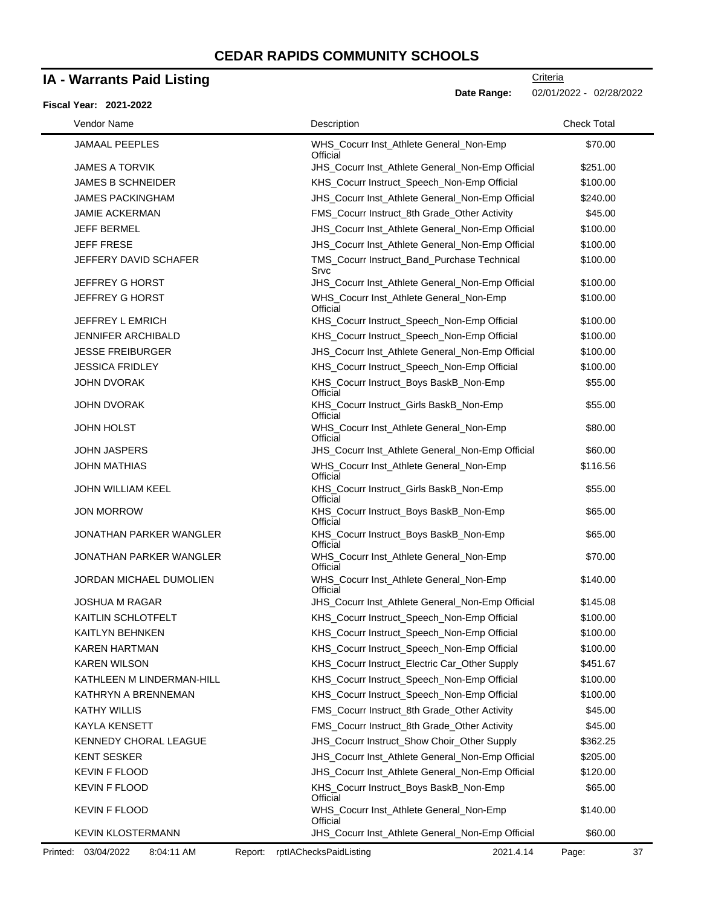# CEDAR RAPIDS COMMUNITY SCHOOLS

## IA - Warrants Paid Listing

**Fiscal Year: 2021-2022**

Criteria

**Date Range:** 02/01/2022 - 02/28/2022

| Vendor Name | Description | Check Total |
|---|---|---|
| JAMAAL PEEPLES | WHS_Cocurr Inst_Athlete General_Non-Emp Official | $70.00 |
| JAMES A TORVIK | JHS_Cocurr Inst_Athlete General_Non-Emp Official | $251.00 |
| JAMES B SCHNEIDER | KHS_Cocurr Instruct_Speech_Non-Emp Official | $100.00 |
| JAMES PACKINGHAM | JHS_Cocurr Inst_Athlete General_Non-Emp Official | $240.00 |
| JAMIE ACKERMAN | FMS_Cocurr Instruct_8th Grade_Other Activity | $45.00 |
| JEFF BERMEL | JHS_Cocurr Inst_Athlete General_Non-Emp Official | $100.00 |
| JEFF FRESE | JHS_Cocurr Inst_Athlete General_Non-Emp Official | $100.00 |
| JEFFERY DAVID SCHAFER | TMS_Cocurr Instruct_Band_Purchase Technical Srvc | $100.00 |
| JEFFREY G HORST | JHS_Cocurr Inst_Athlete General_Non-Emp Official | $100.00 |
| JEFFREY G HORST | WHS_Cocurr Inst_Athlete General_Non-Emp Official | $100.00 |
| JEFFREY L EMRICH | KHS_Cocurr Instruct_Speech_Non-Emp Official | $100.00 |
| JENNIFER ARCHIBALD | KHS_Cocurr Instruct_Speech_Non-Emp Official | $100.00 |
| JESSE FREIBURGER | JHS_Cocurr Inst_Athlete General_Non-Emp Official | $100.00 |
| JESSICA FRIDLEY | KHS_Cocurr Instruct_Speech_Non-Emp Official | $100.00 |
| JOHN DVORAK | KHS_Cocurr Instruct_Boys BaskB_Non-Emp Official | $55.00 |
| JOHN DVORAK | KHS_Cocurr Instruct_Girls BaskB_Non-Emp Official | $55.00 |
| JOHN HOLST | WHS_Cocurr Inst_Athlete General_Non-Emp Official | $80.00 |
| JOHN JASPERS | JHS_Cocurr Inst_Athlete General_Non-Emp Official | $60.00 |
| JOHN MATHIAS | WHS_Cocurr Inst_Athlete General_Non-Emp Official | $116.56 |
| JOHN WILLIAM KEEL | KHS_Cocurr Instruct_Girls BaskB_Non-Emp Official | $55.00 |
| JON MORROW | KHS_Cocurr Instruct_Boys BaskB_Non-Emp Official | $65.00 |
| JONATHAN PARKER WANGLER | KHS_Cocurr Instruct_Boys BaskB_Non-Emp Official | $65.00 |
| JONATHAN PARKER WANGLER | WHS_Cocurr Inst_Athlete General_Non-Emp Official | $70.00 |
| JORDAN MICHAEL DUMOLIEN | WHS_Cocurr Inst_Athlete General_Non-Emp Official | $140.00 |
| JOSHUA M RAGAR | JHS_Cocurr Inst_Athlete General_Non-Emp Official | $145.08 |
| KAITLIN SCHLOTFELT | KHS_Cocurr Instruct_Speech_Non-Emp Official | $100.00 |
| KAITLYN BEHNKEN | KHS_Cocurr Instruct_Speech_Non-Emp Official | $100.00 |
| KAREN HARTMAN | KHS_Cocurr Instruct_Speech_Non-Emp Official | $100.00 |
| KAREN WILSON | KHS_Cocurr Instruct_Electric Car_Other Supply | $451.67 |
| KATHLEEN M LINDERMAN-HILL | KHS_Cocurr Instruct_Speech_Non-Emp Official | $100.00 |
| KATHRYN A BRENNEMAN | KHS_Cocurr Instruct_Speech_Non-Emp Official | $100.00 |
| KATHY WILLIS | FMS_Cocurr Instruct_8th Grade_Other Activity | $45.00 |
| KAYLA KENSETT | FMS_Cocurr Instruct_8th Grade_Other Activity | $45.00 |
| KENNEDY CHORAL LEAGUE | JHS_Cocurr Instruct_Show Choir_Other Supply | $362.25 |
| KENT SESKER | JHS_Cocurr Inst_Athlete General_Non-Emp Official | $205.00 |
| KEVIN F FLOOD | JHS_Cocurr Inst_Athlete General_Non-Emp Official | $120.00 |
| KEVIN F FLOOD | KHS_Cocurr Instruct_Boys BaskB_Non-Emp Official | $65.00 |
| KEVIN F FLOOD | WHS_Cocurr Inst_Athlete General_Non-Emp Official | $140.00 |
| KEVIN KLOSTERMANN | JHS_Cocurr Inst_Athlete General_Non-Emp Official | $60.00 |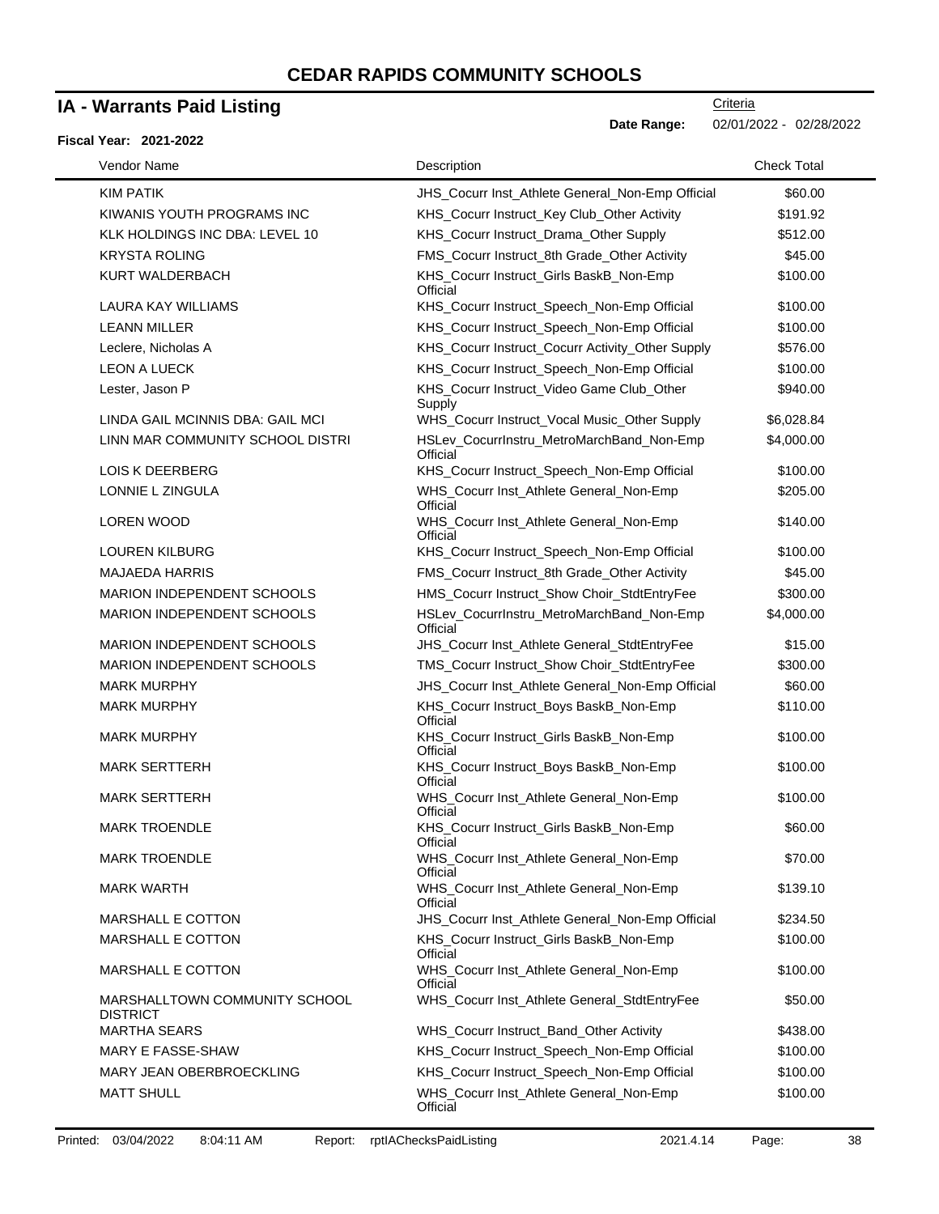# CEDAR RAPIDS COMMUNITY SCHOOLS

## IA - Warrants Paid Listing

Criteria

**Date Range:** 02/01/2022 - 02/28/2022

**Fiscal Year: 2021-2022**

| Vendor Name | Description | Check Total |
|---|---|---|
| KIM PATIK | JHS_Cocurr Inst_Athlete General_Non-Emp Official | $60.00 |
| KIWANIS YOUTH PROGRAMS INC | KHS_Cocurr Instruct_Key Club_Other Activity | $191.92 |
| KLK HOLDINGS INC DBA: LEVEL 10 | KHS_Cocurr Instruct_Drama_Other Supply | $512.00 |
| KRYSTA ROLING | FMS_Cocurr Instruct_8th Grade_Other Activity | $45.00 |
| KURT WALDERBACH | KHS_Cocurr Instruct_Girls BaskB_Non-Emp Official | $100.00 |
| LAURA KAY WILLIAMS | KHS_Cocurr Instruct_Speech_Non-Emp Official | $100.00 |
| LEANN MILLER | KHS_Cocurr Instruct_Speech_Non-Emp Official | $100.00 |
| Leclere, Nicholas A | KHS_Cocurr Instruct_Cocurr Activity_Other Supply | $576.00 |
| LEON A LUECK | KHS_Cocurr Instruct_Speech_Non-Emp Official | $100.00 |
| Lester, Jason P | KHS_Cocurr Instruct_Video Game Club_Other Supply | $940.00 |
| LINDA GAIL MCINNIS DBA: GAIL MCI | WHS_Cocurr Instruct_Vocal Music_Other Supply | $6,028.84 |
| LINN MAR COMMUNITY SCHOOL DISTRI | HSLev_CocurrInstru_MetroMarchBand_Non-Emp Official | $4,000.00 |
| LOIS K DEERBERG | KHS_Cocurr Instruct_Speech_Non-Emp Official | $100.00 |
| LONNIE L ZINGULA | WHS_Cocurr Inst_Athlete General_Non-Emp Official | $205.00 |
| LOREN WOOD | WHS_Cocurr Inst_Athlete General_Non-Emp Official | $140.00 |
| LOUREN KILBURG | KHS_Cocurr Instruct_Speech_Non-Emp Official | $100.00 |
| MAJAEDA HARRIS | FMS_Cocurr Instruct_8th Grade_Other Activity | $45.00 |
| MARION INDEPENDENT SCHOOLS | HMS_Cocurr Instruct_Show Choir_StdtEntryFee | $300.00 |
| MARION INDEPENDENT SCHOOLS | HSLev_CocurrInstru_MetroMarchBand_Non-Emp Official | $4,000.00 |
| MARION INDEPENDENT SCHOOLS | JHS_Cocurr Inst_Athlete General_StdtEntryFee | $15.00 |
| MARION INDEPENDENT SCHOOLS | TMS_Cocurr Instruct_Show Choir_StdtEntryFee | $300.00 |
| MARK MURPHY | JHS_Cocurr Inst_Athlete General_Non-Emp Official | $60.00 |
| MARK MURPHY | KHS_Cocurr Instruct_Boys BaskB_Non-Emp Official | $110.00 |
| MARK MURPHY | KHS_Cocurr Instruct_Girls BaskB_Non-Emp Official | $100.00 |
| MARK SERTTERH | KHS_Cocurr Instruct_Boys BaskB_Non-Emp Official | $100.00 |
| MARK SERTTERH | WHS_Cocurr Inst_Athlete General_Non-Emp Official | $100.00 |
| MARK TROENDLE | KHS_Cocurr Instruct_Girls BaskB_Non-Emp Official | $60.00 |
| MARK TROENDLE | WHS_Cocurr Inst_Athlete General_Non-Emp Official | $70.00 |
| MARK WARTH | WHS_Cocurr Inst_Athlete General_Non-Emp Official | $139.10 |
| MARSHALL E COTTON | JHS_Cocurr Inst_Athlete General_Non-Emp Official | $234.50 |
| MARSHALL E COTTON | KHS_Cocurr Instruct_Girls BaskB_Non-Emp Official | $100.00 |
| MARSHALL E COTTON | WHS_Cocurr Inst_Athlete General_Non-Emp Official | $100.00 |
| MARSHALLTOWN COMMUNITY SCHOOL DISTRICT | WHS_Cocurr Inst_Athlete General_StdtEntryFee | $50.00 |
| MARTHA SEARS | WHS_Cocurr Instruct_Band_Other Activity | $438.00 |
| MARY E FASSE-SHAW | KHS_Cocurr Instruct_Speech_Non-Emp Official | $100.00 |
| MARY JEAN OBERBROECKLING | KHS_Cocurr Instruct_Speech_Non-Emp Official | $100.00 |
| MATT SHULL | WHS_Cocurr Inst_Athlete General_Non-Emp Official | $100.00 |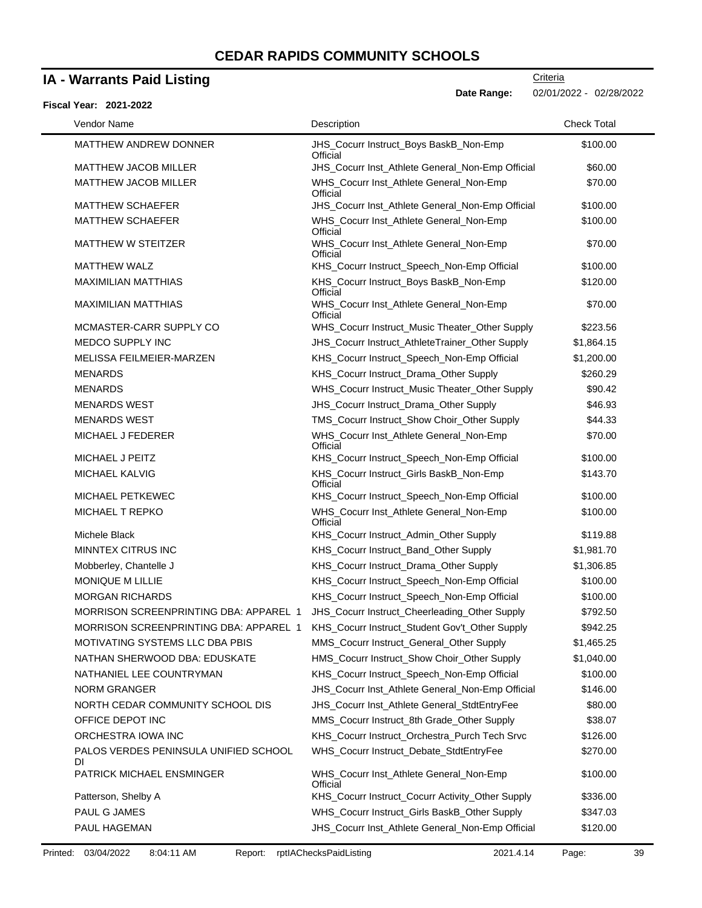# CEDAR RAPIDS COMMUNITY SCHOOLS

## IA - Warrants Paid Listing

Criteria

**Date Range:** 02/01/2022 - 02/28/2022

**Fiscal Year: 2021-2022**

| Vendor Name | Description | Check Total |
|---|---|---|
| MATTHEW ANDREW DONNER | JHS_Cocurr Instruct_Boys BaskB_Non-Emp Official | $100.00 |
| MATTHEW JACOB MILLER | JHS_Cocurr Inst_Athlete General_Non-Emp Official | $60.00 |
| MATTHEW JACOB MILLER | WHS_Cocurr Inst_Athlete General_Non-Emp Official | $70.00 |
| MATTHEW SCHAEFER | JHS_Cocurr Inst_Athlete General_Non-Emp Official | $100.00 |
| MATTHEW SCHAEFER | WHS_Cocurr Inst_Athlete General_Non-Emp Official | $100.00 |
| MATTHEW W STEITZER | WHS_Cocurr Inst_Athlete General_Non-Emp Official | $70.00 |
| MATTHEW WALZ | KHS_Cocurr Instruct_Speech_Non-Emp Official | $100.00 |
| MAXIMILIAN MATTHIAS | KHS_Cocurr Instruct_Boys BaskB_Non-Emp Official | $120.00 |
| MAXIMILIAN MATTHIAS | WHS_Cocurr Inst_Athlete General_Non-Emp Official | $70.00 |
| MCMASTER-CARR SUPPLY CO | WHS_Cocurr Instruct_Music Theater_Other Supply | $223.56 |
| MEDCO SUPPLY INC | JHS_Cocurr Instruct_AthleteTrainer_Other Supply | $1,864.15 |
| MELISSA FEILMEIER-MARZEN | KHS_Cocurr Instruct_Speech_Non-Emp Official | $1,200.00 |
| MENARDS | KHS_Cocurr Instruct_Drama_Other Supply | $260.29 |
| MENARDS | WHS_Cocurr Instruct_Music Theater_Other Supply | $90.42 |
| MENARDS WEST | JHS_Cocurr Instruct_Drama_Other Supply | $46.93 |
| MENARDS WEST | TMS_Cocurr Instruct_Show Choir_Other Supply | $44.33 |
| MICHAEL J FEDERER | WHS_Cocurr Inst_Athlete General_Non-Emp Official | $70.00 |
| MICHAEL J PEITZ | KHS_Cocurr Instruct_Speech_Non-Emp Official | $100.00 |
| MICHAEL KALVIG | KHS_Cocurr Instruct_Girls BaskB_Non-Emp Official | $143.70 |
| MICHAEL PETKEWEC | KHS_Cocurr Instruct_Speech_Non-Emp Official | $100.00 |
| MICHAEL T REPKO | WHS_Cocurr Inst_Athlete General_Non-Emp Official | $100.00 |
| Michele Black | KHS_Cocurr Instruct_Admin_Other Supply | $119.88 |
| MINNTEX CITRUS INC | KHS_Cocurr Instruct_Band_Other Supply | $1,981.70 |
| Mobberley, Chantelle J | KHS_Cocurr Instruct_Drama_Other Supply | $1,306.85 |
| MONIQUE M LILLIE | KHS_Cocurr Instruct_Speech_Non-Emp Official | $100.00 |
| MORGAN RICHARDS | KHS_Cocurr Instruct_Speech_Non-Emp Official | $100.00 |
| MORRISON SCREENPRINTING DBA: APPAREL 1 | JHS_Cocurr Instruct_Cheerleading_Other Supply | $792.50 |
| MORRISON SCREENPRINTING DBA: APPAREL 1 | KHS_Cocurr Instruct_Student Gov't_Other Supply | $942.25 |
| MOTIVATING SYSTEMS LLC DBA PBIS | MMS_Cocurr Instruct_General_Other Supply | $1,465.25 |
| NATHAN SHERWOOD DBA: EDUSKATE | HMS_Cocurr Instruct_Show Choir_Other Supply | $1,040.00 |
| NATHANIEL LEE COUNTRYMAN | KHS_Cocurr Instruct_Speech_Non-Emp Official | $100.00 |
| NORM GRANGER | JHS_Cocurr Inst_Athlete General_Non-Emp Official | $146.00 |
| NORTH CEDAR COMMUNITY SCHOOL DIS | JHS_Cocurr Inst_Athlete General_StdtEntryFee | $80.00 |
| OFFICE DEPOT INC | MMS_Cocurr Instruct_8th Grade_Other Supply | $38.07 |
| ORCHESTRA IOWA INC | KHS_Cocurr Instruct_Orchestra_Purch Tech Srvc | $126.00 |
| PALOS VERDES PENINSULA UNIFIED SCHOOL DI | WHS_Cocurr Instruct_Debate_StdtEntryFee | $270.00 |
| PATRICK MICHAEL ENSMINGER | WHS_Cocurr Inst_Athlete General_Non-Emp Official | $100.00 |
| Patterson, Shelby A | KHS_Cocurr Instruct_Cocurr Activity_Other Supply | $336.00 |
| PAUL G JAMES | WHS_Cocurr Instruct_Girls BaskB_Other Supply | $347.03 |
| PAUL HAGEMAN | JHS_Cocurr Inst_Athlete General_Non-Emp Official | $120.00 |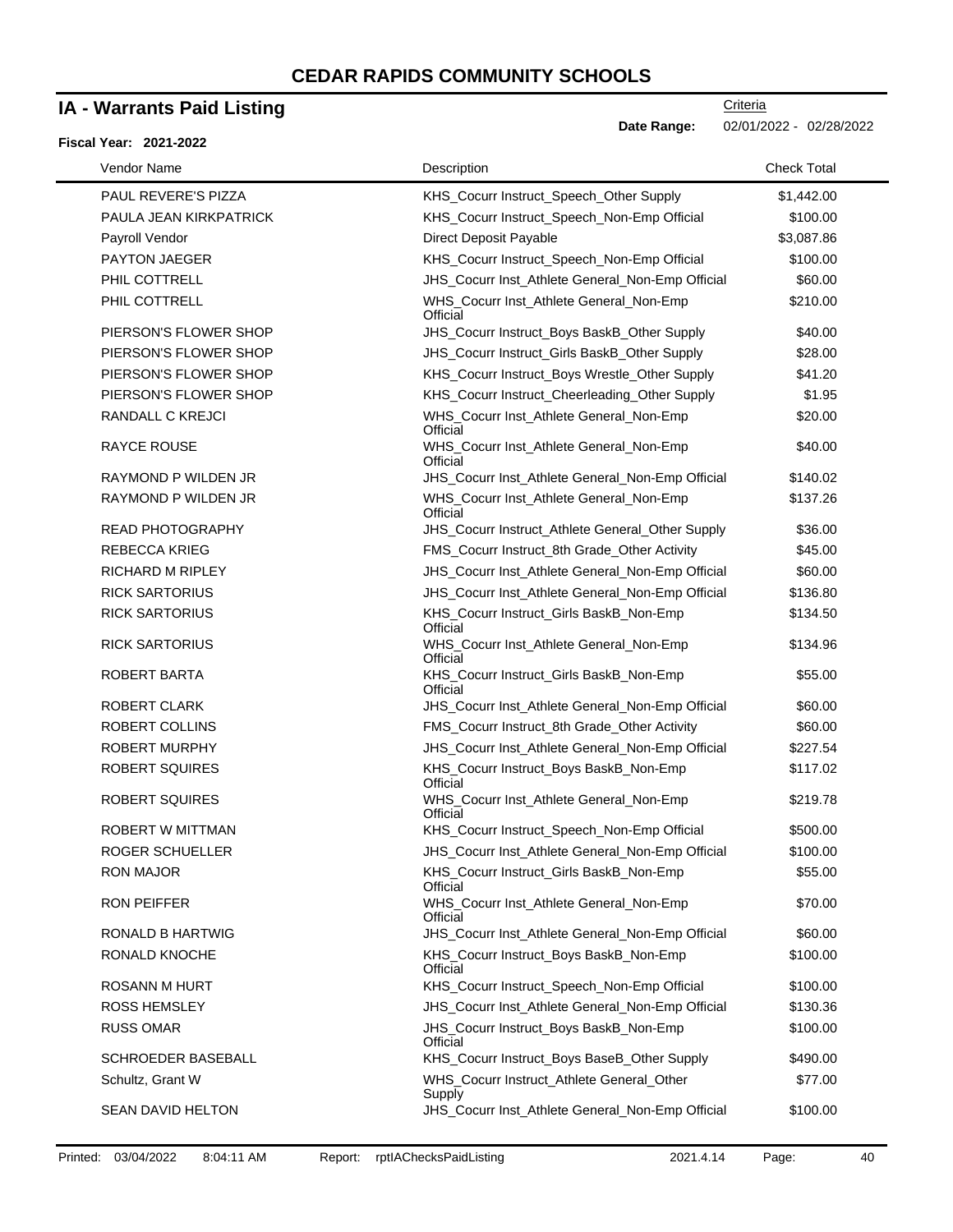# CEDAR RAPIDS COMMUNITY SCHOOLS

## IA - Warrants Paid Listing

**Fiscal Year: 2021-2022**

Criteria

**Date Range:** 02/01/2022 - 02/28/2022

| Vendor Name | Description | Check Total |
|---|---|---|
| PAUL REVERE'S PIZZA | KHS_Cocurr Instruct_Speech_Other Supply | $1,442.00 |
| PAULA JEAN KIRKPATRICK | KHS_Cocurr Instruct_Speech_Non-Emp Official | $100.00 |
| Payroll Vendor | Direct Deposit Payable | $3,087.86 |
| PAYTON JAEGER | KHS_Cocurr Instruct_Speech_Non-Emp Official | $100.00 |
| PHIL COTTRELL | JHS_Cocurr Inst_Athlete General_Non-Emp Official | $60.00 |
| PHIL COTTRELL | WHS_Cocurr Inst_Athlete General_Non-Emp Official | $210.00 |
| PIERSON'S FLOWER SHOP | JHS_Cocurr Instruct_Boys BaskB_Other Supply | $40.00 |
| PIERSON'S FLOWER SHOP | JHS_Cocurr Instruct_Girls BaskB_Other Supply | $28.00 |
| PIERSON'S FLOWER SHOP | KHS_Cocurr Instruct_Boys Wrestle_Other Supply | $41.20 |
| PIERSON'S FLOWER SHOP | KHS_Cocurr Instruct_Cheerleading_Other Supply | $1.95 |
| RANDALL C KREJCI | WHS_Cocurr Inst_Athlete General_Non-Emp Official | $20.00 |
| RAYCE ROUSE | WHS_Cocurr Inst_Athlete General_Non-Emp Official | $40.00 |
| RAYMOND P WILDEN JR | JHS_Cocurr Inst_Athlete General_Non-Emp Official | $140.02 |
| RAYMOND P WILDEN JR | WHS_Cocurr Inst_Athlete General_Non-Emp Official | $137.26 |
| READ PHOTOGRAPHY | JHS_Cocurr Instruct_Athlete General_Other Supply | $36.00 |
| REBECCA KRIEG | FMS_Cocurr Instruct_8th Grade_Other Activity | $45.00 |
| RICHARD M RIPLEY | JHS_Cocurr Inst_Athlete General_Non-Emp Official | $60.00 |
| RICK SARTORIUS | JHS_Cocurr Inst_Athlete General_Non-Emp Official | $136.80 |
| RICK SARTORIUS | KHS_Cocurr Instruct_Girls BaskB_Non-Emp Official | $134.50 |
| RICK SARTORIUS | WHS_Cocurr Inst_Athlete General_Non-Emp Official | $134.96 |
| ROBERT BARTA | KHS_Cocurr Instruct_Girls BaskB_Non-Emp Official | $55.00 |
| ROBERT CLARK | JHS_Cocurr Inst_Athlete General_Non-Emp Official | $60.00 |
| ROBERT COLLINS | FMS_Cocurr Instruct_8th Grade_Other Activity | $60.00 |
| ROBERT MURPHY | JHS_Cocurr Inst_Athlete General_Non-Emp Official | $227.54 |
| ROBERT SQUIRES | KHS_Cocurr Instruct_Boys BaskB_Non-Emp Official | $117.02 |
| ROBERT SQUIRES | WHS_Cocurr Inst_Athlete General_Non-Emp Official | $219.78 |
| ROBERT W MITTMAN | KHS_Cocurr Instruct_Speech_Non-Emp Official | $500.00 |
| ROGER SCHUELLER | JHS_Cocurr Inst_Athlete General_Non-Emp Official | $100.00 |
| RON MAJOR | KHS_Cocurr Instruct_Girls BaskB_Non-Emp Official | $55.00 |
| RON PEIFFER | WHS_Cocurr Inst_Athlete General_Non-Emp Official | $70.00 |
| RONALD B HARTWIG | JHS_Cocurr Inst_Athlete General_Non-Emp Official | $60.00 |
| RONALD KNOCHE | KHS_Cocurr Instruct_Boys BaskB_Non-Emp Official | $100.00 |
| ROSANN M HURT | KHS_Cocurr Instruct_Speech_Non-Emp Official | $100.00 |
| ROSS HEMSLEY | JHS_Cocurr Inst_Athlete General_Non-Emp Official | $130.36 |
| RUSS OMAR | JHS_Cocurr Instruct_Boys BaskB_Non-Emp Official | $100.00 |
| SCHROEDER BASEBALL | KHS_Cocurr Instruct_Boys BaseB_Other Supply | $490.00 |
| Schultz, Grant W | WHS_Cocurr Instruct_Athlete General_Other Supply | $77.00 |
| SEAN DAVID HELTON | JHS_Cocurr Inst_Athlete General_Non-Emp Official | $100.00 |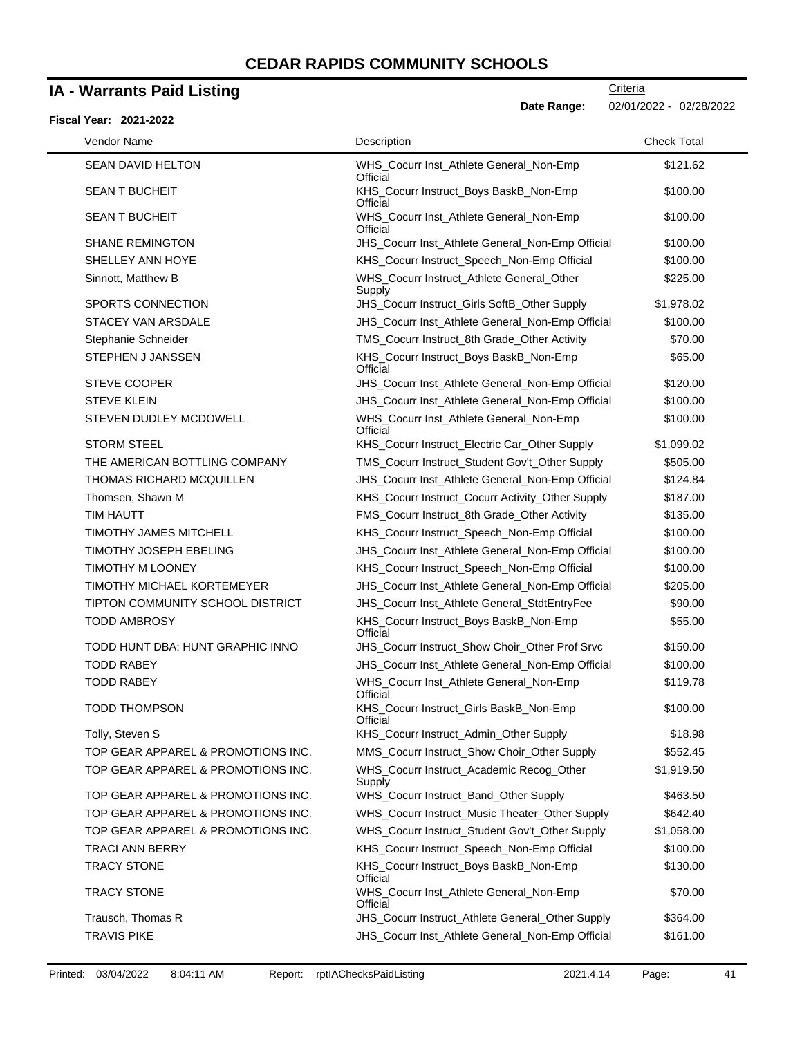# CEDAR RAPIDS COMMUNITY SCHOOLS

## IA - Warrants Paid Listing

Criteria

**Date Range:** 02/01/2022 - 02/28/2022

**Fiscal Year: 2021-2022**

| Vendor Name | Description | Check Total |
|---|---|---|
| SEAN DAVID HELTON | WHS_Cocurr Inst_Athlete General_Non-Emp Official | $121.62 |
| SEAN T BUCHEIT | KHS_Cocurr Instruct_Boys BaskB_Non-Emp Official | $100.00 |
| SEAN T BUCHEIT | WHS_Cocurr Inst_Athlete General_Non-Emp Official | $100.00 |
| SHANE REMINGTON | JHS_Cocurr Inst_Athlete General_Non-Emp Official | $100.00 |
| SHELLEY ANN HOYE | KHS_Cocurr Instruct_Speech_Non-Emp Official | $100.00 |
| Sinnott, Matthew B | WHS_Cocurr Instruct_Athlete General_Other Supply | $225.00 |
| SPORTS CONNECTION | JHS_Cocurr Instruct_Girls SoftB_Other Supply | $1,978.02 |
| STACEY VAN ARSDALE | JHS_Cocurr Inst_Athlete General_Non-Emp Official | $100.00 |
| Stephanie Schneider | TMS_Cocurr Instruct_8th Grade_Other Activity | $70.00 |
| STEPHEN J JANSSEN | KHS_Cocurr Instruct_Boys BaskB_Non-Emp Official | $65.00 |
| STEVE COOPER | JHS_Cocurr Inst_Athlete General_Non-Emp Official | $120.00 |
| STEVE KLEIN | JHS_Cocurr Inst_Athlete General_Non-Emp Official | $100.00 |
| STEVEN DUDLEY MCDOWELL | WHS_Cocurr Inst_Athlete General_Non-Emp Official | $100.00 |
| STORM STEEL | KHS_Cocurr Instruct_Electric Car_Other Supply | $1,099.02 |
| THE AMERICAN BOTTLING COMPANY | TMS_Cocurr Instruct_Student Gov't_Other Supply | $505.00 |
| THOMAS RICHARD MCQUILLEN | JHS_Cocurr Inst_Athlete General_Non-Emp Official | $124.84 |
| Thomsen, Shawn M | KHS_Cocurr Instruct_Cocurr Activity_Other Supply | $187.00 |
| TIM HAUTT | FMS_Cocurr Instruct_8th Grade_Other Activity | $135.00 |
| TIMOTHY JAMES MITCHELL | KHS_Cocurr Instruct_Speech_Non-Emp Official | $100.00 |
| TIMOTHY JOSEPH EBELING | JHS_Cocurr Inst_Athlete General_Non-Emp Official | $100.00 |
| TIMOTHY M LOONEY | KHS_Cocurr Instruct_Speech_Non-Emp Official | $100.00 |
| TIMOTHY MICHAEL KORTEMEYER | JHS_Cocurr Inst_Athlete General_Non-Emp Official | $205.00 |
| TIPTON COMMUNITY SCHOOL DISTRICT | JHS_Cocurr Inst_Athlete General_StdtEntryFee | $90.00 |
| TODD AMBROSY | KHS_Cocurr Instruct_Boys BaskB_Non-Emp Official | $55.00 |
| TODD HUNT DBA: HUNT GRAPHIC INNO | JHS_Cocurr Instruct_Show Choir_Other Prof Srvc | $150.00 |
| TODD RABEY | JHS_Cocurr Inst_Athlete General_Non-Emp Official | $100.00 |
| TODD RABEY | WHS_Cocurr Inst_Athlete General_Non-Emp Official | $119.78 |
| TODD THOMPSON | KHS_Cocurr Instruct_Girls BaskB_Non-Emp Official | $100.00 |
| Tolly, Steven S | KHS_Cocurr Instruct_Admin_Other Supply | $18.98 |
| TOP GEAR APPAREL & PROMOTIONS INC. | MMS_Cocurr Instruct_Show Choir_Other Supply | $552.45 |
| TOP GEAR APPAREL & PROMOTIONS INC. | WHS_Cocurr Instruct_Academic Recog_Other Supply | $1,919.50 |
| TOP GEAR APPAREL & PROMOTIONS INC. | WHS_Cocurr Instruct_Band_Other Supply | $463.50 |
| TOP GEAR APPAREL & PROMOTIONS INC. | WHS_Cocurr Instruct_Music Theater_Other Supply | $642.40 |
| TOP GEAR APPAREL & PROMOTIONS INC. | WHS_Cocurr Instruct_Student Gov't_Other Supply | $1,058.00 |
| TRACI ANN BERRY | KHS_Cocurr Instruct_Speech_Non-Emp Official | $100.00 |
| TRACY STONE | KHS_Cocurr Instruct_Boys BaskB_Non-Emp Official | $130.00 |
| TRACY STONE | WHS_Cocurr Inst_Athlete General_Non-Emp Official | $70.00 |
| Trausch, Thomas R | JHS_Cocurr Instruct_Athlete General_Other Supply | $364.00 |
| TRAVIS PIKE | JHS_Cocurr Inst_Athlete General_Non-Emp Official | $161.00 |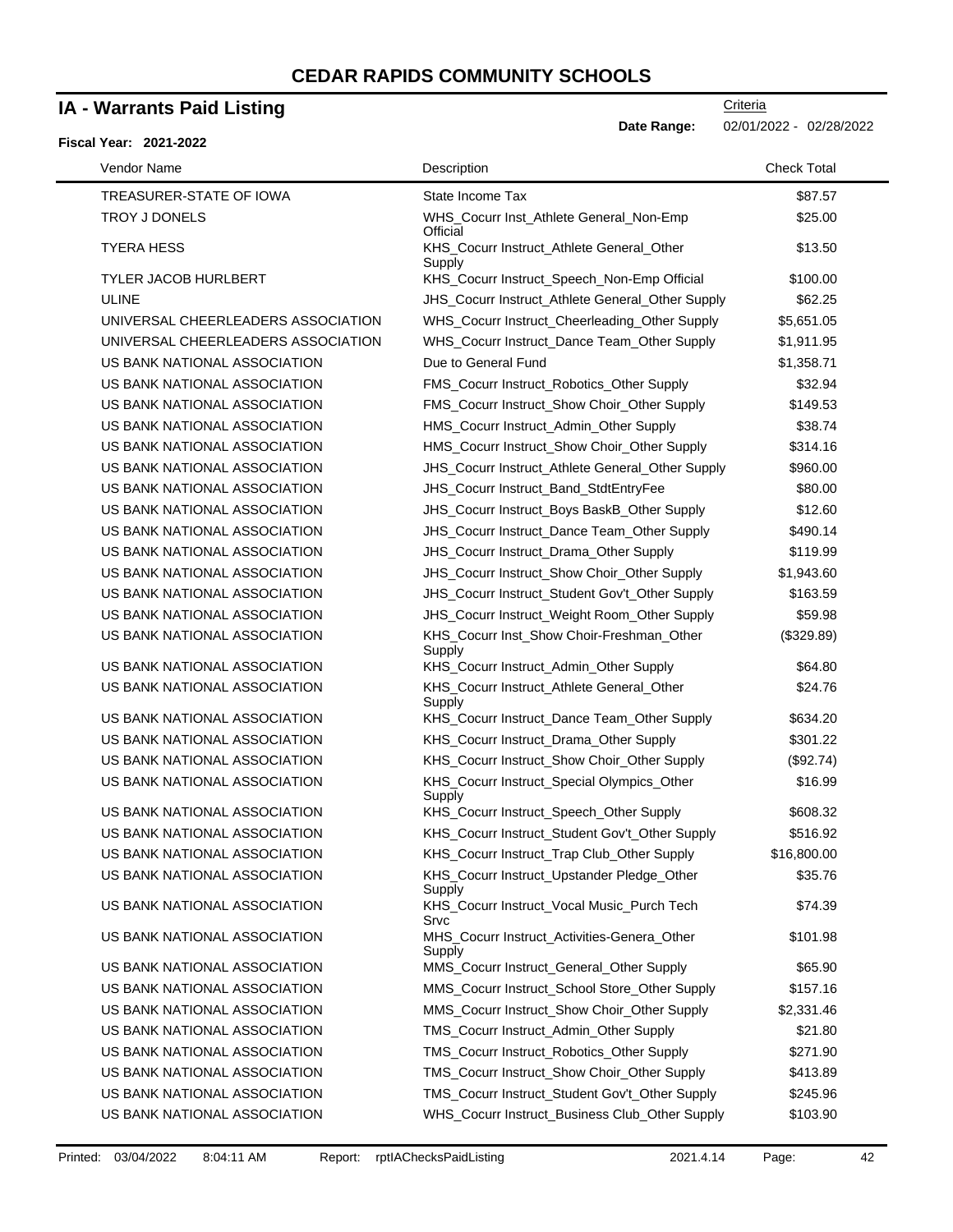# CEDAR RAPIDS COMMUNITY SCHOOLS

## IA - Warrants Paid Listing

Criteria

**Date Range:** 02/01/2022 - 02/28/2022

**Fiscal Year: 2021-2022**

| Vendor Name | Description | Check Total |
|---|---|---|
| TREASURER-STATE OF IOWA | State Income Tax | $87.57 |
| TROY J DONELS | WHS_Cocurr Inst_Athlete General_Non-Emp Official | $25.00 |
| TYERA HESS | KHS_Cocurr Instruct_Athlete General_Other Supply | $13.50 |
| TYLER JACOB HURLBERT | KHS_Cocurr Instruct_Speech_Non-Emp Official | $100.00 |
| ULINE | JHS_Cocurr Instruct_Athlete General_Other Supply | $62.25 |
| UNIVERSAL CHEERLEADERS ASSOCIATION | WHS_Cocurr Instruct_Cheerleading_Other Supply | $5,651.05 |
| UNIVERSAL CHEERLEADERS ASSOCIATION | WHS_Cocurr Instruct_Dance Team_Other Supply | $1,911.95 |
| US BANK NATIONAL ASSOCIATION | Due to General Fund | $1,358.71 |
| US BANK NATIONAL ASSOCIATION | FMS_Cocurr Instruct_Robotics_Other Supply | $32.94 |
| US BANK NATIONAL ASSOCIATION | FMS_Cocurr Instruct_Show Choir_Other Supply | $149.53 |
| US BANK NATIONAL ASSOCIATION | HMS_Cocurr Instruct_Admin_Other Supply | $38.74 |
| US BANK NATIONAL ASSOCIATION | HMS_Cocurr Instruct_Show Choir_Other Supply | $314.16 |
| US BANK NATIONAL ASSOCIATION | JHS_Cocurr Instruct_Athlete General_Other Supply | $960.00 |
| US BANK NATIONAL ASSOCIATION | JHS_Cocurr Instruct_Band_StdtEntryFee | $80.00 |
| US BANK NATIONAL ASSOCIATION | JHS_Cocurr Instruct_Boys BaskB_Other Supply | $12.60 |
| US BANK NATIONAL ASSOCIATION | JHS_Cocurr Instruct_Dance Team_Other Supply | $490.14 |
| US BANK NATIONAL ASSOCIATION | JHS_Cocurr Instruct_Drama_Other Supply | $119.99 |
| US BANK NATIONAL ASSOCIATION | JHS_Cocurr Instruct_Show Choir_Other Supply | $1,943.60 |
| US BANK NATIONAL ASSOCIATION | JHS_Cocurr Instruct_Student Gov't_Other Supply | $163.59 |
| US BANK NATIONAL ASSOCIATION | JHS_Cocurr Instruct_Weight Room_Other Supply | $59.98 |
| US BANK NATIONAL ASSOCIATION | KHS_Cocurr Inst_Show Choir-Freshman_Other Supply | ($329.89) |
| US BANK NATIONAL ASSOCIATION | KHS_Cocurr Instruct_Admin_Other Supply | $64.80 |
| US BANK NATIONAL ASSOCIATION | KHS_Cocurr Instruct_Athlete General_Other Supply | $24.76 |
| US BANK NATIONAL ASSOCIATION | KHS_Cocurr Instruct_Dance Team_Other Supply | $634.20 |
| US BANK NATIONAL ASSOCIATION | KHS_Cocurr Instruct_Drama_Other Supply | $301.22 |
| US BANK NATIONAL ASSOCIATION | KHS_Cocurr Instruct_Show Choir_Other Supply | ($92.74) |
| US BANK NATIONAL ASSOCIATION | KHS_Cocurr Instruct_Special Olympics_Other Supply | $16.99 |
| US BANK NATIONAL ASSOCIATION | KHS_Cocurr Instruct_Speech_Other Supply | $608.32 |
| US BANK NATIONAL ASSOCIATION | KHS_Cocurr Instruct_Student Gov't_Other Supply | $516.92 |
| US BANK NATIONAL ASSOCIATION | KHS_Cocurr Instruct_Trap Club_Other Supply | $16,800.00 |
| US BANK NATIONAL ASSOCIATION | KHS_Cocurr Instruct_Upstander Pledge_Other Supply | $35.76 |
| US BANK NATIONAL ASSOCIATION | KHS_Cocurr Instruct_Vocal Music_Purch Tech Srvc | $74.39 |
| US BANK NATIONAL ASSOCIATION | MHS_Cocurr Instruct_Activities-Genera_Other Supply | $101.98 |
| US BANK NATIONAL ASSOCIATION | MMS_Cocurr Instruct_General_Other Supply | $65.90 |
| US BANK NATIONAL ASSOCIATION | MMS_Cocurr Instruct_School Store_Other Supply | $157.16 |
| US BANK NATIONAL ASSOCIATION | MMS_Cocurr Instruct_Show Choir_Other Supply | $2,331.46 |
| US BANK NATIONAL ASSOCIATION | TMS_Cocurr Instruct_Admin_Other Supply | $21.80 |
| US BANK NATIONAL ASSOCIATION | TMS_Cocurr Instruct_Robotics_Other Supply | $271.90 |
| US BANK NATIONAL ASSOCIATION | TMS_Cocurr Instruct_Show Choir_Other Supply | $413.89 |
| US BANK NATIONAL ASSOCIATION | TMS_Cocurr Instruct_Student Gov't_Other Supply | $245.96 |
| US BANK NATIONAL ASSOCIATION | WHS_Cocurr Instruct_Business Club_Other Supply | $103.90 |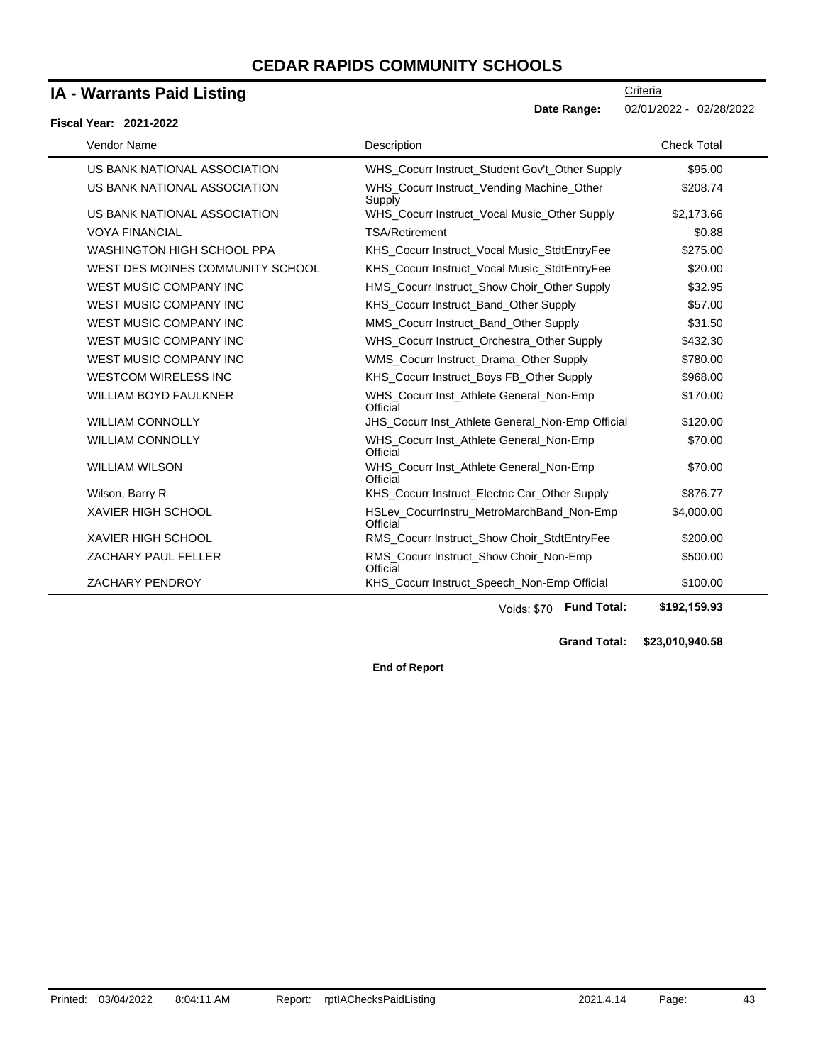# CEDAR RAPIDS COMMUNITY SCHOOLS

## IA - Warrants Paid Listing

Criteria

**Date Range:** 02/01/2022 - 02/28/2022

**Fiscal Year: 2021-2022**

| Vendor Name | Description | Check Total |
|---|---|---|
| US BANK NATIONAL ASSOCIATION | WHS_Cocurr Instruct_Student Gov't_Other Supply | $95.00 |
| US BANK NATIONAL ASSOCIATION | WHS_Cocurr Instruct_Vending Machine_Other Supply | $208.74 |
| US BANK NATIONAL ASSOCIATION | WHS_Cocurr Instruct_Vocal Music_Other Supply | $2,173.66 |
| VOYA FINANCIAL | TSA/Retirement | $0.88 |
| WASHINGTON HIGH SCHOOL PPA | KHS_Cocurr Instruct_Vocal Music_StdtEntryFee | $275.00 |
| WEST DES MOINES COMMUNITY SCHOOL | KHS_Cocurr Instruct_Vocal Music_StdtEntryFee | $20.00 |
| WEST MUSIC COMPANY INC | HMS_Cocurr Instruct_Show Choir_Other Supply | $32.95 |
| WEST MUSIC COMPANY INC | KHS_Cocurr Instruct_Band_Other Supply | $57.00 |
| WEST MUSIC COMPANY INC | MMS_Cocurr Instruct_Band_Other Supply | $31.50 |
| WEST MUSIC COMPANY INC | WHS_Cocurr Instruct_Orchestra_Other Supply | $432.30 |
| WEST MUSIC COMPANY INC | WMS_Cocurr Instruct_Drama_Other Supply | $780.00 |
| WESTCOM WIRELESS INC | KHS_Cocurr Instruct_Boys FB_Other Supply | $968.00 |
| WILLIAM BOYD FAULKNER | WHS_Cocurr Inst_Athlete General_Non-Emp Official | $170.00 |
| WILLIAM CONNOLLY | JHS_Cocurr Inst_Athlete General_Non-Emp Official | $120.00 |
| WILLIAM CONNOLLY | WHS_Cocurr Inst_Athlete General_Non-Emp Official | $70.00 |
| WILLIAM WILSON | WHS_Cocurr Inst_Athlete General_Non-Emp Official | $70.00 |
| Wilson, Barry R | KHS_Cocurr Instruct_Electric Car_Other Supply | $876.77 |
| XAVIER HIGH SCHOOL | HSLev_CocurrInstru_MetroMarchBand_Non-Emp Official | $4,000.00 |
| XAVIER HIGH SCHOOL | RMS_Cocurr Instruct_Show Choir_StdtEntryFee | $200.00 |
| ZACHARY PAUL FELLER | RMS_Cocurr Instruct_Show Choir_Non-Emp Official | $500.00 |
| ZACHARY PENDROY | KHS_Cocurr Instruct_Speech_Non-Emp Official | $100.00 |
| | Voids: $70 **Fund Total:** | **$192,159.93** |

**Grand Total: $23,010,940.58**

**End of Report**